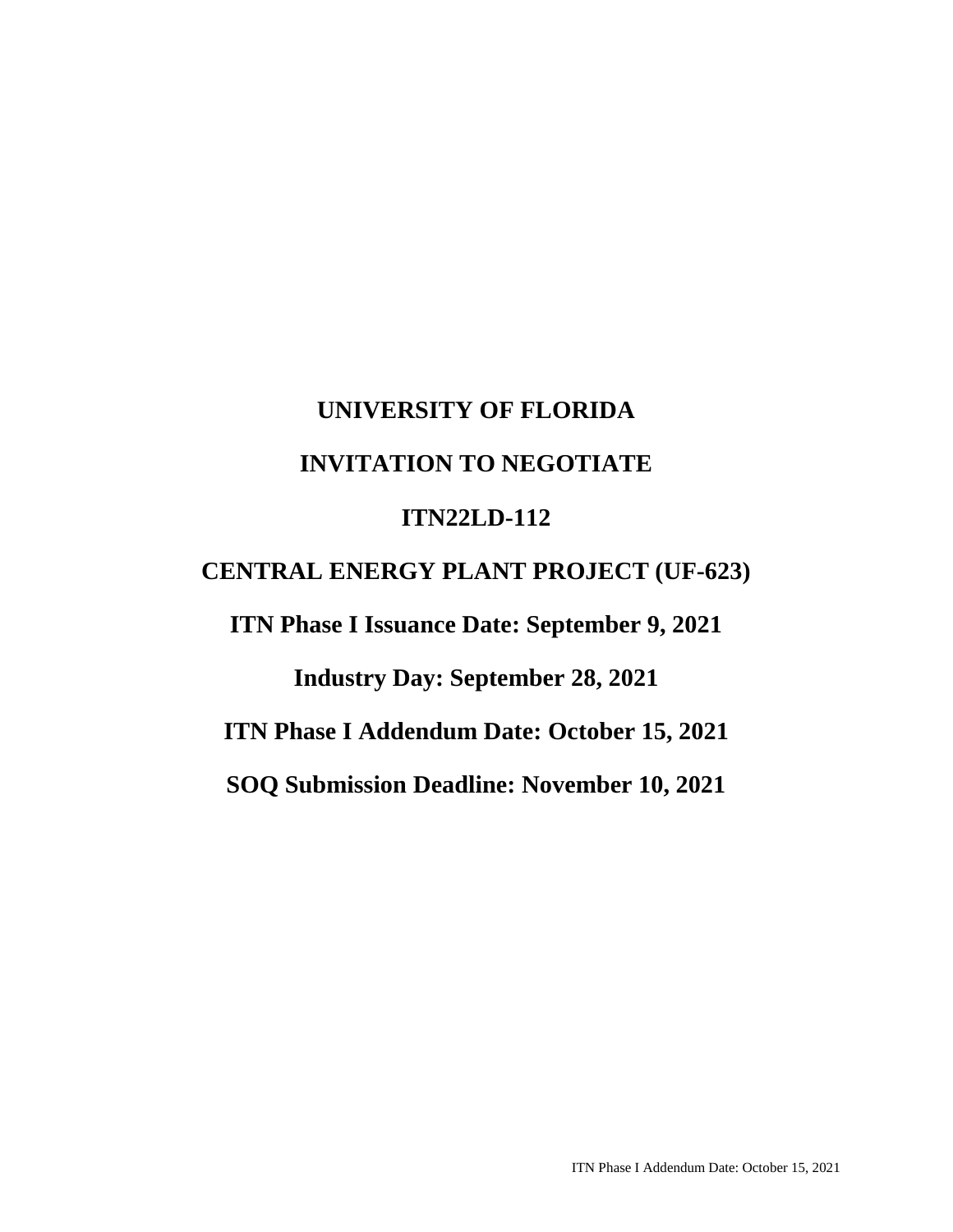# UNIVERSITY OF FLORIDA

# INVITATION TO NEGOTIATE

# ITN22LD-112

# CENTRAL ENERGY PLANT PROJECT (UF-623)

**ITN Phase I Issuance Date: September 9, 2021**

**Industry Day: September 28, 2021**

**ITN Phase I Addendum Date: October 15, 2021**

**SOQ Submission Deadline: November 10, 2021**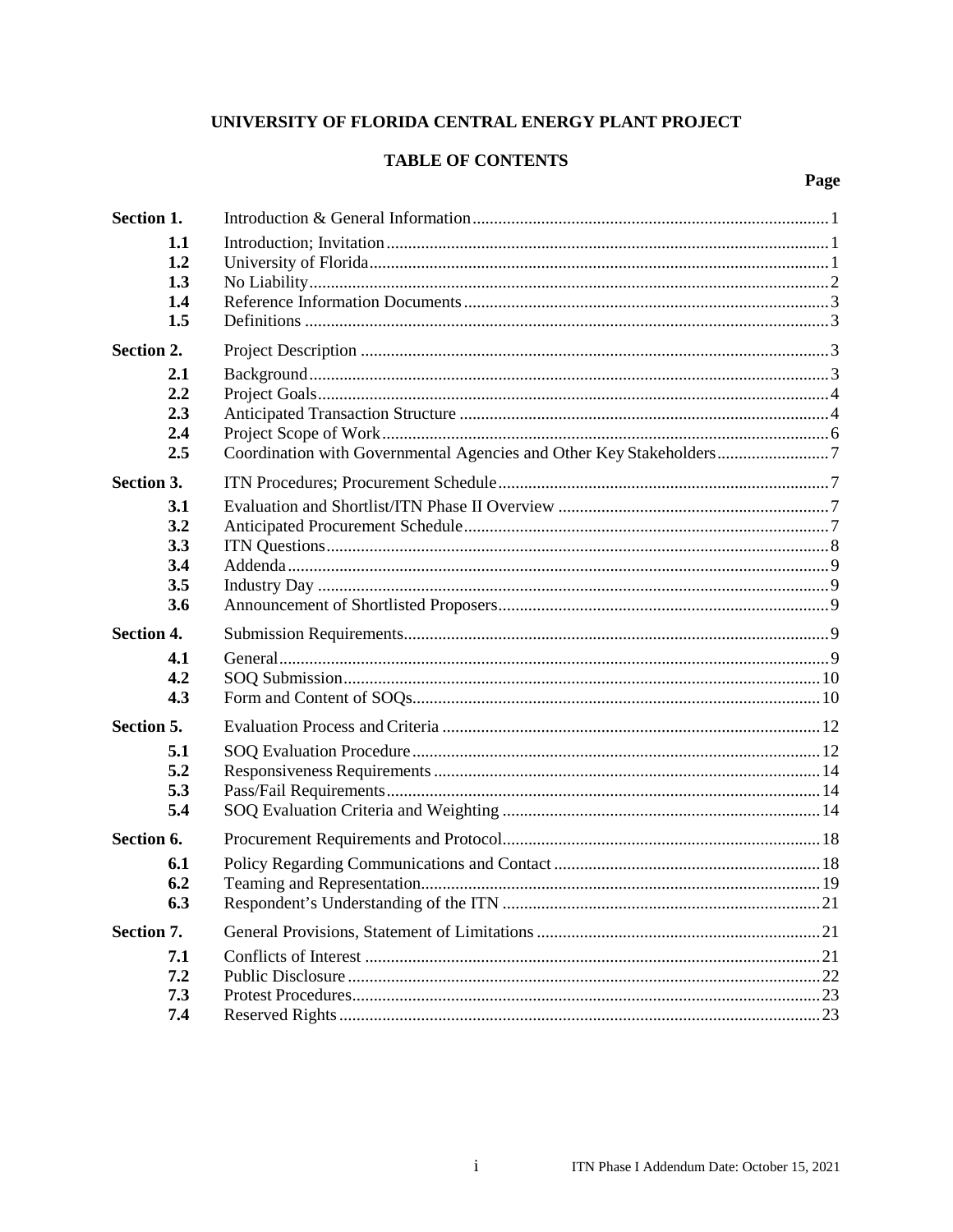# UNIVERSITY OF FLORIDA CENTRAL ENERGY PLANT PROJECT

## TABLE OF CONTENTS

| | | Page |
|---|---|---|
| **Section 1.** | Introduction & General Information | 1 |
| **1.1** | Introduction; Invitation | 1 |
| **1.2** | University of Florida | 1 |
| **1.3** | No Liability | 2 |
| **1.4** | Reference Information Documents | 3 |
| **1.5** | Definitions | 3 |
| **Section 2.** | Project Description | 3 |
| **2.1** | Background | 3 |
| **2.2** | Project Goals | 4 |
| **2.3** | Anticipated Transaction Structure | 4 |
| **2.4** | Project Scope of Work | 6 |
| **2.5** | Coordination with Governmental Agencies and Other Key Stakeholders | 7 |
| **Section 3.** | ITN Procedures; Procurement Schedule | 7 |
| **3.1** | Evaluation and Shortlist/ITN Phase II Overview | 7 |
| **3.2** | Anticipated Procurement Schedule | 7 |
| **3.3** | ITN Questions | 8 |
| **3.4** | Addenda | 9 |
| **3.5** | Industry Day | 9 |
| **3.6** | Announcement of Shortlisted Proposers | 9 |
| **Section 4.** | Submission Requirements | 9 |
| **4.1** | General | 9 |
| **4.2** | SOQ Submission | 10 |
| **4.3** | Form and Content of SOQs | 10 |
| **Section 5.** | Evaluation Process and Criteria | 12 |
| **5.1** | SOQ Evaluation Procedure | 12 |
| **5.2** | Responsiveness Requirements | 14 |
| **5.3** | Pass/Fail Requirements | 14 |
| **5.4** | SOQ Evaluation Criteria and Weighting | 14 |
| **Section 6.** | Procurement Requirements and Protocol | 18 |
| **6.1** | Policy Regarding Communications and Contact | 18 |
| **6.2** | Teaming and Representation | 19 |
| **6.3** | Respondent's Understanding of the ITN | 21 |
| **Section 7.** | General Provisions, Statement of Limitations | 21 |
| **7.1** | Conflicts of Interest | 21 |
| **7.2** | Public Disclosure | 22 |
| **7.3** | Protest Procedures | 23 |
| **7.4** | Reserved Rights | 23 |

ITN Phase I Addendum Date: October 15, 2021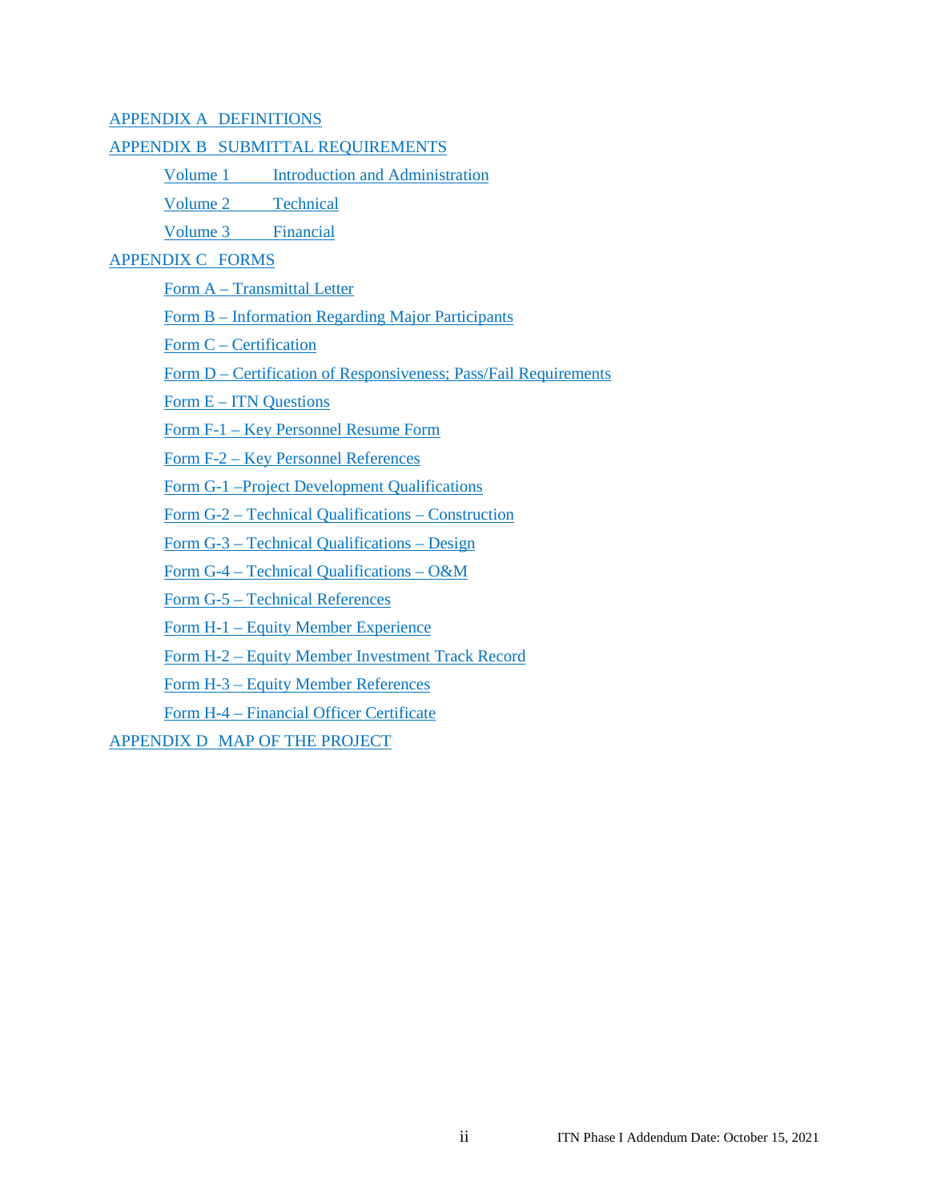APPENDIX A DEFINITIONS

APPENDIX B SUBMITTAL REQUIREMENTS

- Volume 1 Introduction and Administration
- Volume 2 Technical
- Volume 3 Financial

APPENDIX C FORMS

- Form A – Transmittal Letter
- Form B – Information Regarding Major Participants
- Form C – Certification
- Form D – Certification of Responsiveness; Pass/Fail Requirements
- Form E – ITN Questions
- Form F-1 – Key Personnel Resume Form
- Form F-2 – Key Personnel References
- Form G-1 –Project Development Qualifications
- Form G-2 – Technical Qualifications – Construction
- Form G-3 – Technical Qualifications – Design
- Form G-4 – Technical Qualifications – O&M
- Form G-5 – Technical References
- Form H-1 – Equity Member Experience
- Form H-2 – Equity Member Investment Track Record
- Form H-3 – Equity Member References
- Form H-4 – Financial Officer Certificate

APPENDIX D MAP OF THE PROJECT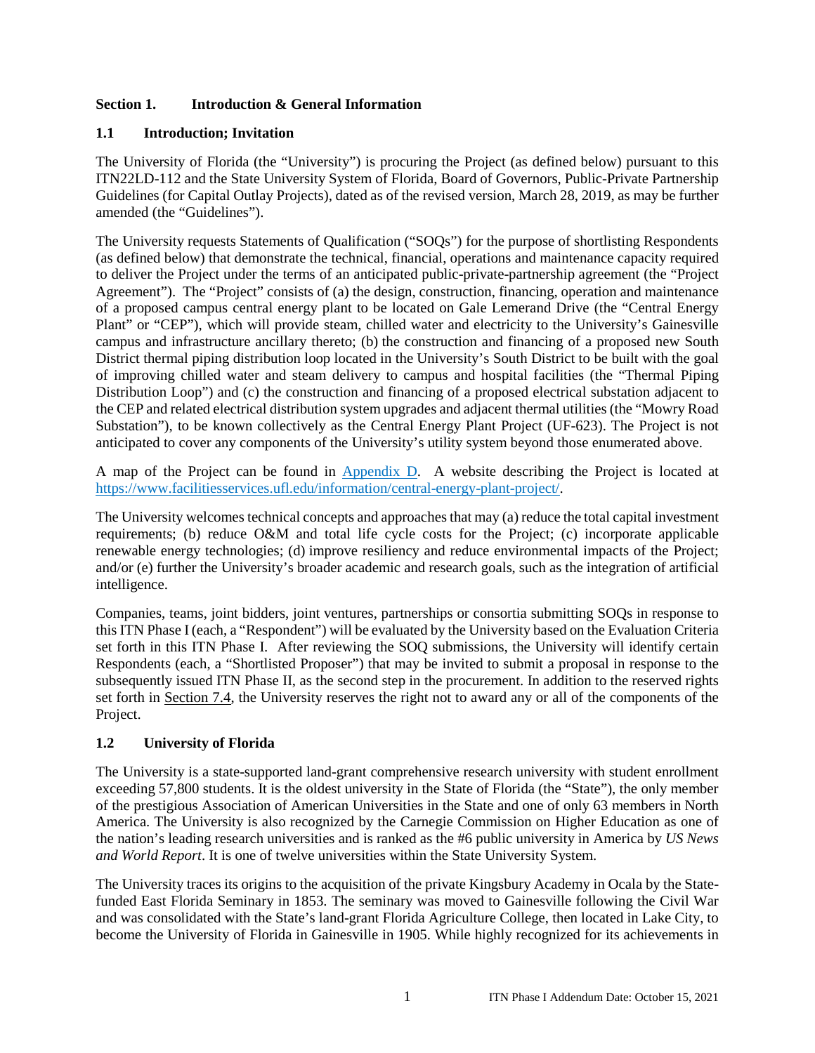## Section 1. Introduction & General Information

### 1.1 Introduction; Invitation

The University of Florida (the "University") is procuring the Project (as defined below) pursuant to this ITN22LD-112 and the State University System of Florida, Board of Governors, Public-Private Partnership Guidelines (for Capital Outlay Projects), dated as of the revised version, March 28, 2019, as may be further amended (the "Guidelines").

The University requests Statements of Qualification ("SOQs") for the purpose of shortlisting Respondents (as defined below) that demonstrate the technical, financial, operations and maintenance capacity required to deliver the Project under the terms of an anticipated public-private-partnership agreement (the "Project Agreement"). The "Project" consists of (a) the design, construction, financing, operation and maintenance of a proposed campus central energy plant to be located on Gale Lemerand Drive (the "Central Energy Plant" or "CEP"), which will provide steam, chilled water and electricity to the University's Gainesville campus and infrastructure ancillary thereto; (b) the construction and financing of a proposed new South District thermal piping distribution loop located in the University's South District to be built with the goal of improving chilled water and steam delivery to campus and hospital facilities (the "Thermal Piping Distribution Loop") and (c) the construction and financing of a proposed electrical substation adjacent to the CEP and related electrical distribution system upgrades and adjacent thermal utilities (the "Mowry Road Substation"), to be known collectively as the Central Energy Plant Project (UF-623). The Project is not anticipated to cover any components of the University's utility system beyond those enumerated above.

A map of the Project can be found in Appendix D. A website describing the Project is located at https://www.facilitiesservices.ufl.edu/information/central-energy-plant-project/.

The University welcomes technical concepts and approaches that may (a) reduce the total capital investment requirements; (b) reduce O&M and total life cycle costs for the Project; (c) incorporate applicable renewable energy technologies; (d) improve resiliency and reduce environmental impacts of the Project; and/or (e) further the University's broader academic and research goals, such as the integration of artificial intelligence.

Companies, teams, joint bidders, joint ventures, partnerships or consortia submitting SOQs in response to this ITN Phase I (each, a "Respondent") will be evaluated by the University based on the Evaluation Criteria set forth in this ITN Phase I. After reviewing the SOQ submissions, the University will identify certain Respondents (each, a "Shortlisted Proposer") that may be invited to submit a proposal in response to the subsequently issued ITN Phase II, as the second step in the procurement. In addition to the reserved rights set forth in Section 7.4, the University reserves the right not to award any or all of the components of the Project.

### 1.2 University of Florida

The University is a state-supported land-grant comprehensive research university with student enrollment exceeding 57,800 students. It is the oldest university in the State of Florida (the "State"), the only member of the prestigious Association of American Universities in the State and one of only 63 members in North America. The University is also recognized by the Carnegie Commission on Higher Education as one of the nation's leading research universities and is ranked as the #6 public university in America by *US News and World Report*. It is one of twelve universities within the State University System.

The University traces its origins to the acquisition of the private Kingsbury Academy in Ocala by the State-funded East Florida Seminary in 1853. The seminary was moved to Gainesville following the Civil War and was consolidated with the State's land-grant Florida Agriculture College, then located in Lake City, to become the University of Florida in Gainesville in 1905. While highly recognized for its achievements in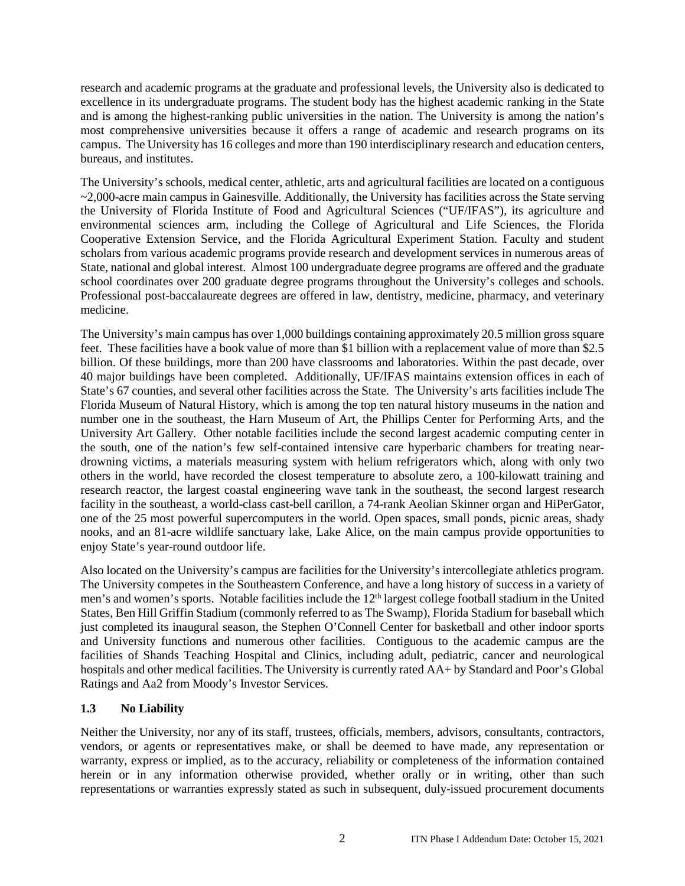research and academic programs at the graduate and professional levels, the University also is dedicated to excellence in its undergraduate programs. The student body has the highest academic ranking in the State and is among the highest-ranking public universities in the nation. The University is among the nation's most comprehensive universities because it offers a range of academic and research programs on its campus. The University has 16 colleges and more than 190 interdisciplinary research and education centers, bureaus, and institutes.

The University's schools, medical center, athletic, arts and agricultural facilities are located on a contiguous ~2,000-acre main campus in Gainesville. Additionally, the University has facilities across the State serving the University of Florida Institute of Food and Agricultural Sciences ("UF/IFAS"), its agriculture and environmental sciences arm, including the College of Agricultural and Life Sciences, the Florida Cooperative Extension Service, and the Florida Agricultural Experiment Station. Faculty and student scholars from various academic programs provide research and development services in numerous areas of State, national and global interest. Almost 100 undergraduate degree programs are offered and the graduate school coordinates over 200 graduate degree programs throughout the University's colleges and schools. Professional post-baccalaureate degrees are offered in law, dentistry, medicine, pharmacy, and veterinary medicine.

The University's main campus has over 1,000 buildings containing approximately 20.5 million gross square feet. These facilities have a book value of more than $1 billion with a replacement value of more than $2.5 billion. Of these buildings, more than 200 have classrooms and laboratories. Within the past decade, over 40 major buildings have been completed. Additionally, UF/IFAS maintains extension offices in each of State's 67 counties, and several other facilities across the State. The University's arts facilities include The Florida Museum of Natural History, which is among the top ten natural history museums in the nation and number one in the southeast, the Harn Museum of Art, the Phillips Center for Performing Arts, and the University Art Gallery. Other notable facilities include the second largest academic computing center in the south, one of the nation's few self-contained intensive care hyperbaric chambers for treating near-drowning victims, a materials measuring system with helium refrigerators which, along with only two others in the world, have recorded the closest temperature to absolute zero, a 100-kilowatt training and research reactor, the largest coastal engineering wave tank in the southeast, the second largest research facility in the southeast, a world-class cast-bell carillon, a 74-rank Aeolian Skinner organ and HiPerGator, one of the 25 most powerful supercomputers in the world. Open spaces, small ponds, picnic areas, shady nooks, and an 81-acre wildlife sanctuary lake, Lake Alice, on the main campus provide opportunities to enjoy State's year-round outdoor life.

Also located on the University's campus are facilities for the University's intercollegiate athletics program. The University competes in the Southeastern Conference, and have a long history of success in a variety of men's and women's sports. Notable facilities include the 12th largest college football stadium in the United States, Ben Hill Griffin Stadium (commonly referred to as The Swamp), Florida Stadium for baseball which just completed its inaugural season, the Stephen O'Connell Center for basketball and other indoor sports and University functions and numerous other facilities. Contiguous to the academic campus are the facilities of Shands Teaching Hospital and Clinics, including adult, pediatric, cancer and neurological hospitals and other medical facilities. The University is currently rated AA+ by Standard and Poor's Global Ratings and Aa2 from Moody's Investor Services.

### 1.3 No Liability

Neither the University, nor any of its staff, trustees, officials, members, advisors, consultants, contractors, vendors, or agents or representatives make, or shall be deemed to have made, any representation or warranty, express or implied, as to the accuracy, reliability or completeness of the information contained herein or in any information otherwise provided, whether orally or in writing, other than such representations or warranties expressly stated as such in subsequent, duly-issued procurement documents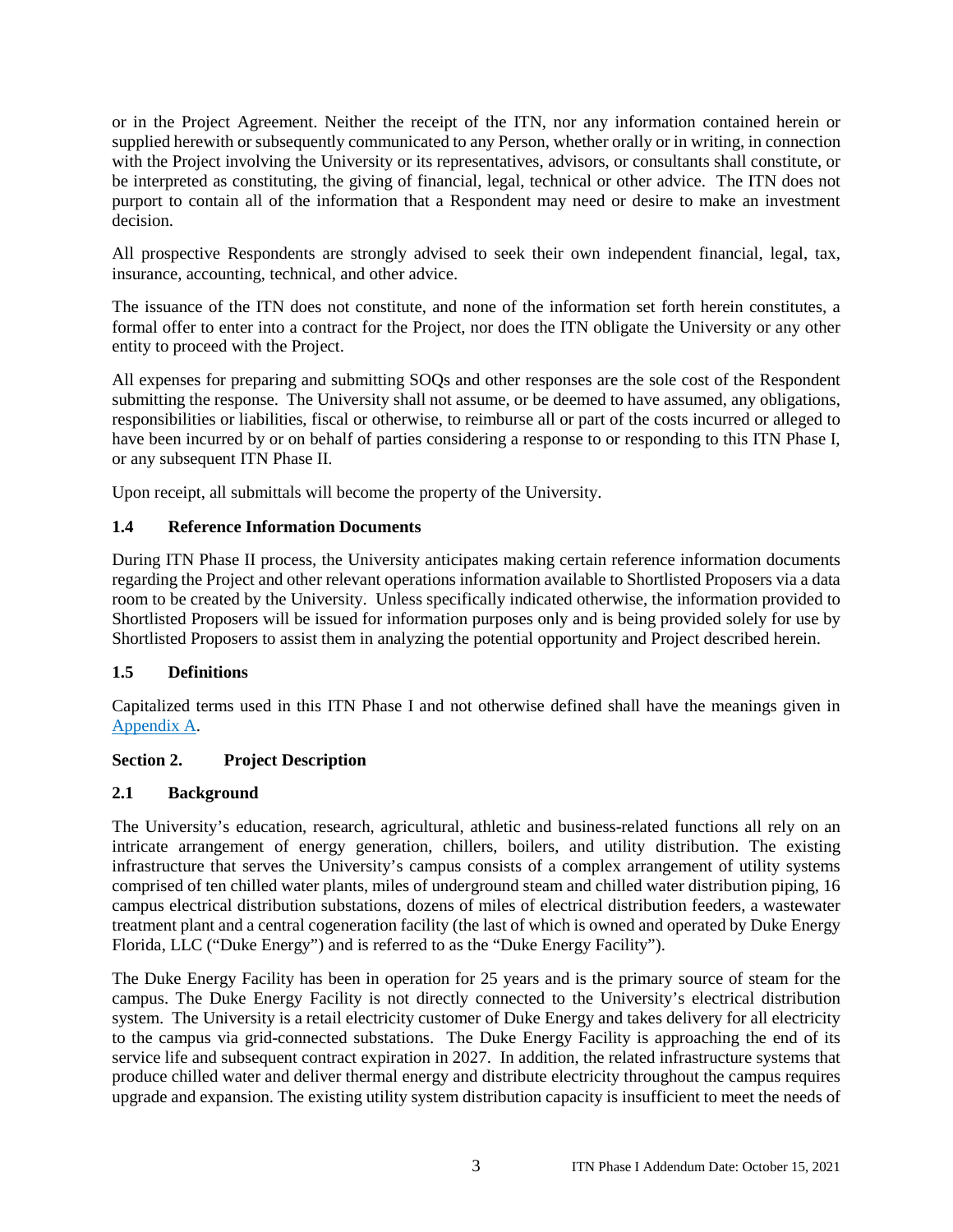or in the Project Agreement. Neither the receipt of the ITN, nor any information contained herein or supplied herewith or subsequently communicated to any Person, whether orally or in writing, in connection with the Project involving the University or its representatives, advisors, or consultants shall constitute, or be interpreted as constituting, the giving of financial, legal, technical or other advice. The ITN does not purport to contain all of the information that a Respondent may need or desire to make an investment decision.

All prospective Respondents are strongly advised to seek their own independent financial, legal, tax, insurance, accounting, technical, and other advice.

The issuance of the ITN does not constitute, and none of the information set forth herein constitutes, a formal offer to enter into a contract for the Project, nor does the ITN obligate the University or any other entity to proceed with the Project.

All expenses for preparing and submitting SOQs and other responses are the sole cost of the Respondent submitting the response. The University shall not assume, or be deemed to have assumed, any obligations, responsibilities or liabilities, fiscal or otherwise, to reimburse all or part of the costs incurred or alleged to have been incurred by or on behalf of parties considering a response to or responding to this ITN Phase I, or any subsequent ITN Phase II.

Upon receipt, all submittals will become the property of the University.

### 1.4 Reference Information Documents

During ITN Phase II process, the University anticipates making certain reference information documents regarding the Project and other relevant operations information available to Shortlisted Proposers via a data room to be created by the University. Unless specifically indicated otherwise, the information provided to Shortlisted Proposers will be issued for information purposes only and is being provided solely for use by Shortlisted Proposers to assist them in analyzing the potential opportunity and Project described herein.

### 1.5 Definitions

Capitalized terms used in this ITN Phase I and not otherwise defined shall have the meanings given in Appendix A.

## Section 2. Project Description

### 2.1 Background

The University's education, research, agricultural, athletic and business-related functions all rely on an intricate arrangement of energy generation, chillers, boilers, and utility distribution. The existing infrastructure that serves the University's campus consists of a complex arrangement of utility systems comprised of ten chilled water plants, miles of underground steam and chilled water distribution piping, 16 campus electrical distribution substations, dozens of miles of electrical distribution feeders, a wastewater treatment plant and a central cogeneration facility (the last of which is owned and operated by Duke Energy Florida, LLC ("Duke Energy") and is referred to as the "Duke Energy Facility").

The Duke Energy Facility has been in operation for 25 years and is the primary source of steam for the campus. The Duke Energy Facility is not directly connected to the University's electrical distribution system. The University is a retail electricity customer of Duke Energy and takes delivery for all electricity to the campus via grid-connected substations. The Duke Energy Facility is approaching the end of its service life and subsequent contract expiration in 2027. In addition, the related infrastructure systems that produce chilled water and deliver thermal energy and distribute electricity throughout the campus requires upgrade and expansion. The existing utility system distribution capacity is insufficient to meet the needs of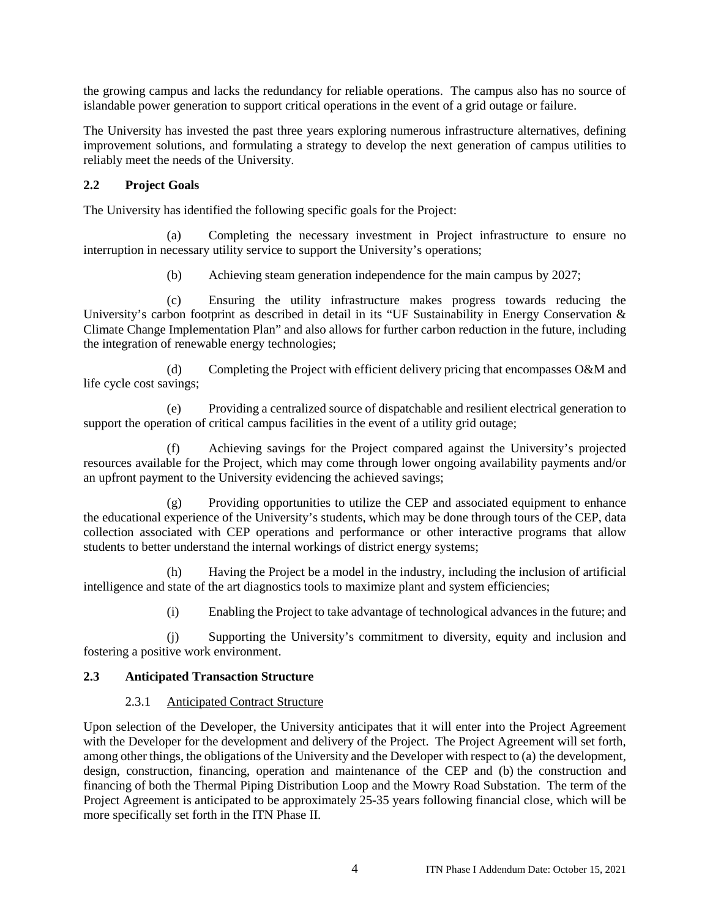the growing campus and lacks the redundancy for reliable operations. The campus also has no source of islandable power generation to support critical operations in the event of a grid outage or failure.

The University has invested the past three years exploring numerous infrastructure alternatives, defining improvement solutions, and formulating a strategy to develop the next generation of campus utilities to reliably meet the needs of the University.

## 2.2 Project Goals

The University has identified the following specific goals for the Project:

(a) Completing the necessary investment in Project infrastructure to ensure no interruption in necessary utility service to support the University's operations;

(b) Achieving steam generation independence for the main campus by 2027;

(c) Ensuring the utility infrastructure makes progress towards reducing the University's carbon footprint as described in detail in its "UF Sustainability in Energy Conservation & Climate Change Implementation Plan" and also allows for further carbon reduction in the future, including the integration of renewable energy technologies;

(d) Completing the Project with efficient delivery pricing that encompasses O&M and life cycle cost savings;

(e) Providing a centralized source of dispatchable and resilient electrical generation to support the operation of critical campus facilities in the event of a utility grid outage;

(f) Achieving savings for the Project compared against the University's projected resources available for the Project, which may come through lower ongoing availability payments and/or an upfront payment to the University evidencing the achieved savings;

(g) Providing opportunities to utilize the CEP and associated equipment to enhance the educational experience of the University's students, which may be done through tours of the CEP, data collection associated with CEP operations and performance or other interactive programs that allow students to better understand the internal workings of district energy systems;

(h) Having the Project be a model in the industry, including the inclusion of artificial intelligence and state of the art diagnostics tools to maximize plant and system efficiencies;

(i) Enabling the Project to take advantage of technological advances in the future; and

(j) Supporting the University's commitment to diversity, equity and inclusion and fostering a positive work environment.

## 2.3 Anticipated Transaction Structure

### 2.3.1 Anticipated Contract Structure

Upon selection of the Developer, the University anticipates that it will enter into the Project Agreement with the Developer for the development and delivery of the Project. The Project Agreement will set forth, among other things, the obligations of the University and the Developer with respect to (a) the development, design, construction, financing, operation and maintenance of the CEP and (b) the construction and financing of both the Thermal Piping Distribution Loop and the Mowry Road Substation. The term of the Project Agreement is anticipated to be approximately 25-35 years following financial close, which will be more specifically set forth in the ITN Phase II.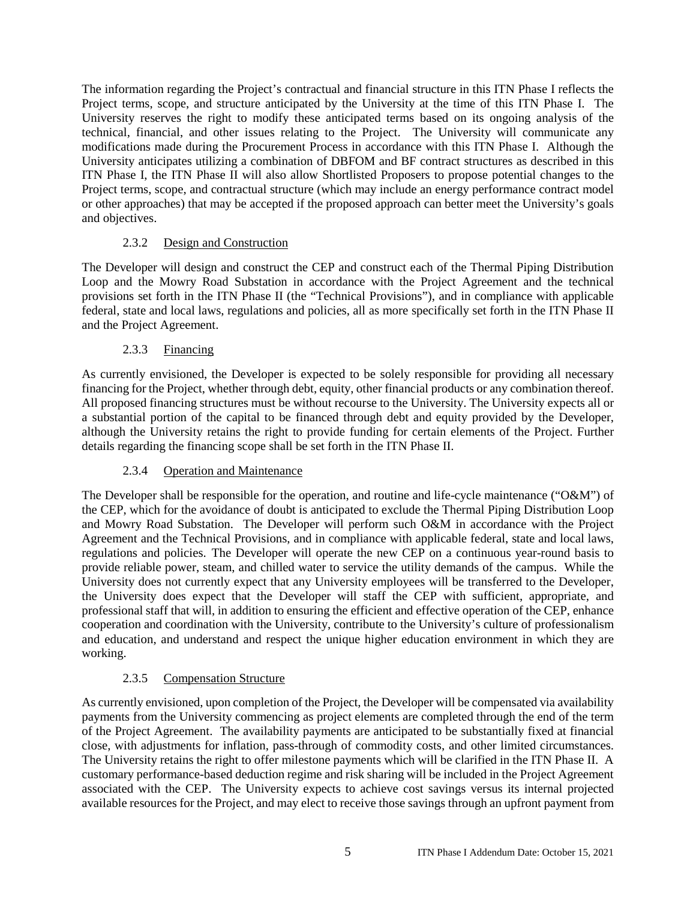The information regarding the Project's contractual and financial structure in this ITN Phase I reflects the Project terms, scope, and structure anticipated by the University at the time of this ITN Phase I. The University reserves the right to modify these anticipated terms based on its ongoing analysis of the technical, financial, and other issues relating to the Project. The University will communicate any modifications made during the Procurement Process in accordance with this ITN Phase I. Although the University anticipates utilizing a combination of DBFOM and BF contract structures as described in this ITN Phase I, the ITN Phase II will also allow Shortlisted Proposers to propose potential changes to the Project terms, scope, and contractual structure (which may include an energy performance contract model or other approaches) that may be accepted if the proposed approach can better meet the University's goals and objectives.

### 2.3.2 Design and Construction

The Developer will design and construct the CEP and construct each of the Thermal Piping Distribution Loop and the Mowry Road Substation in accordance with the Project Agreement and the technical provisions set forth in the ITN Phase II (the "Technical Provisions"), and in compliance with applicable federal, state and local laws, regulations and policies, all as more specifically set forth in the ITN Phase II and the Project Agreement.

### 2.3.3 Financing

As currently envisioned, the Developer is expected to be solely responsible for providing all necessary financing for the Project, whether through debt, equity, other financial products or any combination thereof. All proposed financing structures must be without recourse to the University. The University expects all or a substantial portion of the capital to be financed through debt and equity provided by the Developer, although the University retains the right to provide funding for certain elements of the Project. Further details regarding the financing scope shall be set forth in the ITN Phase II.

### 2.3.4 Operation and Maintenance

The Developer shall be responsible for the operation, and routine and life-cycle maintenance ("O&M") of the CEP, which for the avoidance of doubt is anticipated to exclude the Thermal Piping Distribution Loop and Mowry Road Substation. The Developer will perform such O&M in accordance with the Project Agreement and the Technical Provisions, and in compliance with applicable federal, state and local laws, regulations and policies. The Developer will operate the new CEP on a continuous year-round basis to provide reliable power, steam, and chilled water to service the utility demands of the campus. While the University does not currently expect that any University employees will be transferred to the Developer, the University does expect that the Developer will staff the CEP with sufficient, appropriate, and professional staff that will, in addition to ensuring the efficient and effective operation of the CEP, enhance cooperation and coordination with the University, contribute to the University's culture of professionalism and education, and understand and respect the unique higher education environment in which they are working.

### 2.3.5 Compensation Structure

As currently envisioned, upon completion of the Project, the Developer will be compensated via availability payments from the University commencing as project elements are completed through the end of the term of the Project Agreement. The availability payments are anticipated to be substantially fixed at financial close, with adjustments for inflation, pass-through of commodity costs, and other limited circumstances. The University retains the right to offer milestone payments which will be clarified in the ITN Phase II. A customary performance-based deduction regime and risk sharing will be included in the Project Agreement associated with the CEP. The University expects to achieve cost savings versus its internal projected available resources for the Project, and may elect to receive those savings through an upfront payment from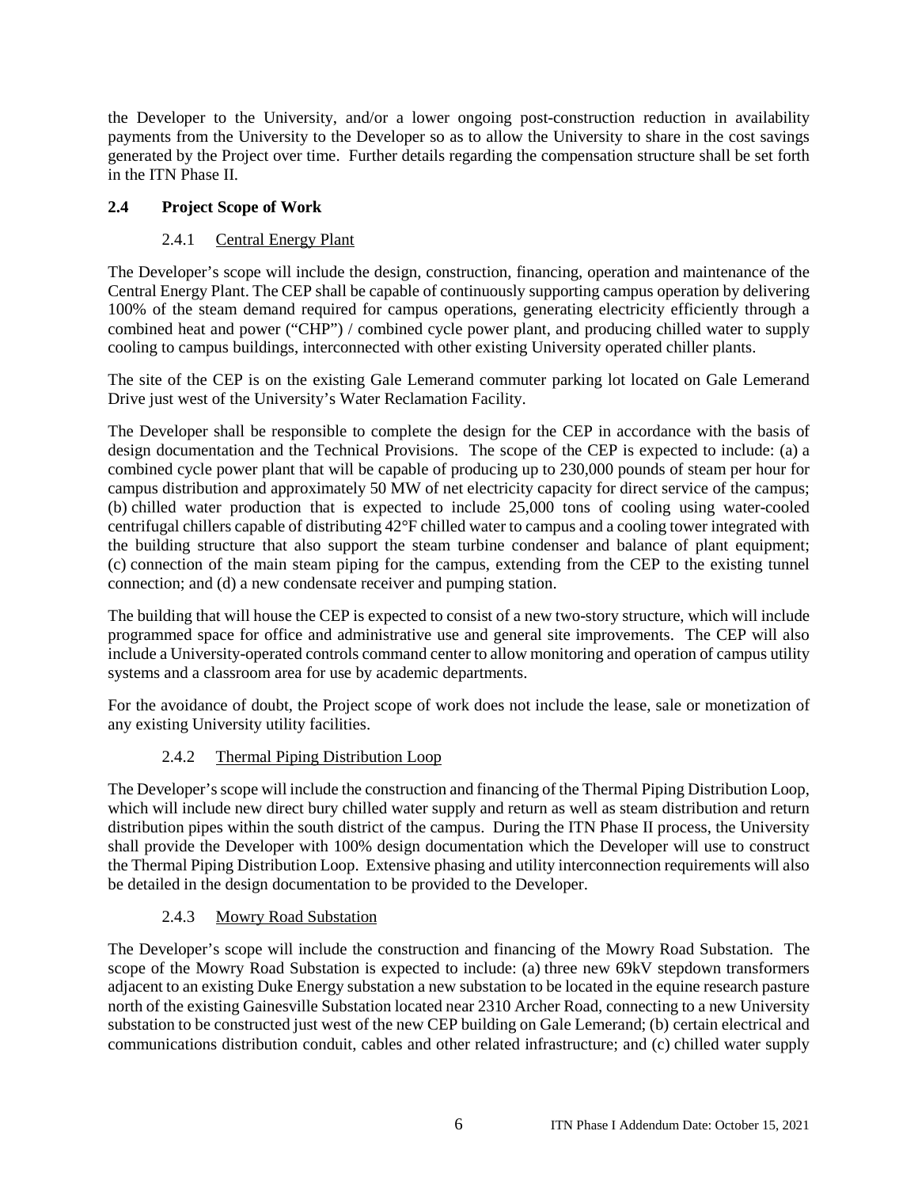the Developer to the University, and/or a lower ongoing post-construction reduction in availability payments from the University to the Developer so as to allow the University to share in the cost savings generated by the Project over time. Further details regarding the compensation structure shall be set forth in the ITN Phase II.

## 2.4 Project Scope of Work

### 2.4.1 Central Energy Plant

The Developer's scope will include the design, construction, financing, operation and maintenance of the Central Energy Plant. The CEP shall be capable of continuously supporting campus operation by delivering 100% of the steam demand required for campus operations, generating electricity efficiently through a combined heat and power ("CHP") / combined cycle power plant, and producing chilled water to supply cooling to campus buildings, interconnected with other existing University operated chiller plants.

The site of the CEP is on the existing Gale Lemerand commuter parking lot located on Gale Lemerand Drive just west of the University's Water Reclamation Facility.

The Developer shall be responsible to complete the design for the CEP in accordance with the basis of design documentation and the Technical Provisions. The scope of the CEP is expected to include: (a) a combined cycle power plant that will be capable of producing up to 230,000 pounds of steam per hour for campus distribution and approximately 50 MW of net electricity capacity for direct service of the campus; (b) chilled water production that is expected to include 25,000 tons of cooling using water-cooled centrifugal chillers capable of distributing 42°F chilled water to campus and a cooling tower integrated with the building structure that also support the steam turbine condenser and balance of plant equipment; (c) connection of the main steam piping for the campus, extending from the CEP to the existing tunnel connection; and (d) a new condensate receiver and pumping station.

The building that will house the CEP is expected to consist of a new two-story structure, which will include programmed space for office and administrative use and general site improvements. The CEP will also include a University-operated controls command center to allow monitoring and operation of campus utility systems and a classroom area for use by academic departments.

For the avoidance of doubt, the Project scope of work does not include the lease, sale or monetization of any existing University utility facilities.

### 2.4.2 Thermal Piping Distribution Loop

The Developer's scope will include the construction and financing of the Thermal Piping Distribution Loop, which will include new direct bury chilled water supply and return as well as steam distribution and return distribution pipes within the south district of the campus. During the ITN Phase II process, the University shall provide the Developer with 100% design documentation which the Developer will use to construct the Thermal Piping Distribution Loop. Extensive phasing and utility interconnection requirements will also be detailed in the design documentation to be provided to the Developer.

### 2.4.3 Mowry Road Substation

The Developer's scope will include the construction and financing of the Mowry Road Substation. The scope of the Mowry Road Substation is expected to include: (a) three new 69kV stepdown transformers adjacent to an existing Duke Energy substation a new substation to be located in the equine research pasture north of the existing Gainesville Substation located near 2310 Archer Road, connecting to a new University substation to be constructed just west of the new CEP building on Gale Lemerand; (b) certain electrical and communications distribution conduit, cables and other related infrastructure; and (c) chilled water supply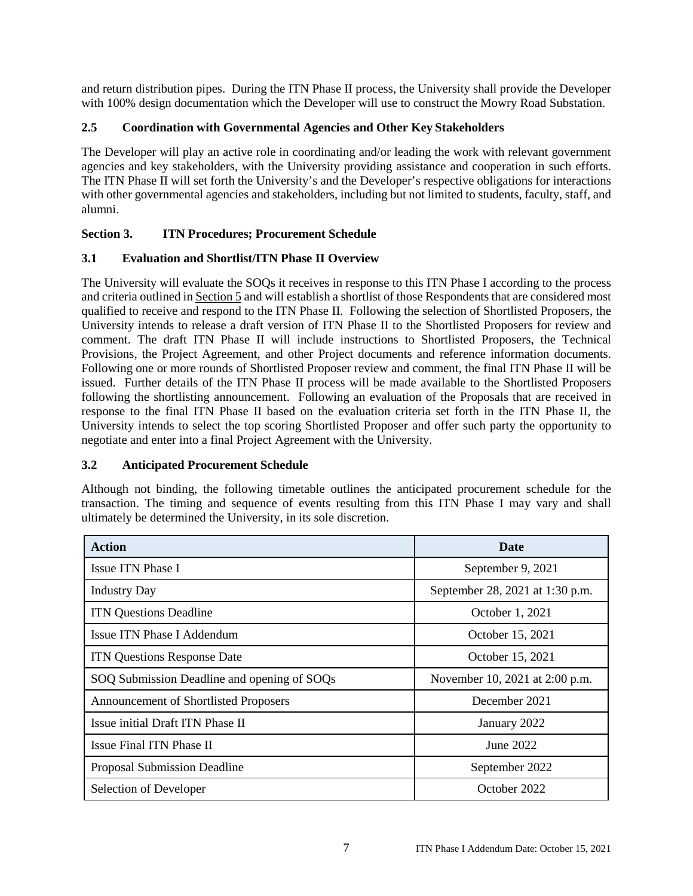and return distribution pipes. During the ITN Phase II process, the University shall provide the Developer with 100% design documentation which the Developer will use to construct the Mowry Road Substation.

### 2.5 Coordination with Governmental Agencies and Other Key Stakeholders

The Developer will play an active role in coordinating and/or leading the work with relevant government agencies and key stakeholders, with the University providing assistance and cooperation in such efforts. The ITN Phase II will set forth the University's and the Developer's respective obligations for interactions with other governmental agencies and stakeholders, including but not limited to students, faculty, staff, and alumni.

## Section 3. ITN Procedures; Procurement Schedule

### 3.1 Evaluation and Shortlist/ITN Phase II Overview

The University will evaluate the SOQs it receives in response to this ITN Phase I according to the process and criteria outlined in Section 5 and will establish a shortlist of those Respondents that are considered most qualified to receive and respond to the ITN Phase II. Following the selection of Shortlisted Proposers, the University intends to release a draft version of ITN Phase II to the Shortlisted Proposers for review and comment. The draft ITN Phase II will include instructions to Shortlisted Proposers, the Technical Provisions, the Project Agreement, and other Project documents and reference information documents. Following one or more rounds of Shortlisted Proposer review and comment, the final ITN Phase II will be issued. Further details of the ITN Phase II process will be made available to the Shortlisted Proposers following the shortlisting announcement. Following an evaluation of the Proposals that are received in response to the final ITN Phase II based on the evaluation criteria set forth in the ITN Phase II, the University intends to select the top scoring Shortlisted Proposer and offer such party the opportunity to negotiate and enter into a final Project Agreement with the University.

### 3.2 Anticipated Procurement Schedule

Although not binding, the following timetable outlines the anticipated procurement schedule for the transaction. The timing and sequence of events resulting from this ITN Phase I may vary and shall ultimately be determined the University, in its sole discretion.

| Action | Date |
|---|---|
| Issue ITN Phase I | September 9, 2021 |
| Industry Day | September 28, 2021 at 1:30 p.m. |
| ITN Questions Deadline | October 1, 2021 |
| Issue ITN Phase I Addendum | October 15, 2021 |
| ITN Questions Response Date | October 15, 2021 |
| SOQ Submission Deadline and opening of SOQs | November 10, 2021 at 2:00 p.m. |
| Announcement of Shortlisted Proposers | December 2021 |
| Issue initial Draft ITN Phase II | January 2022 |
| Issue Final ITN Phase II | June 2022 |
| Proposal Submission Deadline | September 2022 |
| Selection of Developer | October 2022 |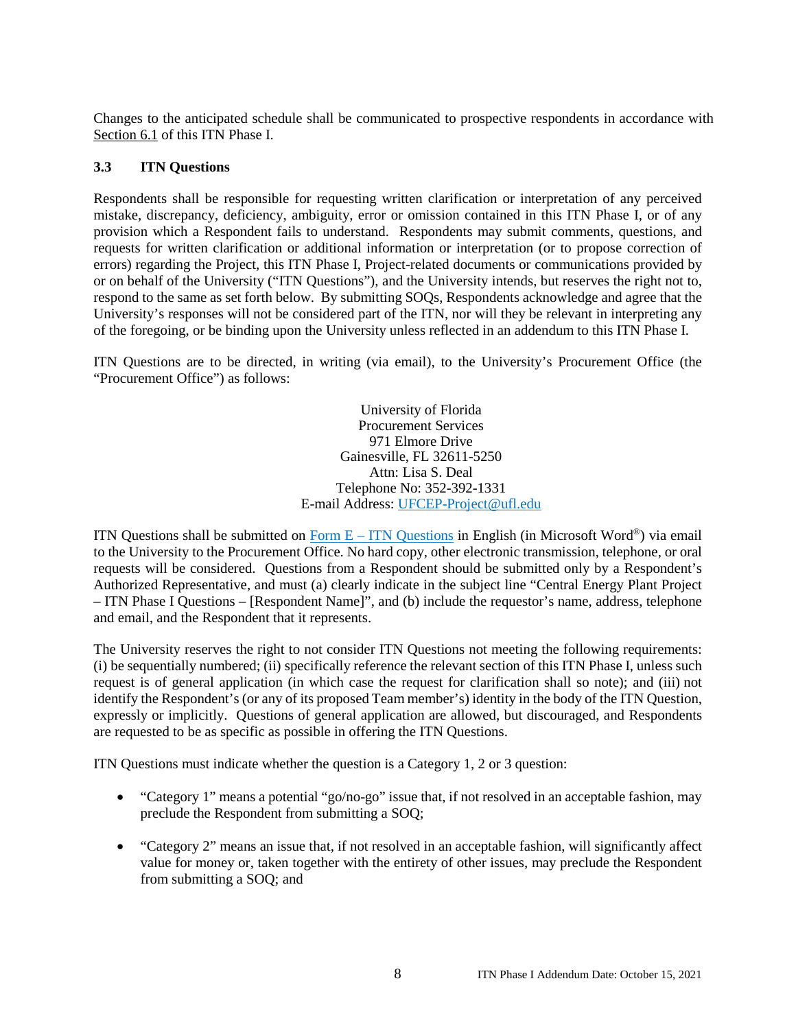Changes to the anticipated schedule shall be communicated to prospective respondents in accordance with Section 6.1 of this ITN Phase I.

### 3.3 ITN Questions

Respondents shall be responsible for requesting written clarification or interpretation of any perceived mistake, discrepancy, deficiency, ambiguity, error or omission contained in this ITN Phase I, or of any provision which a Respondent fails to understand. Respondents may submit comments, questions, and requests for written clarification or additional information or interpretation (or to propose correction of errors) regarding the Project, this ITN Phase I, Project-related documents or communications provided by or on behalf of the University ("ITN Questions"), and the University intends, but reserves the right not to, respond to the same as set forth below. By submitting SOQs, Respondents acknowledge and agree that the University's responses will not be considered part of the ITN, nor will they be relevant in interpreting any of the foregoing, or be binding upon the University unless reflected in an addendum to this ITN Phase I.

ITN Questions are to be directed, in writing (via email), to the University's Procurement Office (the "Procurement Office") as follows:

University of Florida
Procurement Services
971 Elmore Drive
Gainesville, FL 32611-5250
Attn: Lisa S. Deal
Telephone No: 352-392-1331
E-mail Address: UFCEP-Project@ufl.edu

ITN Questions shall be submitted on Form E – ITN Questions in English (in Microsoft Word®) via email to the University to the Procurement Office. No hard copy, other electronic transmission, telephone, or oral requests will be considered. Questions from a Respondent should be submitted only by a Respondent's Authorized Representative, and must (a) clearly indicate in the subject line "Central Energy Plant Project – ITN Phase I Questions – [Respondent Name]", and (b) include the requestor's name, address, telephone and email, and the Respondent that it represents.

The University reserves the right to not consider ITN Questions not meeting the following requirements: (i) be sequentially numbered; (ii) specifically reference the relevant section of this ITN Phase I, unless such request is of general application (in which case the request for clarification shall so note); and (iii) not identify the Respondent's (or any of its proposed Team member's) identity in the body of the ITN Question, expressly or implicitly. Questions of general application are allowed, but discouraged, and Respondents are requested to be as specific as possible in offering the ITN Questions.

ITN Questions must indicate whether the question is a Category 1, 2 or 3 question:

- "Category 1" means a potential "go/no-go" issue that, if not resolved in an acceptable fashion, may preclude the Respondent from submitting a SOQ;
- "Category 2" means an issue that, if not resolved in an acceptable fashion, will significantly affect value for money or, taken together with the entirety of other issues, may preclude the Respondent from submitting a SOQ; and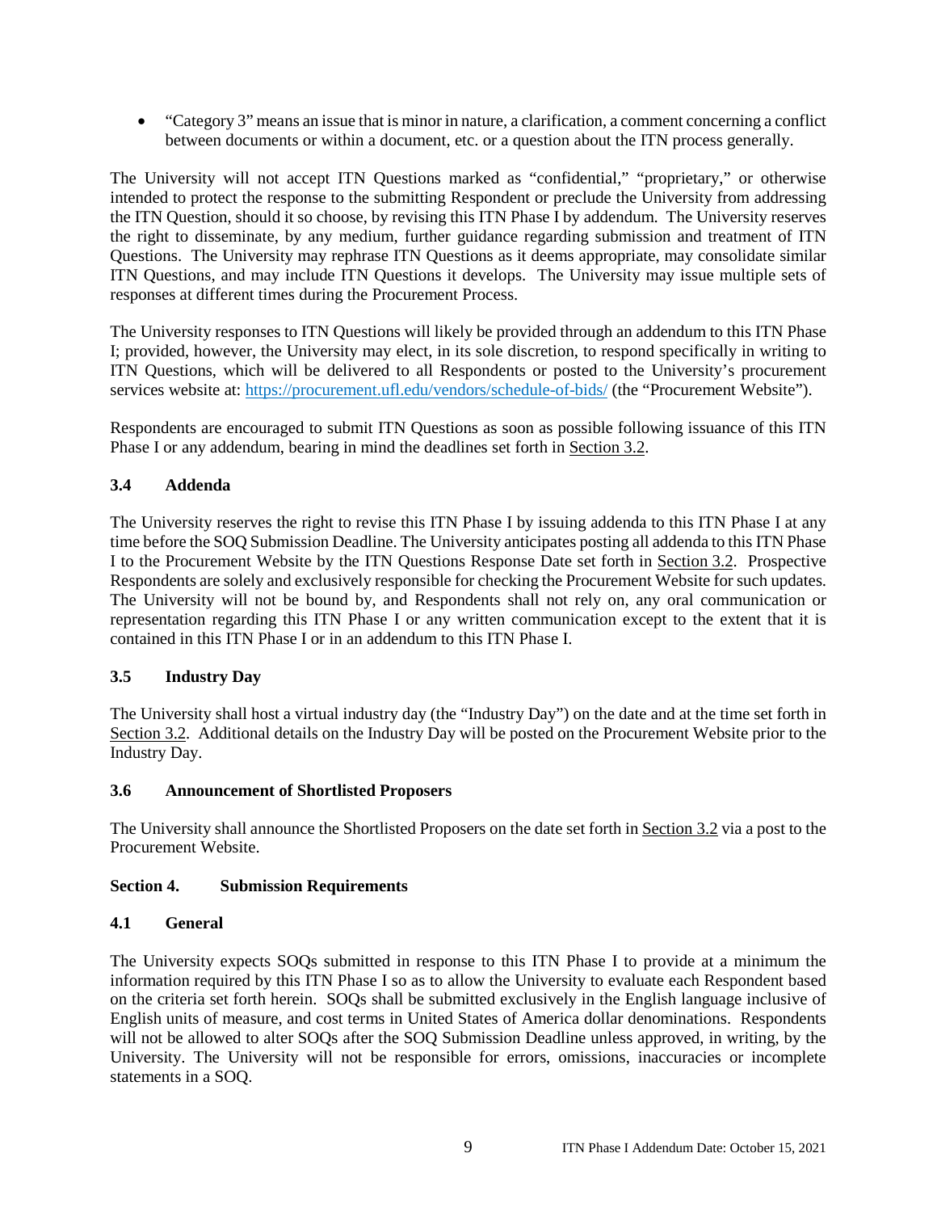- "Category 3" means an issue that is minor in nature, a clarification, a comment concerning a conflict between documents or within a document, etc. or a question about the ITN process generally.

The University will not accept ITN Questions marked as "confidential," "proprietary," or otherwise intended to protect the response to the submitting Respondent or preclude the University from addressing the ITN Question, should it so choose, by revising this ITN Phase I by addendum. The University reserves the right to disseminate, by any medium, further guidance regarding submission and treatment of ITN Questions. The University may rephrase ITN Questions as it deems appropriate, may consolidate similar ITN Questions, and may include ITN Questions it develops. The University may issue multiple sets of responses at different times during the Procurement Process.

The University responses to ITN Questions will likely be provided through an addendum to this ITN Phase I; provided, however, the University may elect, in its sole discretion, to respond specifically in writing to ITN Questions, which will be delivered to all Respondents or posted to the University's procurement services website at: https://procurement.ufl.edu/vendors/schedule-of-bids/ (the "Procurement Website").

Respondents are encouraged to submit ITN Questions as soon as possible following issuance of this ITN Phase I or any addendum, bearing in mind the deadlines set forth in Section 3.2.

### 3.4 Addenda

The University reserves the right to revise this ITN Phase I by issuing addenda to this ITN Phase I at any time before the SOQ Submission Deadline. The University anticipates posting all addenda to this ITN Phase I to the Procurement Website by the ITN Questions Response Date set forth in Section 3.2. Prospective Respondents are solely and exclusively responsible for checking the Procurement Website for such updates. The University will not be bound by, and Respondents shall not rely on, any oral communication or representation regarding this ITN Phase I or any written communication except to the extent that it is contained in this ITN Phase I or in an addendum to this ITN Phase I.

### 3.5 Industry Day

The University shall host a virtual industry day (the "Industry Day") on the date and at the time set forth in Section 3.2. Additional details on the Industry Day will be posted on the Procurement Website prior to the Industry Day.

### 3.6 Announcement of Shortlisted Proposers

The University shall announce the Shortlisted Proposers on the date set forth in Section 3.2 via a post to the Procurement Website.

## Section 4. Submission Requirements

### 4.1 General

The University expects SOQs submitted in response to this ITN Phase I to provide at a minimum the information required by this ITN Phase I so as to allow the University to evaluate each Respondent based on the criteria set forth herein. SOQs shall be submitted exclusively in the English language inclusive of English units of measure, and cost terms in United States of America dollar denominations. Respondents will not be allowed to alter SOQs after the SOQ Submission Deadline unless approved, in writing, by the University. The University will not be responsible for errors, omissions, inaccuracies or incomplete statements in a SOQ.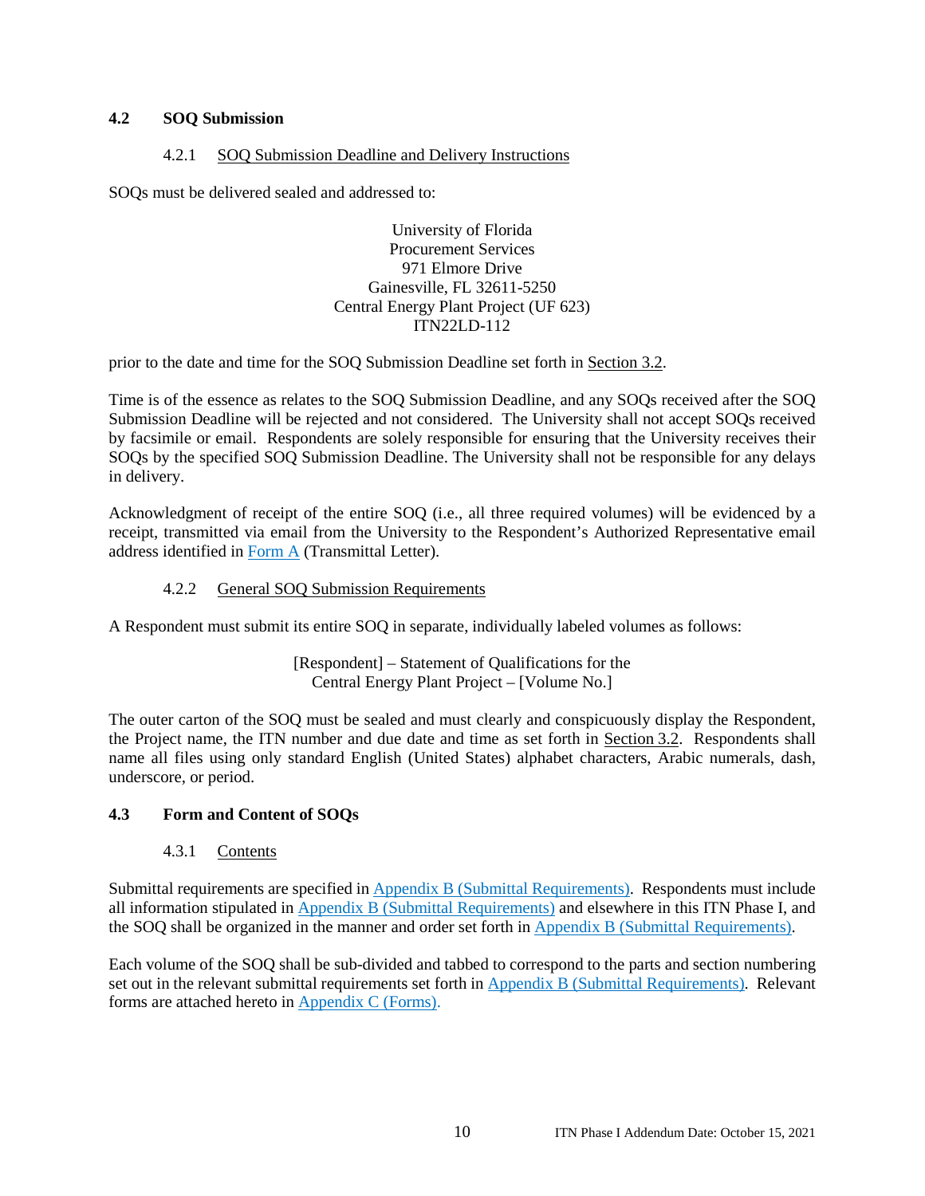## 4.2 SOQ Submission

### 4.2.1 SOQ Submission Deadline and Delivery Instructions

SOQs must be delivered sealed and addressed to:

University of Florida
Procurement Services
971 Elmore Drive
Gainesville, FL 32611-5250
Central Energy Plant Project (UF 623)
ITN22LD-112

prior to the date and time for the SOQ Submission Deadline set forth in Section 3.2.

Time is of the essence as relates to the SOQ Submission Deadline, and any SOQs received after the SOQ Submission Deadline will be rejected and not considered. The University shall not accept SOQs received by facsimile or email. Respondents are solely responsible for ensuring that the University receives their SOQs by the specified SOQ Submission Deadline. The University shall not be responsible for any delays in delivery.

Acknowledgment of receipt of the entire SOQ (i.e., all three required volumes) will be evidenced by a receipt, transmitted via email from the University to the Respondent's Authorized Representative email address identified in Form A (Transmittal Letter).

### 4.2.2 General SOQ Submission Requirements

A Respondent must submit its entire SOQ in separate, individually labeled volumes as follows:

[Respondent] – Statement of Qualifications for the
Central Energy Plant Project – [Volume No.]

The outer carton of the SOQ must be sealed and must clearly and conspicuously display the Respondent, the Project name, the ITN number and due date and time as set forth in Section 3.2. Respondents shall name all files using only standard English (United States) alphabet characters, Arabic numerals, dash, underscore, or period.

## 4.3 Form and Content of SOQs

### 4.3.1 Contents

Submittal requirements are specified in Appendix B (Submittal Requirements). Respondents must include all information stipulated in Appendix B (Submittal Requirements) and elsewhere in this ITN Phase I, and the SOQ shall be organized in the manner and order set forth in Appendix B (Submittal Requirements).

Each volume of the SOQ shall be sub-divided and tabbed to correspond to the parts and section numbering set out in the relevant submittal requirements set forth in Appendix B (Submittal Requirements). Relevant forms are attached hereto in Appendix C (Forms).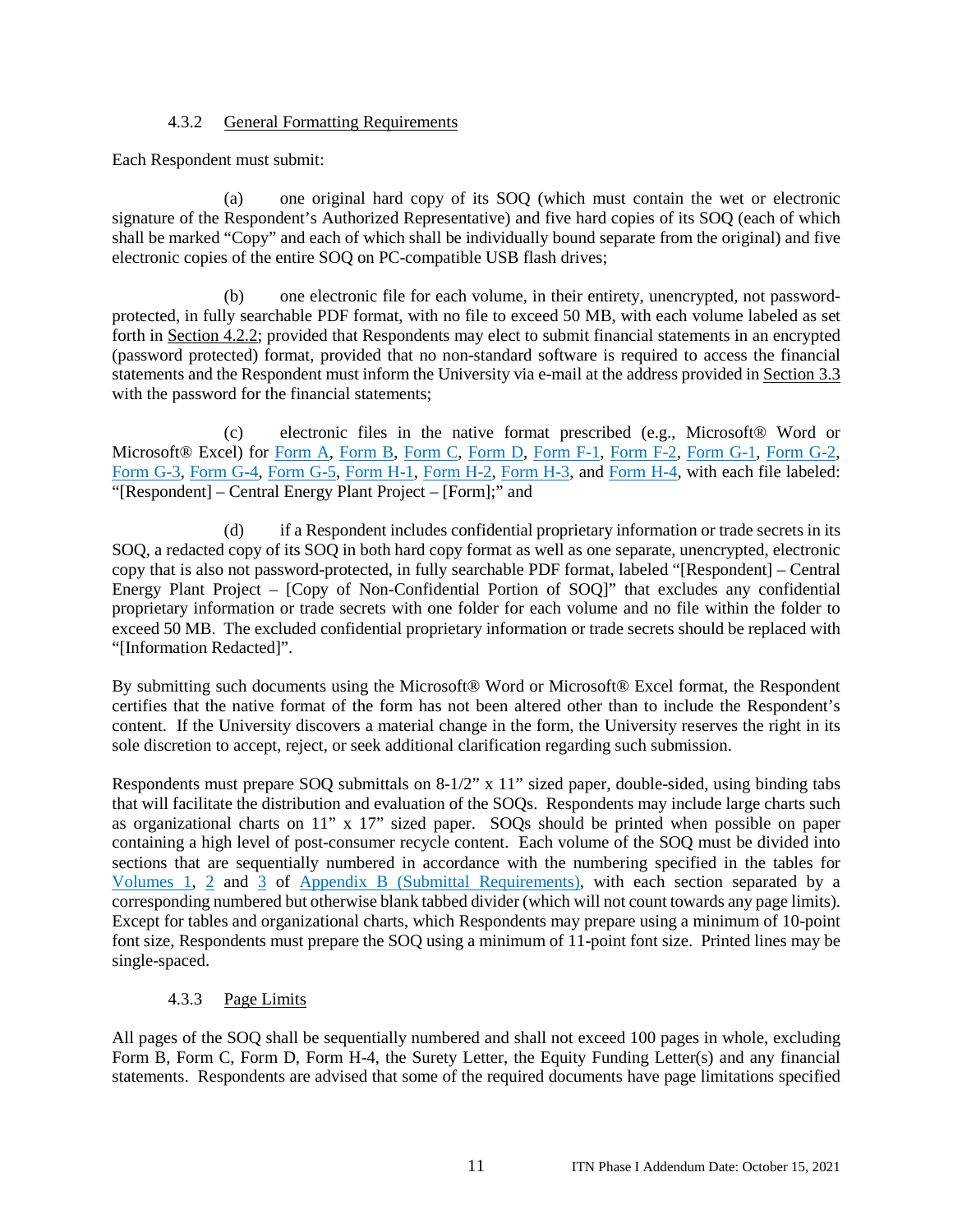### 4.3.2 General Formatting Requirements

Each Respondent must submit:

(a) one original hard copy of its SOQ (which must contain the wet or electronic signature of the Respondent's Authorized Representative) and five hard copies of its SOQ (each of which shall be marked "Copy" and each of which shall be individually bound separate from the original) and five electronic copies of the entire SOQ on PC-compatible USB flash drives;

(b) one electronic file for each volume, in their entirety, unencrypted, not password-protected, in fully searchable PDF format, with no file to exceed 50 MB, with each volume labeled as set forth in Section 4.2.2; provided that Respondents may elect to submit financial statements in an encrypted (password protected) format, provided that no non-standard software is required to access the financial statements and the Respondent must inform the University via e-mail at the address provided in Section 3.3 with the password for the financial statements;

(c) electronic files in the native format prescribed (e.g., Microsoft® Word or Microsoft® Excel) for Form A, Form B, Form C, Form D, Form F-1, Form F-2, Form G-1, Form G-2, Form G-3, Form G-4, Form G-5, Form H-1, Form H-2, Form H-3, and Form H-4, with each file labeled: "[Respondent] – Central Energy Plant Project – [Form];" and

(d) if a Respondent includes confidential proprietary information or trade secrets in its SOQ, a redacted copy of its SOQ in both hard copy format as well as one separate, unencrypted, electronic copy that is also not password-protected, in fully searchable PDF format, labeled "[Respondent] – Central Energy Plant Project – [Copy of Non-Confidential Portion of SOQ]" that excludes any confidential proprietary information or trade secrets with one folder for each volume and no file within the folder to exceed 50 MB. The excluded confidential proprietary information or trade secrets should be replaced with "[Information Redacted]".

By submitting such documents using the Microsoft® Word or Microsoft® Excel format, the Respondent certifies that the native format of the form has not been altered other than to include the Respondent's content. If the University discovers a material change in the form, the University reserves the right in its sole discretion to accept, reject, or seek additional clarification regarding such submission.

Respondents must prepare SOQ submittals on 8-1/2" x 11" sized paper, double-sided, using binding tabs that will facilitate the distribution and evaluation of the SOQs. Respondents may include large charts such as organizational charts on 11" x 17" sized paper. SOQs should be printed when possible on paper containing a high level of post-consumer recycle content. Each volume of the SOQ must be divided into sections that are sequentially numbered in accordance with the numbering specified in the tables for Volumes 1, 2 and 3 of Appendix B (Submittal Requirements), with each section separated by a corresponding numbered but otherwise blank tabbed divider (which will not count towards any page limits). Except for tables and organizational charts, which Respondents may prepare using a minimum of 10-point font size, Respondents must prepare the SOQ using a minimum of 11-point font size. Printed lines may be single-spaced.

### 4.3.3 Page Limits

All pages of the SOQ shall be sequentially numbered and shall not exceed 100 pages in whole, excluding Form B, Form C, Form D, Form H-4, the Surety Letter, the Equity Funding Letter(s) and any financial statements. Respondents are advised that some of the required documents have page limitations specified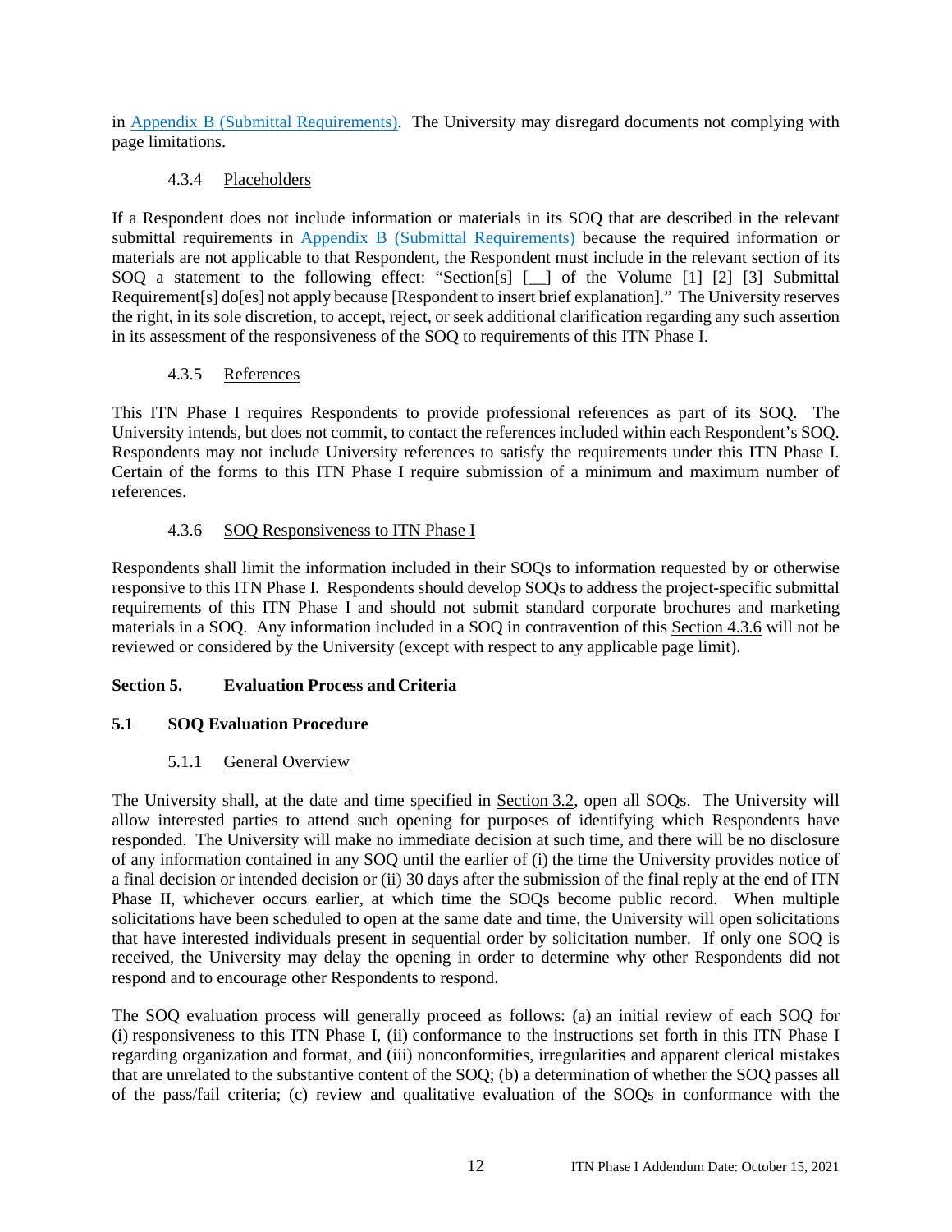in Appendix B (Submittal Requirements). The University may disregard documents not complying with page limitations.

#### 4.3.4 Placeholders

If a Respondent does not include information or materials in its SOQ that are described in the relevant submittal requirements in Appendix B (Submittal Requirements) because the required information or materials are not applicable to that Respondent, the Respondent must include in the relevant section of its SOQ a statement to the following effect: "Section[s] [__] of the Volume [1] [2] [3] Submittal Requirement[s] do[es] not apply because [Respondent to insert brief explanation]." The University reserves the right, in its sole discretion, to accept, reject, or seek additional clarification regarding any such assertion in its assessment of the responsiveness of the SOQ to requirements of this ITN Phase I.

#### 4.3.5 References

This ITN Phase I requires Respondents to provide professional references as part of its SOQ. The University intends, but does not commit, to contact the references included within each Respondent's SOQ. Respondents may not include University references to satisfy the requirements under this ITN Phase I. Certain of the forms to this ITN Phase I require submission of a minimum and maximum number of references.

#### 4.3.6 SOQ Responsiveness to ITN Phase I

Respondents shall limit the information included in their SOQs to information requested by or otherwise responsive to this ITN Phase I. Respondents should develop SOQs to address the project-specific submittal requirements of this ITN Phase I and should not submit standard corporate brochures and marketing materials in a SOQ. Any information included in a SOQ in contravention of this Section 4.3.6 will not be reviewed or considered by the University (except with respect to any applicable page limit).

## Section 5. Evaluation Process and Criteria

### 5.1 SOQ Evaluation Procedure

#### 5.1.1 General Overview

The University shall, at the date and time specified in Section 3.2, open all SOQs. The University will allow interested parties to attend such opening for purposes of identifying which Respondents have responded. The University will make no immediate decision at such time, and there will be no disclosure of any information contained in any SOQ until the earlier of (i) the time the University provides notice of a final decision or intended decision or (ii) 30 days after the submission of the final reply at the end of ITN Phase II, whichever occurs earlier, at which time the SOQs become public record. When multiple solicitations have been scheduled to open at the same date and time, the University will open solicitations that have interested individuals present in sequential order by solicitation number. If only one SOQ is received, the University may delay the opening in order to determine why other Respondents did not respond and to encourage other Respondents to respond.

The SOQ evaluation process will generally proceed as follows: (a) an initial review of each SOQ for (i) responsiveness to this ITN Phase I, (ii) conformance to the instructions set forth in this ITN Phase I regarding organization and format, and (iii) nonconformities, irregularities and apparent clerical mistakes that are unrelated to the substantive content of the SOQ; (b) a determination of whether the SOQ passes all of the pass/fail criteria; (c) review and qualitative evaluation of the SOQs in conformance with the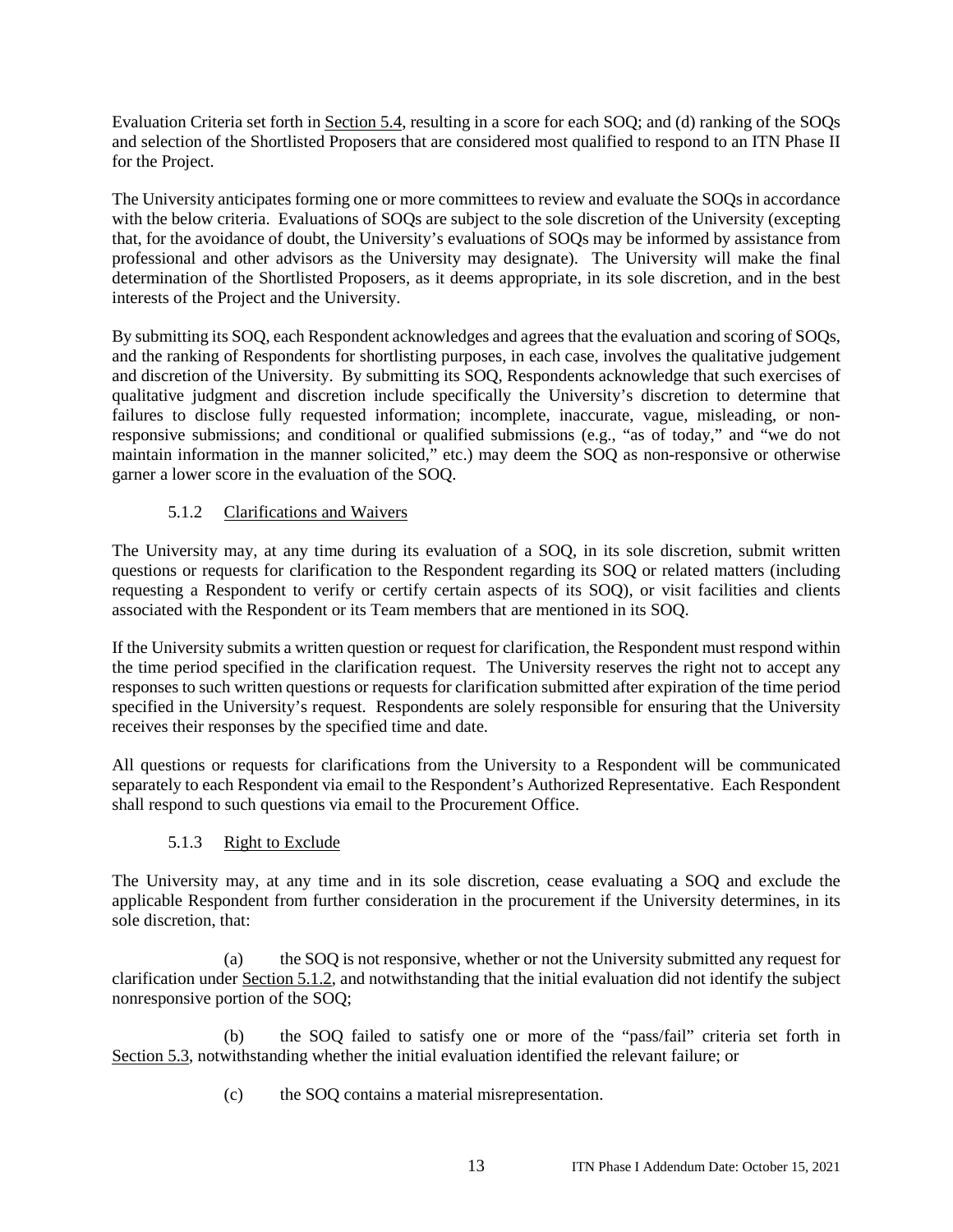Evaluation Criteria set forth in Section 5.4, resulting in a score for each SOQ; and (d) ranking of the SOQs and selection of the Shortlisted Proposers that are considered most qualified to respond to an ITN Phase II for the Project.

The University anticipates forming one or more committees to review and evaluate the SOQs in accordance with the below criteria. Evaluations of SOQs are subject to the sole discretion of the University (excepting that, for the avoidance of doubt, the University's evaluations of SOQs may be informed by assistance from professional and other advisors as the University may designate). The University will make the final determination of the Shortlisted Proposers, as it deems appropriate, in its sole discretion, and in the best interests of the Project and the University.

By submitting its SOQ, each Respondent acknowledges and agrees that the evaluation and scoring of SOQs, and the ranking of Respondents for shortlisting purposes, in each case, involves the qualitative judgement and discretion of the University. By submitting its SOQ, Respondents acknowledge that such exercises of qualitative judgment and discretion include specifically the University's discretion to determine that failures to disclose fully requested information; incomplete, inaccurate, vague, misleading, or non-responsive submissions; and conditional or qualified submissions (e.g., "as of today," and "we do not maintain information in the manner solicited," etc.) may deem the SOQ as non-responsive or otherwise garner a lower score in the evaluation of the SOQ.

### 5.1.2 Clarifications and Waivers

The University may, at any time during its evaluation of a SOQ, in its sole discretion, submit written questions or requests for clarification to the Respondent regarding its SOQ or related matters (including requesting a Respondent to verify or certify certain aspects of its SOQ), or visit facilities and clients associated with the Respondent or its Team members that are mentioned in its SOQ.

If the University submits a written question or request for clarification, the Respondent must respond within the time period specified in the clarification request. The University reserves the right not to accept any responses to such written questions or requests for clarification submitted after expiration of the time period specified in the University's request. Respondents are solely responsible for ensuring that the University receives their responses by the specified time and date.

All questions or requests for clarifications from the University to a Respondent will be communicated separately to each Respondent via email to the Respondent's Authorized Representative. Each Respondent shall respond to such questions via email to the Procurement Office.

### 5.1.3 Right to Exclude

The University may, at any time and in its sole discretion, cease evaluating a SOQ and exclude the applicable Respondent from further consideration in the procurement if the University determines, in its sole discretion, that:

(a) the SOQ is not responsive, whether or not the University submitted any request for clarification under Section 5.1.2, and notwithstanding that the initial evaluation did not identify the subject nonresponsive portion of the SOQ;

(b) the SOQ failed to satisfy one or more of the "pass/fail" criteria set forth in Section 5.3, notwithstanding whether the initial evaluation identified the relevant failure; or

(c) the SOQ contains a material misrepresentation.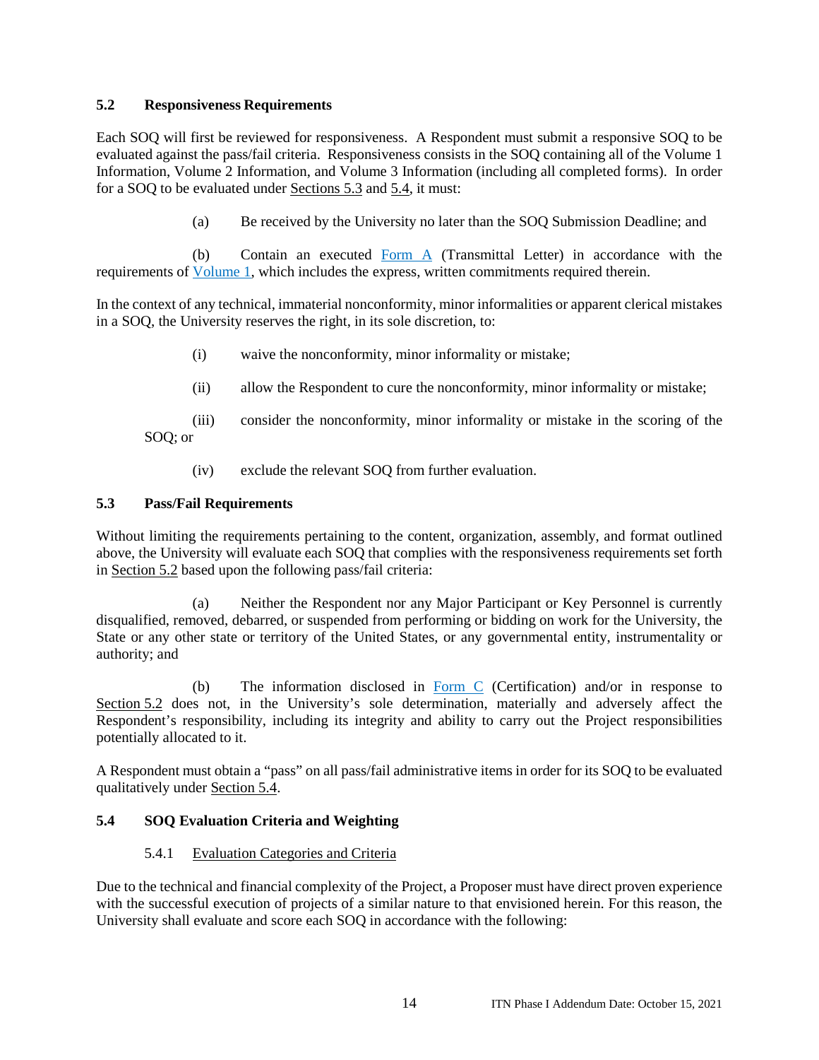### 5.2 Responsiveness Requirements

Each SOQ will first be reviewed for responsiveness. A Respondent must submit a responsive SOQ to be evaluated against the pass/fail criteria. Responsiveness consists in the SOQ containing all of the Volume 1 Information, Volume 2 Information, and Volume 3 Information (including all completed forms). In order for a SOQ to be evaluated under Sections 5.3 and 5.4, it must:

(a) Be received by the University no later than the SOQ Submission Deadline; and

(b) Contain an executed Form A (Transmittal Letter) in accordance with the requirements of Volume 1, which includes the express, written commitments required therein.

In the context of any technical, immaterial nonconformity, minor informalities or apparent clerical mistakes in a SOQ, the University reserves the right, in its sole discretion, to:

(i) waive the nonconformity, minor informality or mistake;

(ii) allow the Respondent to cure the nonconformity, minor informality or mistake;

(iii) consider the nonconformity, minor informality or mistake in the scoring of the SOQ; or

(iv) exclude the relevant SOQ from further evaluation.

### 5.3 Pass/Fail Requirements

Without limiting the requirements pertaining to the content, organization, assembly, and format outlined above, the University will evaluate each SOQ that complies with the responsiveness requirements set forth in Section 5.2 based upon the following pass/fail criteria:

(a) Neither the Respondent nor any Major Participant or Key Personnel is currently disqualified, removed, debarred, or suspended from performing or bidding on work for the University, the State or any other state or territory of the United States, or any governmental entity, instrumentality or authority; and

(b) The information disclosed in Form C (Certification) and/or in response to Section 5.2 does not, in the University's sole determination, materially and adversely affect the Respondent's responsibility, including its integrity and ability to carry out the Project responsibilities potentially allocated to it.

A Respondent must obtain a "pass" on all pass/fail administrative items in order for its SOQ to be evaluated qualitatively under Section 5.4.

### 5.4 SOQ Evaluation Criteria and Weighting

#### 5.4.1 Evaluation Categories and Criteria

Due to the technical and financial complexity of the Project, a Proposer must have direct proven experience with the successful execution of projects of a similar nature to that envisioned herein. For this reason, the University shall evaluate and score each SOQ in accordance with the following: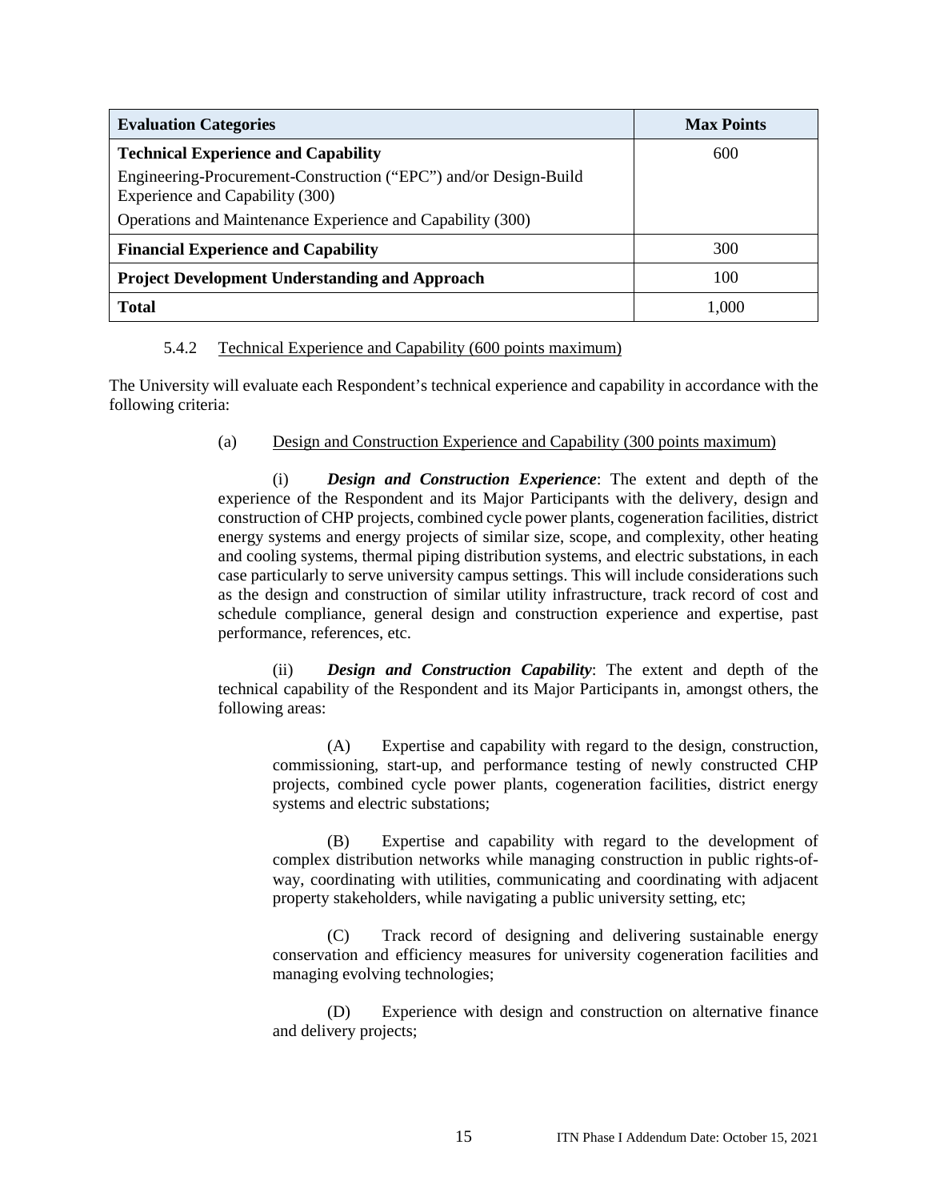| Evaluation Categories | Max Points |
|---|---|
| **Technical Experience and Capability**<br>Engineering-Procurement-Construction ("EPC") and/or Design-Build Experience and Capability (300)<br>Operations and Maintenance Experience and Capability (300) | 600 |
| **Financial Experience and Capability** | 300 |
| **Project Development Understanding and Approach** | 100 |
| **Total** | 1,000 |

5.4.2 Technical Experience and Capability (600 points maximum)

The University will evaluate each Respondent's technical experience and capability in accordance with the following criteria:

(a) Design and Construction Experience and Capability (300 points maximum)

(i) ***Design and Construction Experience***: The extent and depth of the experience of the Respondent and its Major Participants with the delivery, design and construction of CHP projects, combined cycle power plants, cogeneration facilities, district energy systems and energy projects of similar size, scope, and complexity, other heating and cooling systems, thermal piping distribution systems, and electric substations, in each case particularly to serve university campus settings. This will include considerations such as the design and construction of similar utility infrastructure, track record of cost and schedule compliance, general design and construction experience and expertise, past performance, references, etc.

(ii) ***Design and Construction Capability***: The extent and depth of the technical capability of the Respondent and its Major Participants in, amongst others, the following areas:

(A) Expertise and capability with regard to the design, construction, commissioning, start-up, and performance testing of newly constructed CHP projects, combined cycle power plants, cogeneration facilities, district energy systems and electric substations;

(B) Expertise and capability with regard to the development of complex distribution networks while managing construction in public rights-of-way, coordinating with utilities, communicating and coordinating with adjacent property stakeholders, while navigating a public university setting, etc;

(C) Track record of designing and delivering sustainable energy conservation and efficiency measures for university cogeneration facilities and managing evolving technologies;

(D) Experience with design and construction on alternative finance and delivery projects;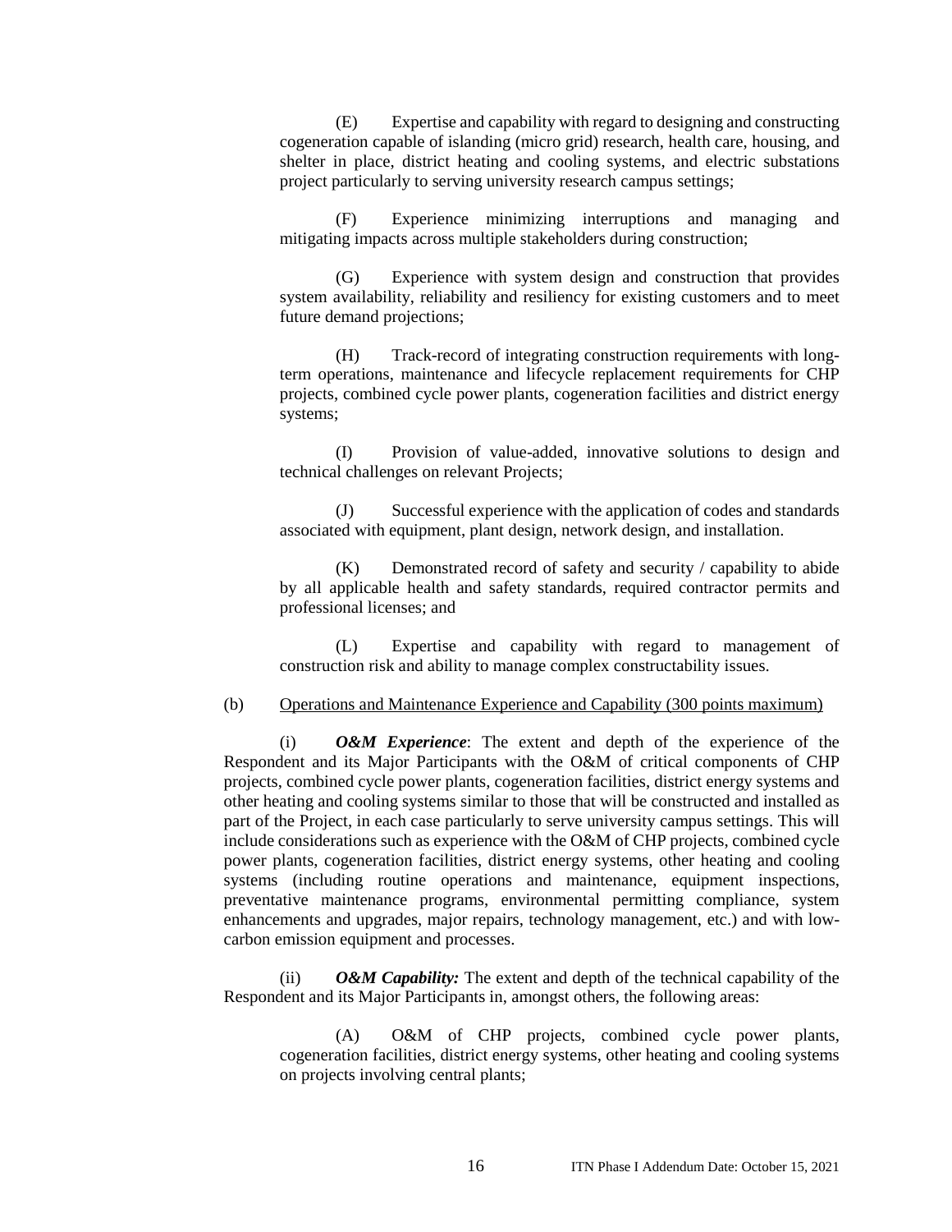(E) Expertise and capability with regard to designing and constructing cogeneration capable of islanding (micro grid) research, health care, housing, and shelter in place, district heating and cooling systems, and electric substations project particularly to serving university research campus settings;

(F) Experience minimizing interruptions and managing and mitigating impacts across multiple stakeholders during construction;

(G) Experience with system design and construction that provides system availability, reliability and resiliency for existing customers and to meet future demand projections;

(H) Track-record of integrating construction requirements with long-term operations, maintenance and lifecycle replacement requirements for CHP projects, combined cycle power plants, cogeneration facilities and district energy systems;

(I) Provision of value-added, innovative solutions to design and technical challenges on relevant Projects;

(J) Successful experience with the application of codes and standards associated with equipment, plant design, network design, and installation.

(K) Demonstrated record of safety and security / capability to abide by all applicable health and safety standards, required contractor permits and professional licenses; and

(L) Expertise and capability with regard to management of construction risk and ability to manage complex constructability issues.

(b) Operations and Maintenance Experience and Capability (300 points maximum)

(i) ***O&M Experience***: The extent and depth of the experience of the Respondent and its Major Participants with the O&M of critical components of CHP projects, combined cycle power plants, cogeneration facilities, district energy systems and other heating and cooling systems similar to those that will be constructed and installed as part of the Project, in each case particularly to serve university campus settings. This will include considerations such as experience with the O&M of CHP projects, combined cycle power plants, cogeneration facilities, district energy systems, other heating and cooling systems (including routine operations and maintenance, equipment inspections, preventative maintenance programs, environmental permitting compliance, system enhancements and upgrades, major repairs, technology management, etc.) and with low-carbon emission equipment and processes.

(ii) ***O&M Capability:*** The extent and depth of the technical capability of the Respondent and its Major Participants in, amongst others, the following areas:

(A) O&M of CHP projects, combined cycle power plants, cogeneration facilities, district energy systems, other heating and cooling systems on projects involving central plants;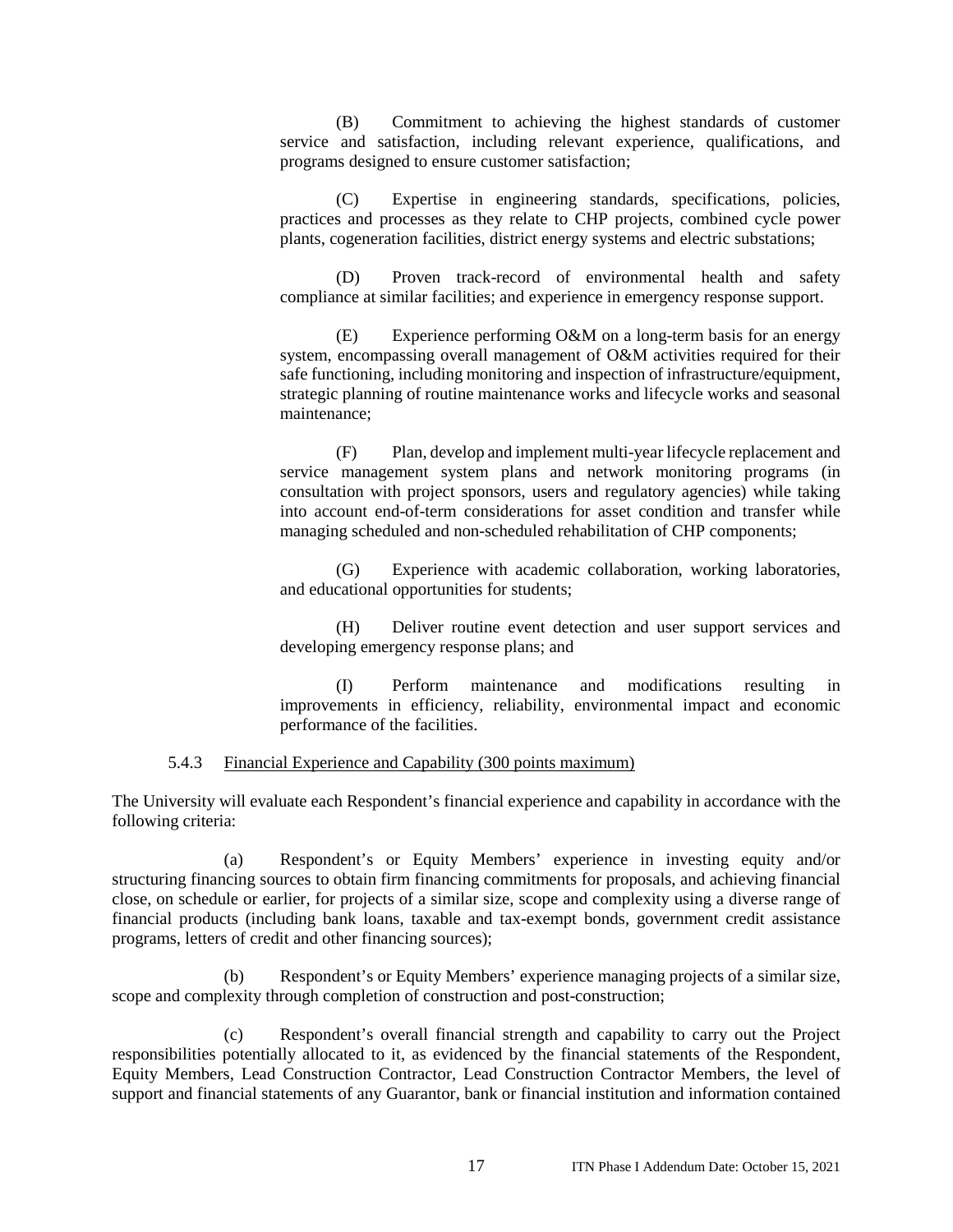(B) Commitment to achieving the highest standards of customer service and satisfaction, including relevant experience, qualifications, and programs designed to ensure customer satisfaction;

(C) Expertise in engineering standards, specifications, policies, practices and processes as they relate to CHP projects, combined cycle power plants, cogeneration facilities, district energy systems and electric substations;

(D) Proven track-record of environmental health and safety compliance at similar facilities; and experience in emergency response support.

(E) Experience performing O&M on a long-term basis for an energy system, encompassing overall management of O&M activities required for their safe functioning, including monitoring and inspection of infrastructure/equipment, strategic planning of routine maintenance works and lifecycle works and seasonal maintenance;

(F) Plan, develop and implement multi-year lifecycle replacement and service management system plans and network monitoring programs (in consultation with project sponsors, users and regulatory agencies) while taking into account end-of-term considerations for asset condition and transfer while managing scheduled and non-scheduled rehabilitation of CHP components;

(G) Experience with academic collaboration, working laboratories, and educational opportunities for students;

(H) Deliver routine event detection and user support services and developing emergency response plans; and

(I) Perform maintenance and modifications resulting in improvements in efficiency, reliability, environmental impact and economic performance of the facilities.

5.4.3 Financial Experience and Capability (300 points maximum)

The University will evaluate each Respondent's financial experience and capability in accordance with the following criteria:

(a) Respondent's or Equity Members' experience in investing equity and/or structuring financing sources to obtain firm financing commitments for proposals, and achieving financial close, on schedule or earlier, for projects of a similar size, scope and complexity using a diverse range of financial products (including bank loans, taxable and tax-exempt bonds, government credit assistance programs, letters of credit and other financing sources);

(b) Respondent's or Equity Members' experience managing projects of a similar size, scope and complexity through completion of construction and post-construction;

(c) Respondent's overall financial strength and capability to carry out the Project responsibilities potentially allocated to it, as evidenced by the financial statements of the Respondent, Equity Members, Lead Construction Contractor, Lead Construction Contractor Members, the level of support and financial statements of any Guarantor, bank or financial institution and information contained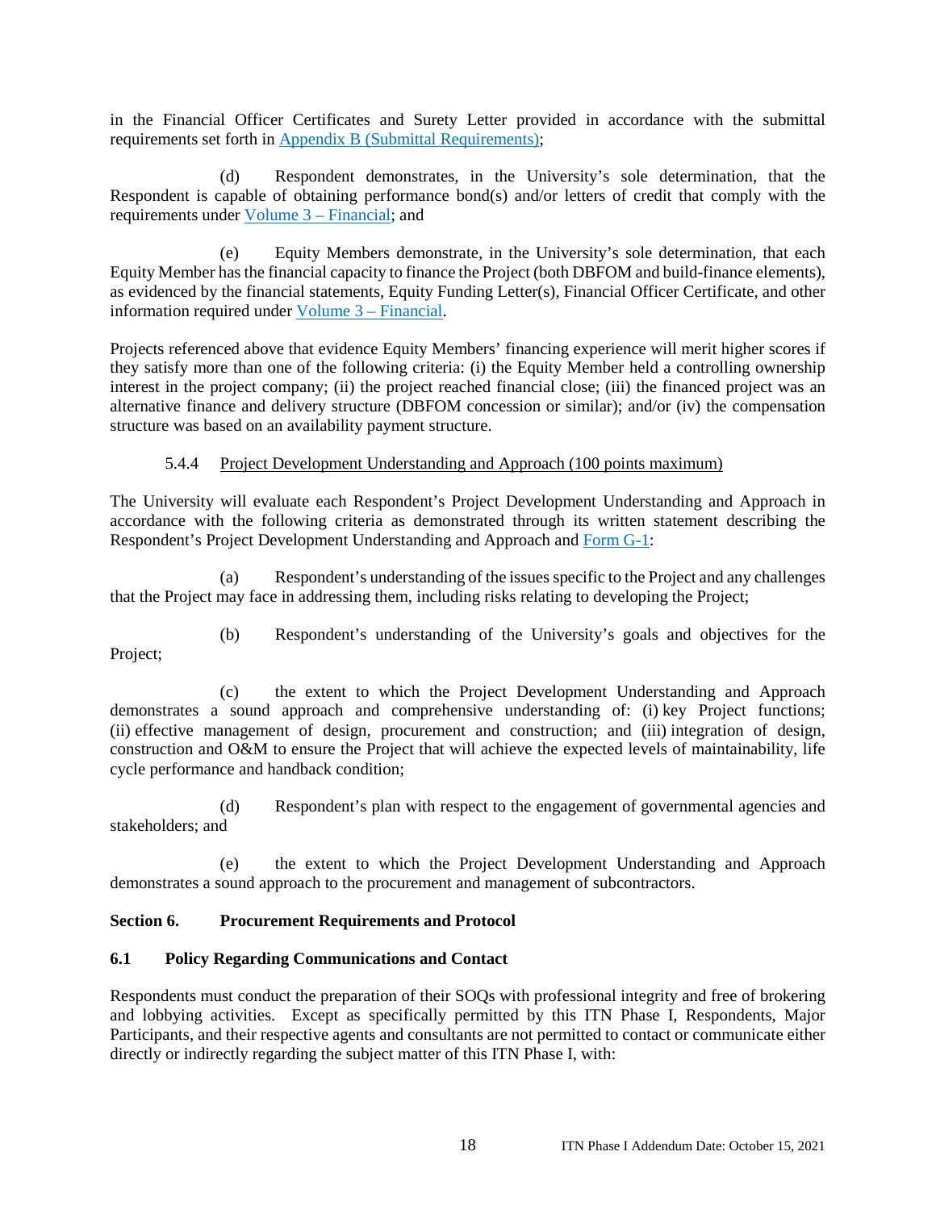in the Financial Officer Certificates and Surety Letter provided in accordance with the submittal requirements set forth in Appendix B (Submittal Requirements);

(d) Respondent demonstrates, in the University's sole determination, that the Respondent is capable of obtaining performance bond(s) and/or letters of credit that comply with the requirements under Volume 3 – Financial; and

(e) Equity Members demonstrate, in the University's sole determination, that each Equity Member has the financial capacity to finance the Project (both DBFOM and build-finance elements), as evidenced by the financial statements, Equity Funding Letter(s), Financial Officer Certificate, and other information required under Volume 3 – Financial.

Projects referenced above that evidence Equity Members' financing experience will merit higher scores if they satisfy more than one of the following criteria: (i) the Equity Member held a controlling ownership interest in the project company; (ii) the project reached financial close; (iii) the financed project was an alternative finance and delivery structure (DBFOM concession or similar); and/or (iv) the compensation structure was based on an availability payment structure.

#### 5.4.4 Project Development Understanding and Approach (100 points maximum)

The University will evaluate each Respondent's Project Development Understanding and Approach in accordance with the following criteria as demonstrated through its written statement describing the Respondent's Project Development Understanding and Approach and Form G-1:

(a) Respondent's understanding of the issues specific to the Project and any challenges that the Project may face in addressing them, including risks relating to developing the Project;

(b) Respondent's understanding of the University's goals and objectives for the Project;

(c) the extent to which the Project Development Understanding and Approach demonstrates a sound approach and comprehensive understanding of: (i) key Project functions; (ii) effective management of design, procurement and construction; and (iii) integration of design, construction and O&M to ensure the Project that will achieve the expected levels of maintainability, life cycle performance and handback condition;

(d) Respondent's plan with respect to the engagement of governmental agencies and stakeholders; and

(e) the extent to which the Project Development Understanding and Approach demonstrates a sound approach to the procurement and management of subcontractors.

## Section 6. Procurement Requirements and Protocol

### 6.1 Policy Regarding Communications and Contact

Respondents must conduct the preparation of their SOQs with professional integrity and free of brokering and lobbying activities. Except as specifically permitted by this ITN Phase I, Respondents, Major Participants, and their respective agents and consultants are not permitted to contact or communicate either directly or indirectly regarding the subject matter of this ITN Phase I, with: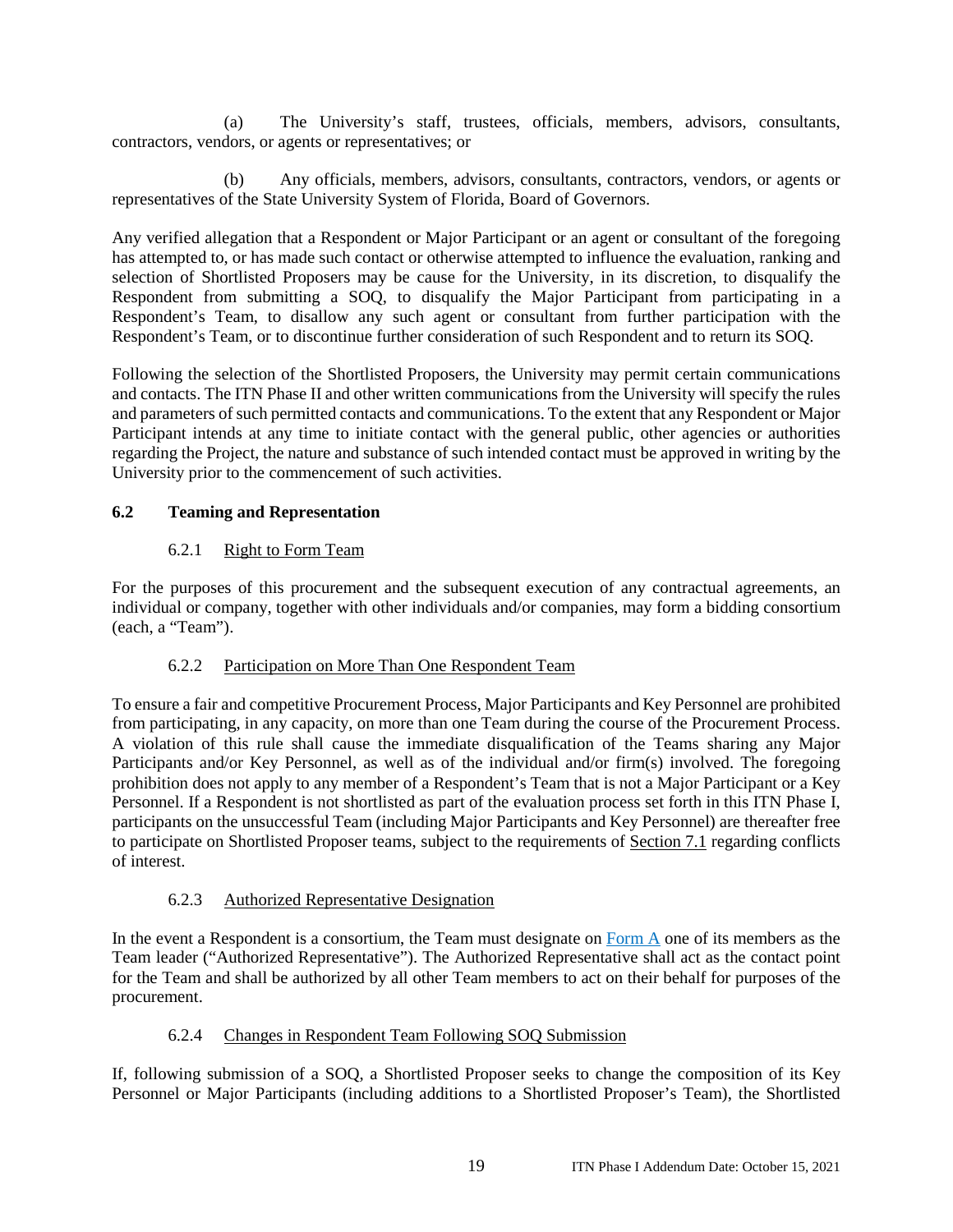(a) The University's staff, trustees, officials, members, advisors, consultants, contractors, vendors, or agents or representatives; or

(b) Any officials, members, advisors, consultants, contractors, vendors, or agents or representatives of the State University System of Florida, Board of Governors.

Any verified allegation that a Respondent or Major Participant or an agent or consultant of the foregoing has attempted to, or has made such contact or otherwise attempted to influence the evaluation, ranking and selection of Shortlisted Proposers may be cause for the University, in its discretion, to disqualify the Respondent from submitting a SOQ, to disqualify the Major Participant from participating in a Respondent's Team, to disallow any such agent or consultant from further participation with the Respondent's Team, or to discontinue further consideration of such Respondent and to return its SOQ.

Following the selection of the Shortlisted Proposers, the University may permit certain communications and contacts. The ITN Phase II and other written communications from the University will specify the rules and parameters of such permitted contacts and communications. To the extent that any Respondent or Major Participant intends at any time to initiate contact with the general public, other agencies or authorities regarding the Project, the nature and substance of such intended contact must be approved in writing by the University prior to the commencement of such activities.

### 6.2 Teaming and Representation

#### 6.2.1 Right to Form Team

For the purposes of this procurement and the subsequent execution of any contractual agreements, an individual or company, together with other individuals and/or companies, may form a bidding consortium (each, a "Team").

#### 6.2.2 Participation on More Than One Respondent Team

To ensure a fair and competitive Procurement Process, Major Participants and Key Personnel are prohibited from participating, in any capacity, on more than one Team during the course of the Procurement Process. A violation of this rule shall cause the immediate disqualification of the Teams sharing any Major Participants and/or Key Personnel, as well as of the individual and/or firm(s) involved. The foregoing prohibition does not apply to any member of a Respondent's Team that is not a Major Participant or a Key Personnel. If a Respondent is not shortlisted as part of the evaluation process set forth in this ITN Phase I, participants on the unsuccessful Team (including Major Participants and Key Personnel) are thereafter free to participate on Shortlisted Proposer teams, subject to the requirements of Section 7.1 regarding conflicts of interest.

#### 6.2.3 Authorized Representative Designation

In the event a Respondent is a consortium, the Team must designate on Form A one of its members as the Team leader ("Authorized Representative"). The Authorized Representative shall act as the contact point for the Team and shall be authorized by all other Team members to act on their behalf for purposes of the procurement.

#### 6.2.4 Changes in Respondent Team Following SOQ Submission

If, following submission of a SOQ, a Shortlisted Proposer seeks to change the composition of its Key Personnel or Major Participants (including additions to a Shortlisted Proposer's Team), the Shortlisted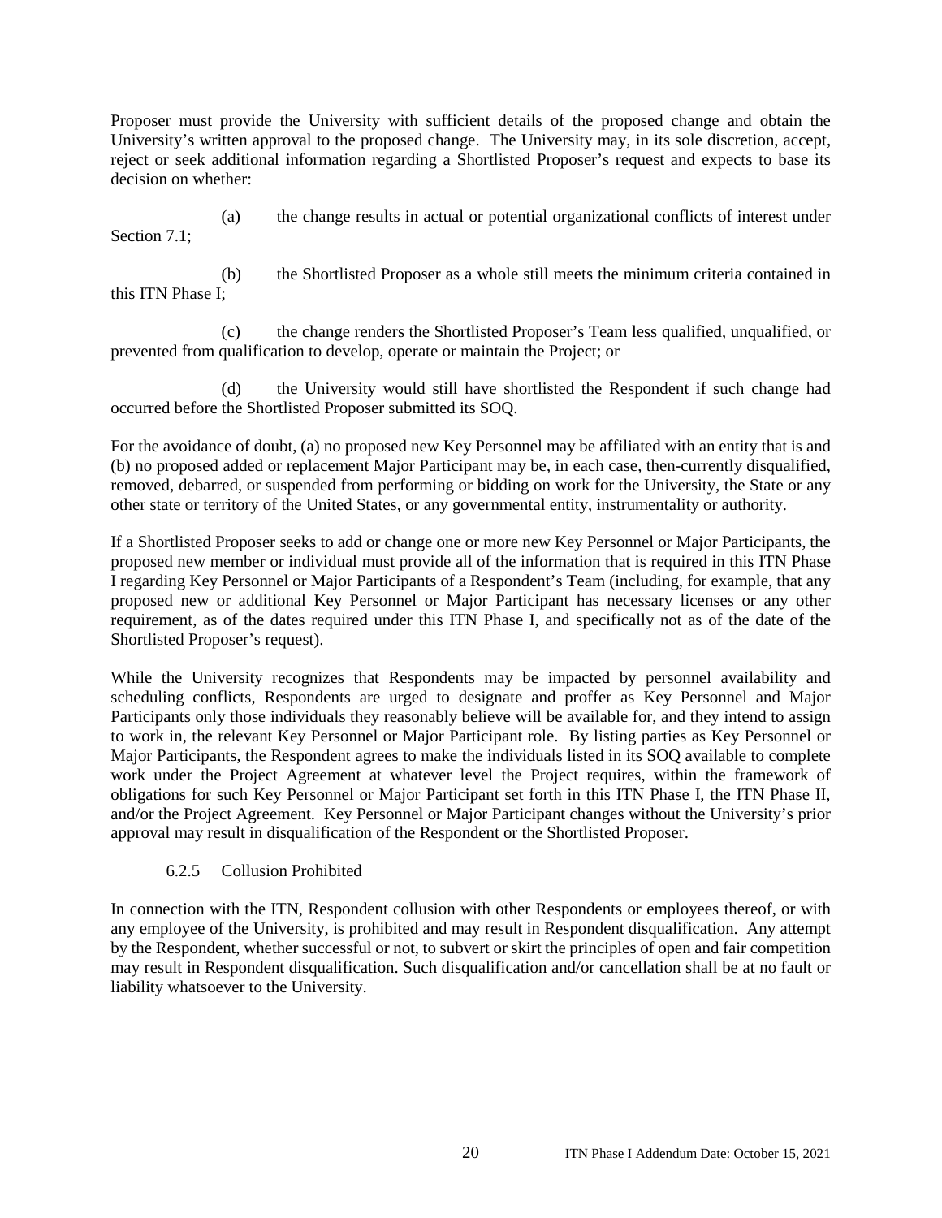Proposer must provide the University with sufficient details of the proposed change and obtain the University's written approval to the proposed change. The University may, in its sole discretion, accept, reject or seek additional information regarding a Shortlisted Proposer's request and expects to base its decision on whether:

(a) the change results in actual or potential organizational conflicts of interest under Section 7.1;

(b) the Shortlisted Proposer as a whole still meets the minimum criteria contained in this ITN Phase I;

(c) the change renders the Shortlisted Proposer's Team less qualified, unqualified, or prevented from qualification to develop, operate or maintain the Project; or

(d) the University would still have shortlisted the Respondent if such change had occurred before the Shortlisted Proposer submitted its SOQ.

For the avoidance of doubt, (a) no proposed new Key Personnel may be affiliated with an entity that is and (b) no proposed added or replacement Major Participant may be, in each case, then-currently disqualified, removed, debarred, or suspended from performing or bidding on work for the University, the State or any other state or territory of the United States, or any governmental entity, instrumentality or authority.

If a Shortlisted Proposer seeks to add or change one or more new Key Personnel or Major Participants, the proposed new member or individual must provide all of the information that is required in this ITN Phase I regarding Key Personnel or Major Participants of a Respondent's Team (including, for example, that any proposed new or additional Key Personnel or Major Participant has necessary licenses or any other requirement, as of the dates required under this ITN Phase I, and specifically not as of the date of the Shortlisted Proposer's request).

While the University recognizes that Respondents may be impacted by personnel availability and scheduling conflicts, Respondents are urged to designate and proffer as Key Personnel and Major Participants only those individuals they reasonably believe will be available for, and they intend to assign to work in, the relevant Key Personnel or Major Participant role. By listing parties as Key Personnel or Major Participants, the Respondent agrees to make the individuals listed in its SOQ available to complete work under the Project Agreement at whatever level the Project requires, within the framework of obligations for such Key Personnel or Major Participant set forth in this ITN Phase I, the ITN Phase II, and/or the Project Agreement. Key Personnel or Major Participant changes without the University's prior approval may result in disqualification of the Respondent or the Shortlisted Proposer.

#### 6.2.5 Collusion Prohibited

In connection with the ITN, Respondent collusion with other Respondents or employees thereof, or with any employee of the University, is prohibited and may result in Respondent disqualification. Any attempt by the Respondent, whether successful or not, to subvert or skirt the principles of open and fair competition may result in Respondent disqualification. Such disqualification and/or cancellation shall be at no fault or liability whatsoever to the University.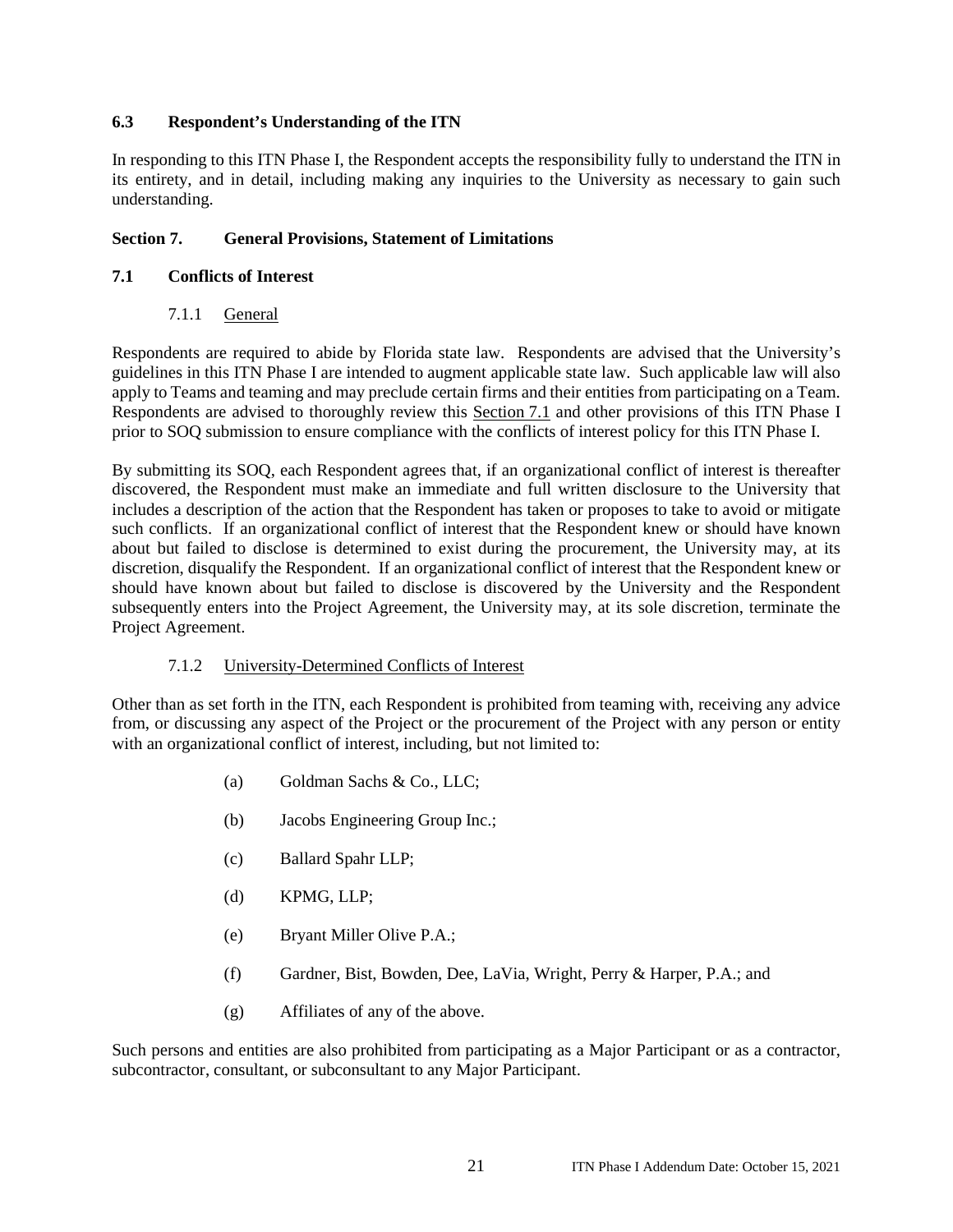### 6.3 Respondent's Understanding of the ITN

In responding to this ITN Phase I, the Respondent accepts the responsibility fully to understand the ITN in its entirety, and in detail, including making any inquiries to the University as necessary to gain such understanding.

## Section 7. General Provisions, Statement of Limitations

### 7.1 Conflicts of Interest

#### 7.1.1 General

Respondents are required to abide by Florida state law. Respondents are advised that the University's guidelines in this ITN Phase I are intended to augment applicable state law. Such applicable law will also apply to Teams and teaming and may preclude certain firms and their entities from participating on a Team. Respondents are advised to thoroughly review this Section 7.1 and other provisions of this ITN Phase I prior to SOQ submission to ensure compliance with the conflicts of interest policy for this ITN Phase I.

By submitting its SOQ, each Respondent agrees that, if an organizational conflict of interest is thereafter discovered, the Respondent must make an immediate and full written disclosure to the University that includes a description of the action that the Respondent has taken or proposes to take to avoid or mitigate such conflicts. If an organizational conflict of interest that the Respondent knew or should have known about but failed to disclose is determined to exist during the procurement, the University may, at its discretion, disqualify the Respondent. If an organizational conflict of interest that the Respondent knew or should have known about but failed to disclose is discovered by the University and the Respondent subsequently enters into the Project Agreement, the University may, at its sole discretion, terminate the Project Agreement.

#### 7.1.2 University-Determined Conflicts of Interest

Other than as set forth in the ITN, each Respondent is prohibited from teaming with, receiving any advice from, or discussing any aspect of the Project or the procurement of the Project with any person or entity with an organizational conflict of interest, including, but not limited to:

(a) Goldman Sachs & Co., LLC;

(b) Jacobs Engineering Group Inc.;

(c) Ballard Spahr LLP;

(d) KPMG, LLP;

(e) Bryant Miller Olive P.A.;

(f) Gardner, Bist, Bowden, Dee, LaVia, Wright, Perry & Harper, P.A.; and

(g) Affiliates of any of the above.

Such persons and entities are also prohibited from participating as a Major Participant or as a contractor, subcontractor, consultant, or subconsultant to any Major Participant.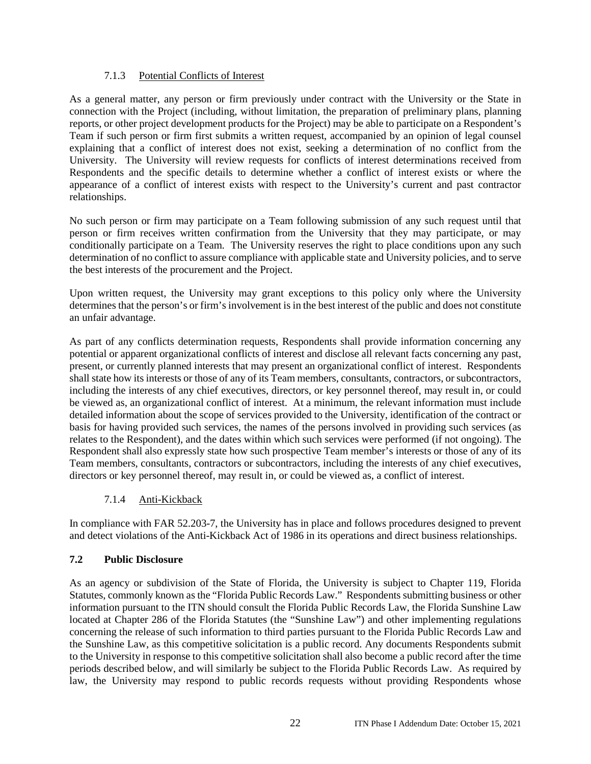#### 7.1.3 Potential Conflicts of Interest

As a general matter, any person or firm previously under contract with the University or the State in connection with the Project (including, without limitation, the preparation of preliminary plans, planning reports, or other project development products for the Project) may be able to participate on a Respondent's Team if such person or firm first submits a written request, accompanied by an opinion of legal counsel explaining that a conflict of interest does not exist, seeking a determination of no conflict from the University. The University will review requests for conflicts of interest determinations received from Respondents and the specific details to determine whether a conflict of interest exists or where the appearance of a conflict of interest exists with respect to the University's current and past contractor relationships.

No such person or firm may participate on a Team following submission of any such request until that person or firm receives written confirmation from the University that they may participate, or may conditionally participate on a Team. The University reserves the right to place conditions upon any such determination of no conflict to assure compliance with applicable state and University policies, and to serve the best interests of the procurement and the Project.

Upon written request, the University may grant exceptions to this policy only where the University determines that the person's or firm's involvement is in the best interest of the public and does not constitute an unfair advantage.

As part of any conflicts determination requests, Respondents shall provide information concerning any potential or apparent organizational conflicts of interest and disclose all relevant facts concerning any past, present, or currently planned interests that may present an organizational conflict of interest. Respondents shall state how its interests or those of any of its Team members, consultants, contractors, or subcontractors, including the interests of any chief executives, directors, or key personnel thereof, may result in, or could be viewed as, an organizational conflict of interest. At a minimum, the relevant information must include detailed information about the scope of services provided to the University, identification of the contract or basis for having provided such services, the names of the persons involved in providing such services (as relates to the Respondent), and the dates within which such services were performed (if not ongoing). The Respondent shall also expressly state how such prospective Team member's interests or those of any of its Team members, consultants, contractors or subcontractors, including the interests of any chief executives, directors or key personnel thereof, may result in, or could be viewed as, a conflict of interest.

#### 7.1.4 Anti-Kickback

In compliance with FAR 52.203-7, the University has in place and follows procedures designed to prevent and detect violations of the Anti-Kickback Act of 1986 in its operations and direct business relationships.

### 7.2 Public Disclosure

As an agency or subdivision of the State of Florida, the University is subject to Chapter 119, Florida Statutes, commonly known as the "Florida Public Records Law." Respondents submitting business or other information pursuant to the ITN should consult the Florida Public Records Law, the Florida Sunshine Law located at Chapter 286 of the Florida Statutes (the "Sunshine Law") and other implementing regulations concerning the release of such information to third parties pursuant to the Florida Public Records Law and the Sunshine Law, as this competitive solicitation is a public record. Any documents Respondents submit to the University in response to this competitive solicitation shall also become a public record after the time periods described below, and will similarly be subject to the Florida Public Records Law. As required by law, the University may respond to public records requests without providing Respondents whose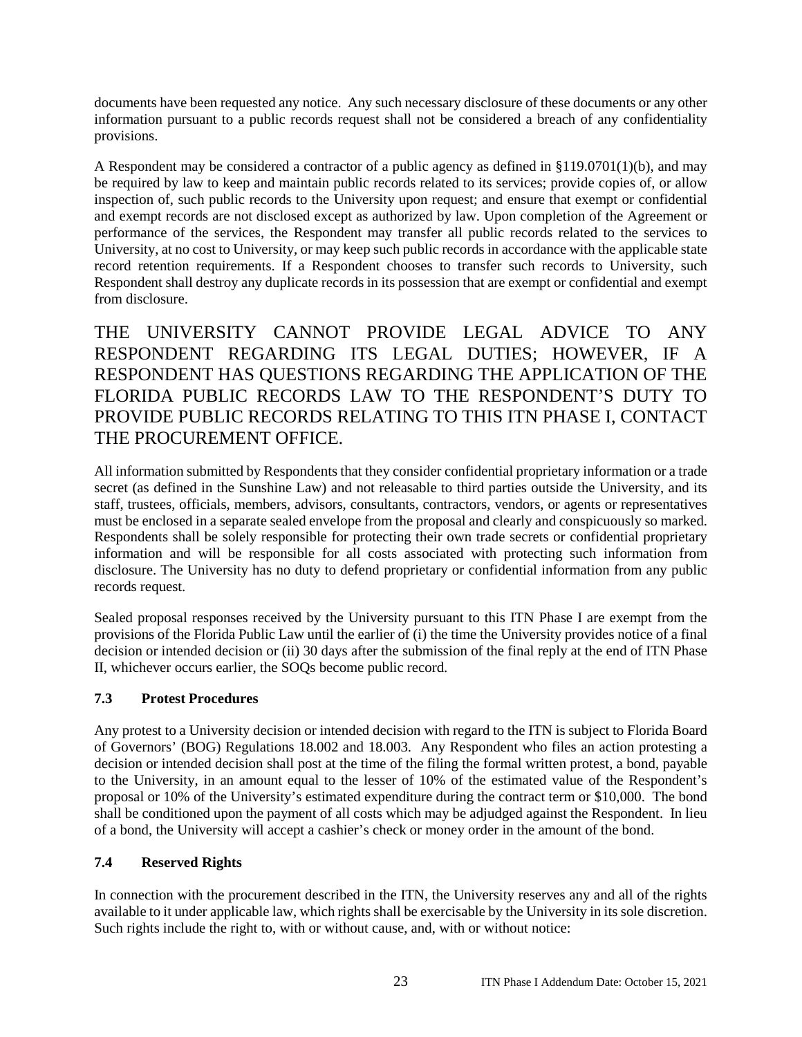documents have been requested any notice. Any such necessary disclosure of these documents or any other information pursuant to a public records request shall not be considered a breach of any confidentiality provisions.

A Respondent may be considered a contractor of a public agency as defined in §119.0701(1)(b), and may be required by law to keep and maintain public records related to its services; provide copies of, or allow inspection of, such public records to the University upon request; and ensure that exempt or confidential and exempt records are not disclosed except as authorized by law. Upon completion of the Agreement or performance of the services, the Respondent may transfer all public records related to the services to University, at no cost to University, or may keep such public records in accordance with the applicable state record retention requirements. If a Respondent chooses to transfer such records to University, such Respondent shall destroy any duplicate records in its possession that are exempt or confidential and exempt from disclosure.

THE UNIVERSITY CANNOT PROVIDE LEGAL ADVICE TO ANY RESPONDENT REGARDING ITS LEGAL DUTIES; HOWEVER, IF A RESPONDENT HAS QUESTIONS REGARDING THE APPLICATION OF THE FLORIDA PUBLIC RECORDS LAW TO THE RESPONDENT'S DUTY TO PROVIDE PUBLIC RECORDS RELATING TO THIS ITN PHASE I, CONTACT THE PROCUREMENT OFFICE.

All information submitted by Respondents that they consider confidential proprietary information or a trade secret (as defined in the Sunshine Law) and not releasable to third parties outside the University, and its staff, trustees, officials, members, advisors, consultants, contractors, vendors, or agents or representatives must be enclosed in a separate sealed envelope from the proposal and clearly and conspicuously so marked. Respondents shall be solely responsible for protecting their own trade secrets or confidential proprietary information and will be responsible for all costs associated with protecting such information from disclosure. The University has no duty to defend proprietary or confidential information from any public records request.

Sealed proposal responses received by the University pursuant to this ITN Phase I are exempt from the provisions of the Florida Public Law until the earlier of (i) the time the University provides notice of a final decision or intended decision or (ii) 30 days after the submission of the final reply at the end of ITN Phase II, whichever occurs earlier, the SOQs become public record.

### 7.3 Protest Procedures

Any protest to a University decision or intended decision with regard to the ITN is subject to Florida Board of Governors' (BOG) Regulations 18.002 and 18.003. Any Respondent who files an action protesting a decision or intended decision shall post at the time of the filing the formal written protest, a bond, payable to the University, in an amount equal to the lesser of 10% of the estimated value of the Respondent's proposal or 10% of the University's estimated expenditure during the contract term or $10,000. The bond shall be conditioned upon the payment of all costs which may be adjudged against the Respondent. In lieu of a bond, the University will accept a cashier's check or money order in the amount of the bond.

### 7.4 Reserved Rights

In connection with the procurement described in the ITN, the University reserves any and all of the rights available to it under applicable law, which rights shall be exercisable by the University in its sole discretion. Such rights include the right to, with or without cause, and, with or without notice: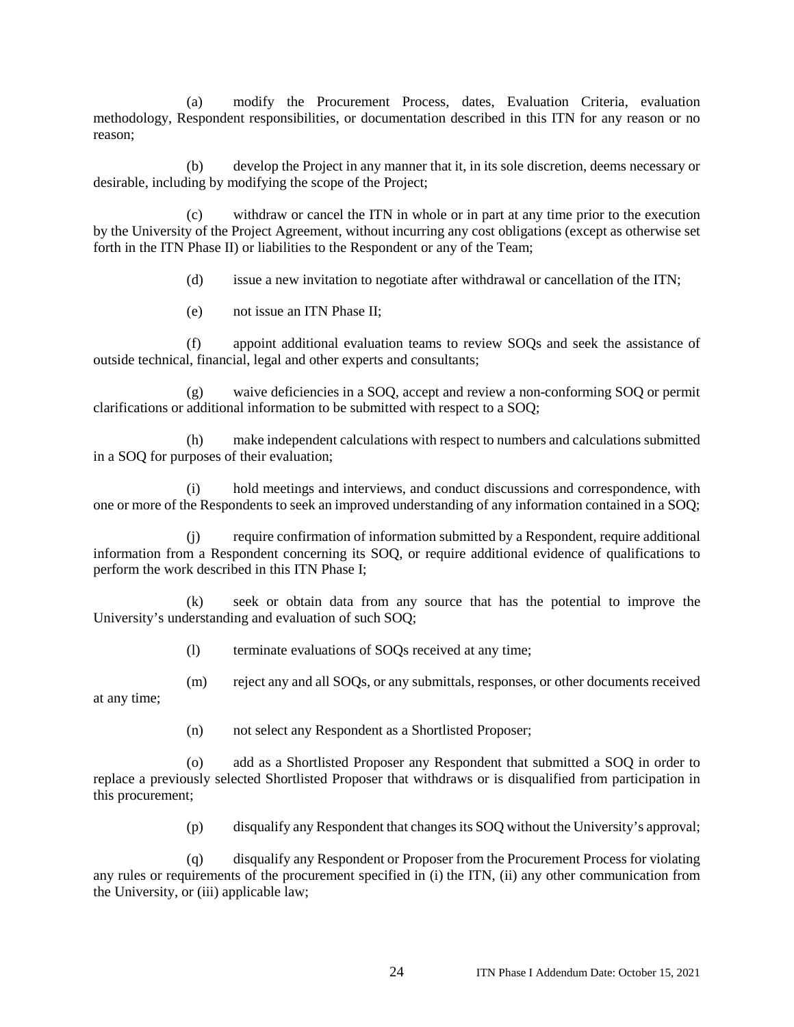(a) modify the Procurement Process, dates, Evaluation Criteria, evaluation methodology, Respondent responsibilities, or documentation described in this ITN for any reason or no reason;

(b) develop the Project in any manner that it, in its sole discretion, deems necessary or desirable, including by modifying the scope of the Project;

(c) withdraw or cancel the ITN in whole or in part at any time prior to the execution by the University of the Project Agreement, without incurring any cost obligations (except as otherwise set forth in the ITN Phase II) or liabilities to the Respondent or any of the Team;

(d) issue a new invitation to negotiate after withdrawal or cancellation of the ITN;

(e) not issue an ITN Phase II;

(f) appoint additional evaluation teams to review SOQs and seek the assistance of outside technical, financial, legal and other experts and consultants;

(g) waive deficiencies in a SOQ, accept and review a non-conforming SOQ or permit clarifications or additional information to be submitted with respect to a SOQ;

(h) make independent calculations with respect to numbers and calculations submitted in a SOQ for purposes of their evaluation;

(i) hold meetings and interviews, and conduct discussions and correspondence, with one or more of the Respondents to seek an improved understanding of any information contained in a SOQ;

(j) require confirmation of information submitted by a Respondent, require additional information from a Respondent concerning its SOQ, or require additional evidence of qualifications to perform the work described in this ITN Phase I;

(k) seek or obtain data from any source that has the potential to improve the University's understanding and evaluation of such SOQ;

(l) terminate evaluations of SOQs received at any time;

(m) reject any and all SOQs, or any submittals, responses, or other documents received at any time;

(n) not select any Respondent as a Shortlisted Proposer;

(o) add as a Shortlisted Proposer any Respondent that submitted a SOQ in order to replace a previously selected Shortlisted Proposer that withdraws or is disqualified from participation in this procurement;

(p) disqualify any Respondent that changes its SOQ without the University's approval;

(q) disqualify any Respondent or Proposer from the Procurement Process for violating any rules or requirements of the procurement specified in (i) the ITN, (ii) any other communication from the University, or (iii) applicable law;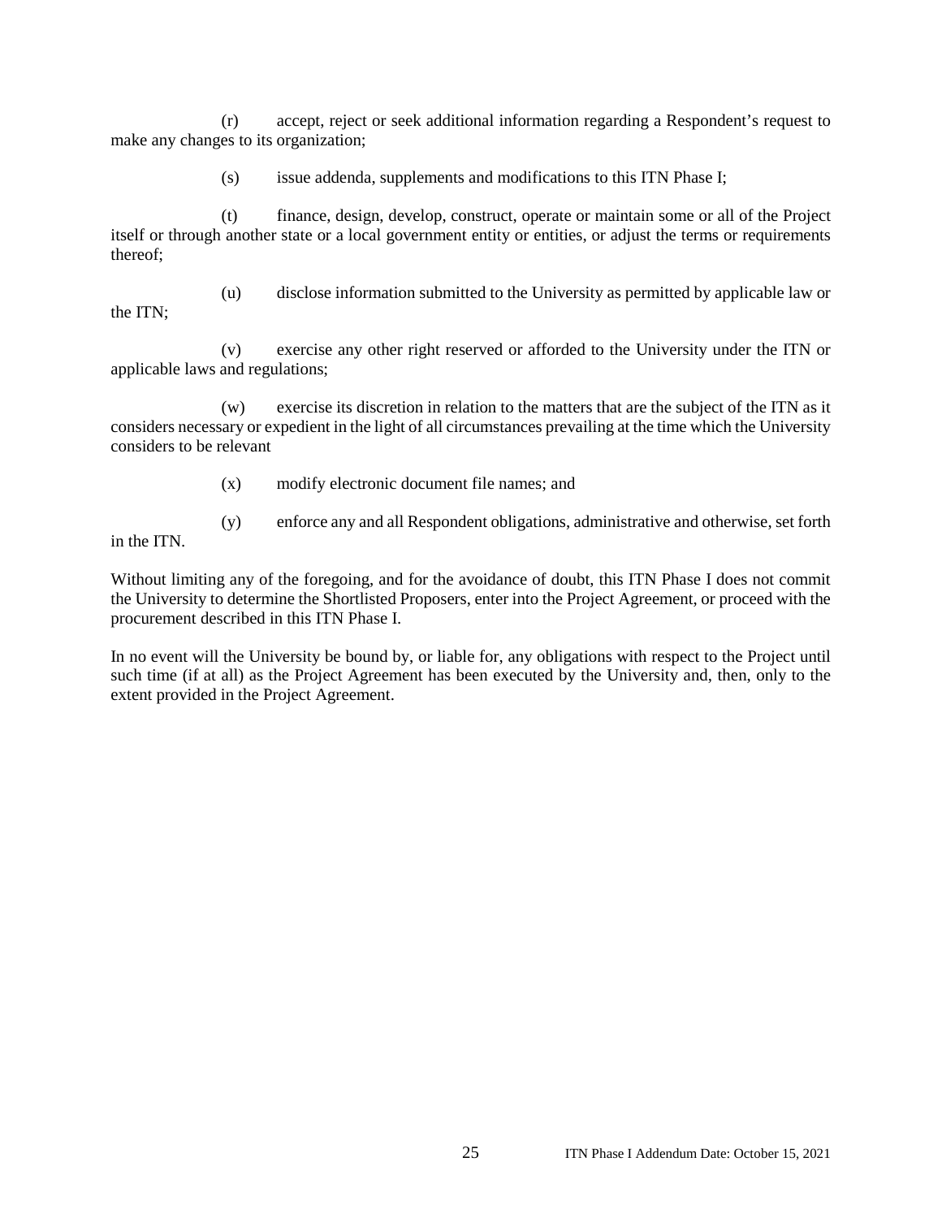(r) accept, reject or seek additional information regarding a Respondent's request to make any changes to its organization;

(s) issue addenda, supplements and modifications to this ITN Phase I;

(t) finance, design, develop, construct, operate or maintain some or all of the Project itself or through another state or a local government entity or entities, or adjust the terms or requirements thereof;

(u) disclose information submitted to the University as permitted by applicable law or the ITN;

(v) exercise any other right reserved or afforded to the University under the ITN or applicable laws and regulations;

(w) exercise its discretion in relation to the matters that are the subject of the ITN as it considers necessary or expedient in the light of all circumstances prevailing at the time which the University considers to be relevant

(x) modify electronic document file names; and

(y) enforce any and all Respondent obligations, administrative and otherwise, set forth in the ITN.

Without limiting any of the foregoing, and for the avoidance of doubt, this ITN Phase I does not commit the University to determine the Shortlisted Proposers, enter into the Project Agreement, or proceed with the procurement described in this ITN Phase I.

In no event will the University be bound by, or liable for, any obligations with respect to the Project until such time (if at all) as the Project Agreement has been executed by the University and, then, only to the extent provided in the Project Agreement.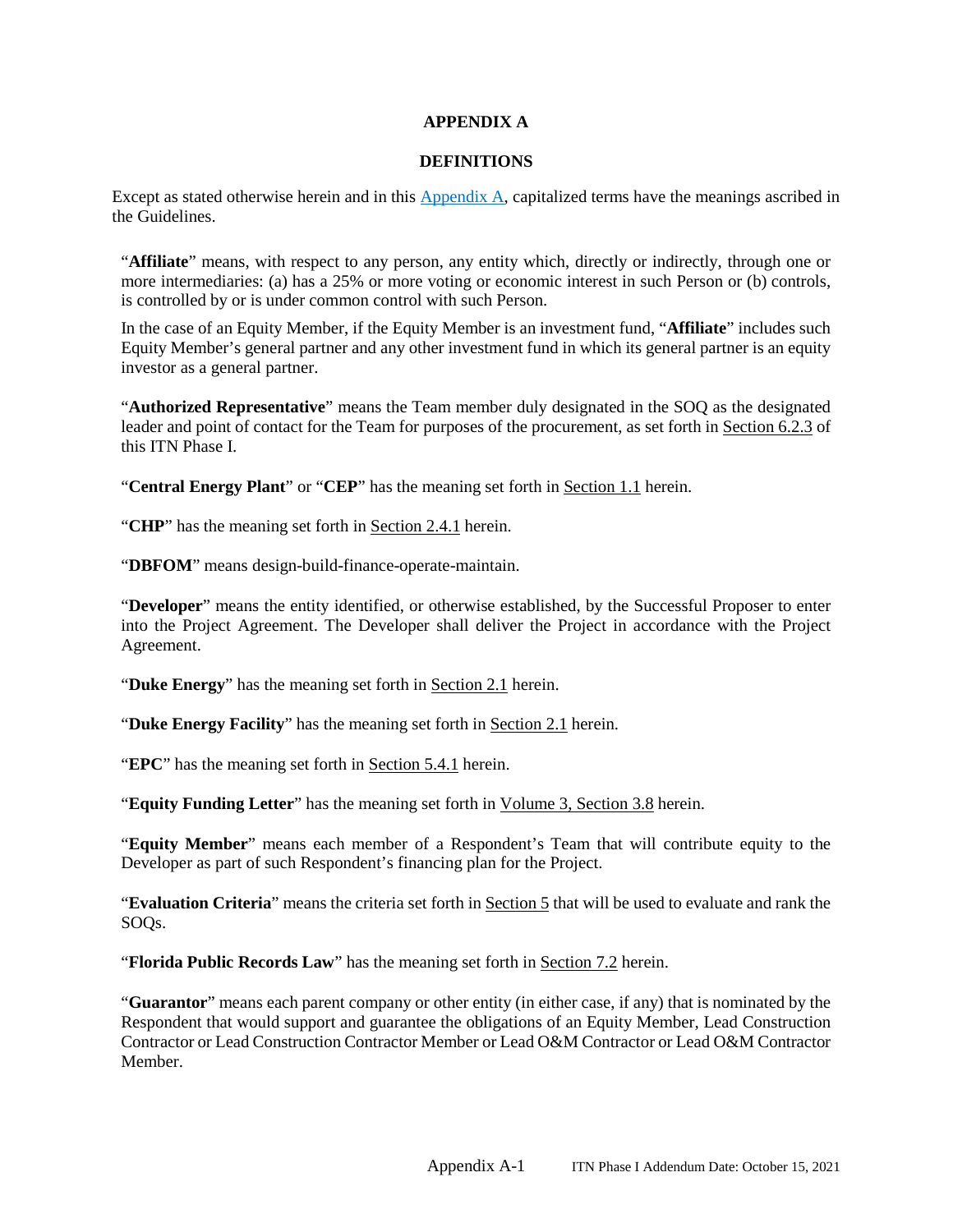# APPENDIX A

## DEFINITIONS

Except as stated otherwise herein and in this Appendix A, capitalized terms have the meanings ascribed in the Guidelines.

"**Affiliate**" means, with respect to any person, any entity which, directly or indirectly, through one or more intermediaries: (a) has a 25% or more voting or economic interest in such Person or (b) controls, is controlled by or is under common control with such Person.

In the case of an Equity Member, if the Equity Member is an investment fund, "**Affiliate**" includes such Equity Member's general partner and any other investment fund in which its general partner is an equity investor as a general partner.

"**Authorized Representative**" means the Team member duly designated in the SOQ as the designated leader and point of contact for the Team for purposes of the procurement, as set forth in Section 6.2.3 of this ITN Phase I.

"**Central Energy Plant**" or "**CEP**" has the meaning set forth in Section 1.1 herein.

"**CHP**" has the meaning set forth in Section 2.4.1 herein.

"**DBFOM**" means design-build-finance-operate-maintain.

"**Developer**" means the entity identified, or otherwise established, by the Successful Proposer to enter into the Project Agreement. The Developer shall deliver the Project in accordance with the Project Agreement.

"**Duke Energy**" has the meaning set forth in Section 2.1 herein.

"**Duke Energy Facility**" has the meaning set forth in Section 2.1 herein.

"**EPC**" has the meaning set forth in Section 5.4.1 herein.

"**Equity Funding Letter**" has the meaning set forth in Volume 3, Section 3.8 herein.

"**Equity Member**" means each member of a Respondent's Team that will contribute equity to the Developer as part of such Respondent's financing plan for the Project.

"**Evaluation Criteria**" means the criteria set forth in Section 5 that will be used to evaluate and rank the SOQs.

"**Florida Public Records Law**" has the meaning set forth in Section 7.2 herein.

"**Guarantor**" means each parent company or other entity (in either case, if any) that is nominated by the Respondent that would support and guarantee the obligations of an Equity Member, Lead Construction Contractor or Lead Construction Contractor Member or Lead O&M Contractor or Lead O&M Contractor Member.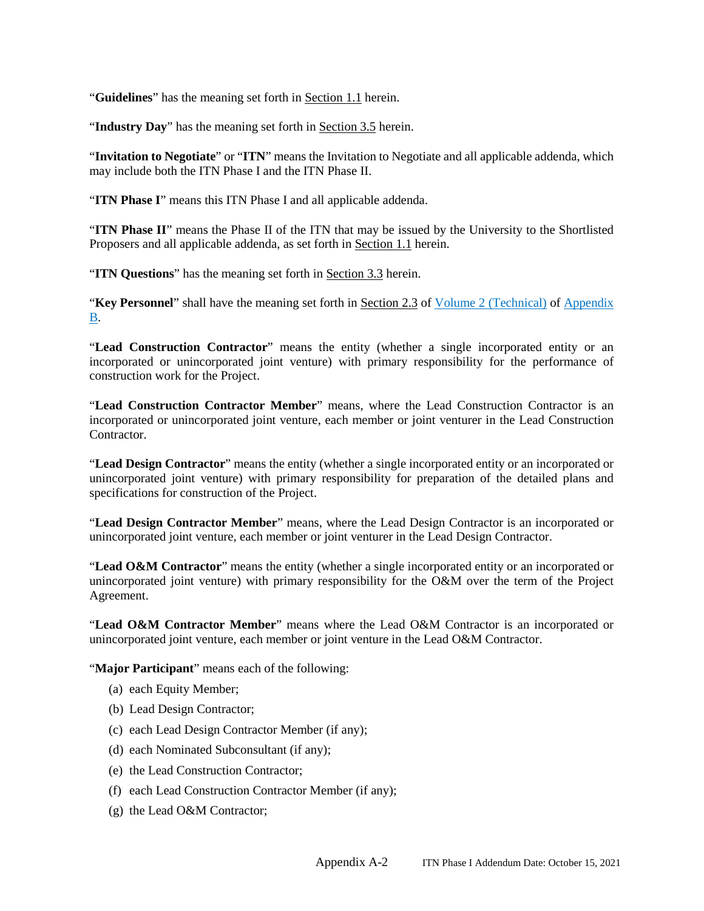"**Guidelines**" has the meaning set forth in Section 1.1 herein.

"**Industry Day**" has the meaning set forth in Section 3.5 herein.

"**Invitation to Negotiate**" or "**ITN**" means the Invitation to Negotiate and all applicable addenda, which may include both the ITN Phase I and the ITN Phase II.

"**ITN Phase I**" means this ITN Phase I and all applicable addenda.

"**ITN Phase II**" means the Phase II of the ITN that may be issued by the University to the Shortlisted Proposers and all applicable addenda, as set forth in Section 1.1 herein.

"**ITN Questions**" has the meaning set forth in Section 3.3 herein.

"**Key Personnel**" shall have the meaning set forth in Section 2.3 of Volume 2 (Technical) of Appendix B.

"**Lead Construction Contractor**" means the entity (whether a single incorporated entity or an incorporated or unincorporated joint venture) with primary responsibility for the performance of construction work for the Project.

"**Lead Construction Contractor Member**" means, where the Lead Construction Contractor is an incorporated or unincorporated joint venture, each member or joint venturer in the Lead Construction Contractor.

"**Lead Design Contractor**" means the entity (whether a single incorporated entity or an incorporated or unincorporated joint venture) with primary responsibility for preparation of the detailed plans and specifications for construction of the Project.

"**Lead Design Contractor Member**" means, where the Lead Design Contractor is an incorporated or unincorporated joint venture, each member or joint venturer in the Lead Design Contractor.

"**Lead O&M Contractor**" means the entity (whether a single incorporated entity or an incorporated or unincorporated joint venture) with primary responsibility for the O&M over the term of the Project Agreement.

"**Lead O&M Contractor Member**" means where the Lead O&M Contractor is an incorporated or unincorporated joint venture, each member or joint venture in the Lead O&M Contractor.

"**Major Participant**" means each of the following:

(a) each Equity Member;

(b) Lead Design Contractor;

(c) each Lead Design Contractor Member (if any);

(d) each Nominated Subconsultant (if any);

(e) the Lead Construction Contractor;

(f) each Lead Construction Contractor Member (if any);

(g) the Lead O&M Contractor;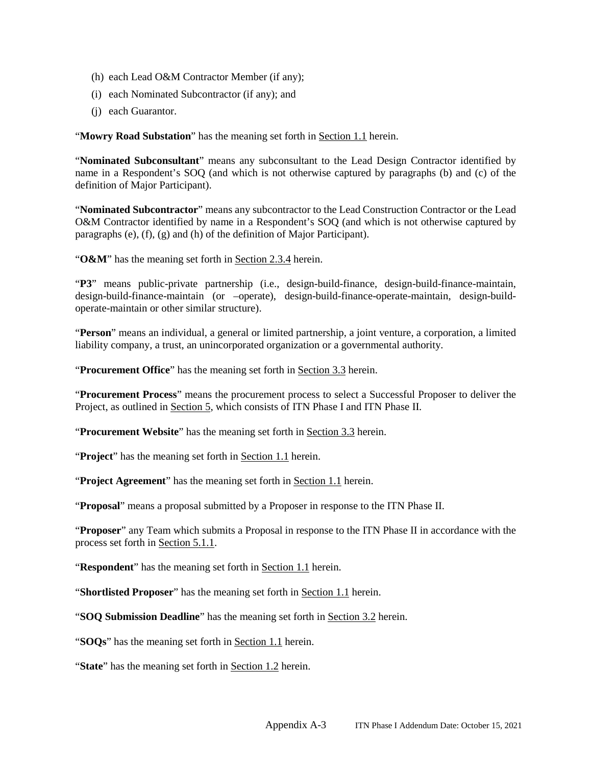(h) each Lead O&M Contractor Member (if any);

(i) each Nominated Subcontractor (if any); and

(j) each Guarantor.

"**Mowry Road Substation**" has the meaning set forth in Section 1.1 herein.

"**Nominated Subconsultant**" means any subconsultant to the Lead Design Contractor identified by name in a Respondent's SOQ (and which is not otherwise captured by paragraphs (b) and (c) of the definition of Major Participant).

"**Nominated Subcontractor**" means any subcontractor to the Lead Construction Contractor or the Lead O&M Contractor identified by name in a Respondent's SOQ (and which is not otherwise captured by paragraphs (e), (f), (g) and (h) of the definition of Major Participant).

"**O&M**" has the meaning set forth in Section 2.3.4 herein.

"**P3**" means public-private partnership (i.e., design-build-finance, design-build-finance-maintain, design-build-finance-maintain (or –operate), design-build-finance-operate-maintain, design-build-operate-maintain or other similar structure).

"**Person**" means an individual, a general or limited partnership, a joint venture, a corporation, a limited liability company, a trust, an unincorporated organization or a governmental authority.

"**Procurement Office**" has the meaning set forth in Section 3.3 herein.

"**Procurement Process**" means the procurement process to select a Successful Proposer to deliver the Project, as outlined in Section 5, which consists of ITN Phase I and ITN Phase II.

"**Procurement Website**" has the meaning set forth in Section 3.3 herein.

"**Project**" has the meaning set forth in Section 1.1 herein.

"**Project Agreement**" has the meaning set forth in Section 1.1 herein.

"**Proposal**" means a proposal submitted by a Proposer in response to the ITN Phase II.

"**Proposer**" any Team which submits a Proposal in response to the ITN Phase II in accordance with the process set forth in Section 5.1.1.

"**Respondent**" has the meaning set forth in Section 1.1 herein.

"**Shortlisted Proposer**" has the meaning set forth in Section 1.1 herein.

"**SOQ Submission Deadline**" has the meaning set forth in Section 3.2 herein.

"**SOQs**" has the meaning set forth in Section 1.1 herein.

"**State**" has the meaning set forth in Section 1.2 herein.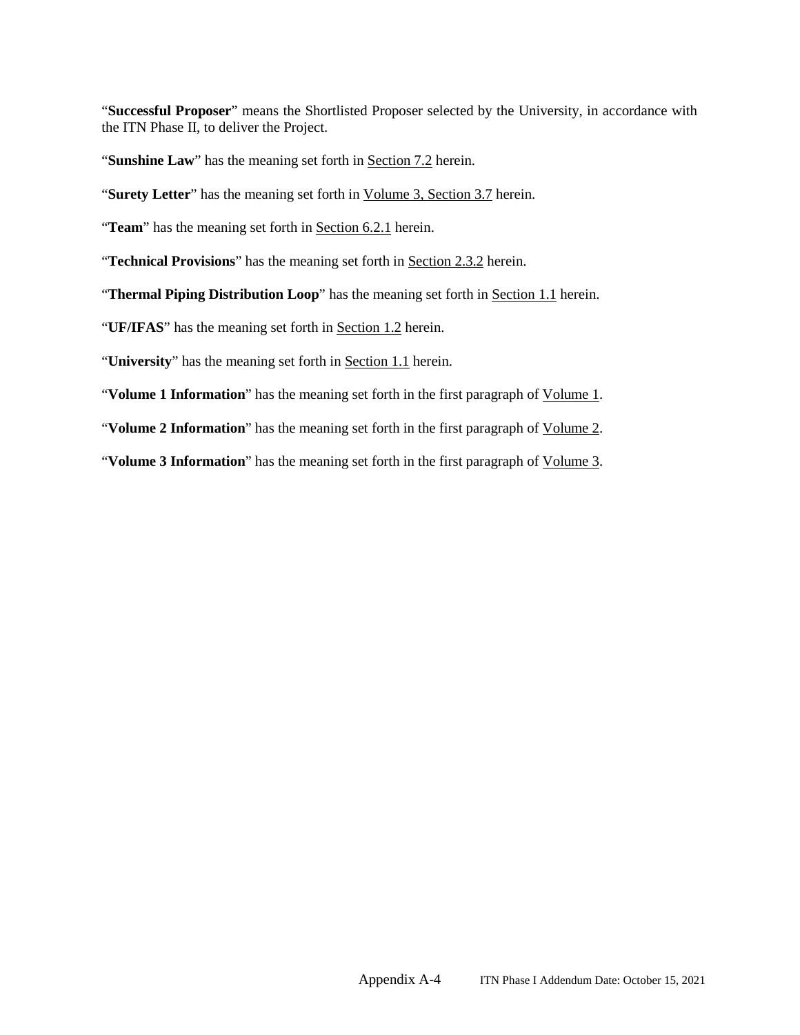"**Successful Proposer**" means the Shortlisted Proposer selected by the University, in accordance with the ITN Phase II, to deliver the Project.

"**Sunshine Law**" has the meaning set forth in Section 7.2 herein.

"**Surety Letter**" has the meaning set forth in Volume 3, Section 3.7 herein.

"**Team**" has the meaning set forth in Section 6.2.1 herein.

"**Technical Provisions**" has the meaning set forth in Section 2.3.2 herein.

"**Thermal Piping Distribution Loop**" has the meaning set forth in Section 1.1 herein.

"**UF/IFAS**" has the meaning set forth in Section 1.2 herein.

"**University**" has the meaning set forth in Section 1.1 herein.

"**Volume 1 Information**" has the meaning set forth in the first paragraph of Volume 1.

"**Volume 2 Information**" has the meaning set forth in the first paragraph of Volume 2.

"**Volume 3 Information**" has the meaning set forth in the first paragraph of Volume 3.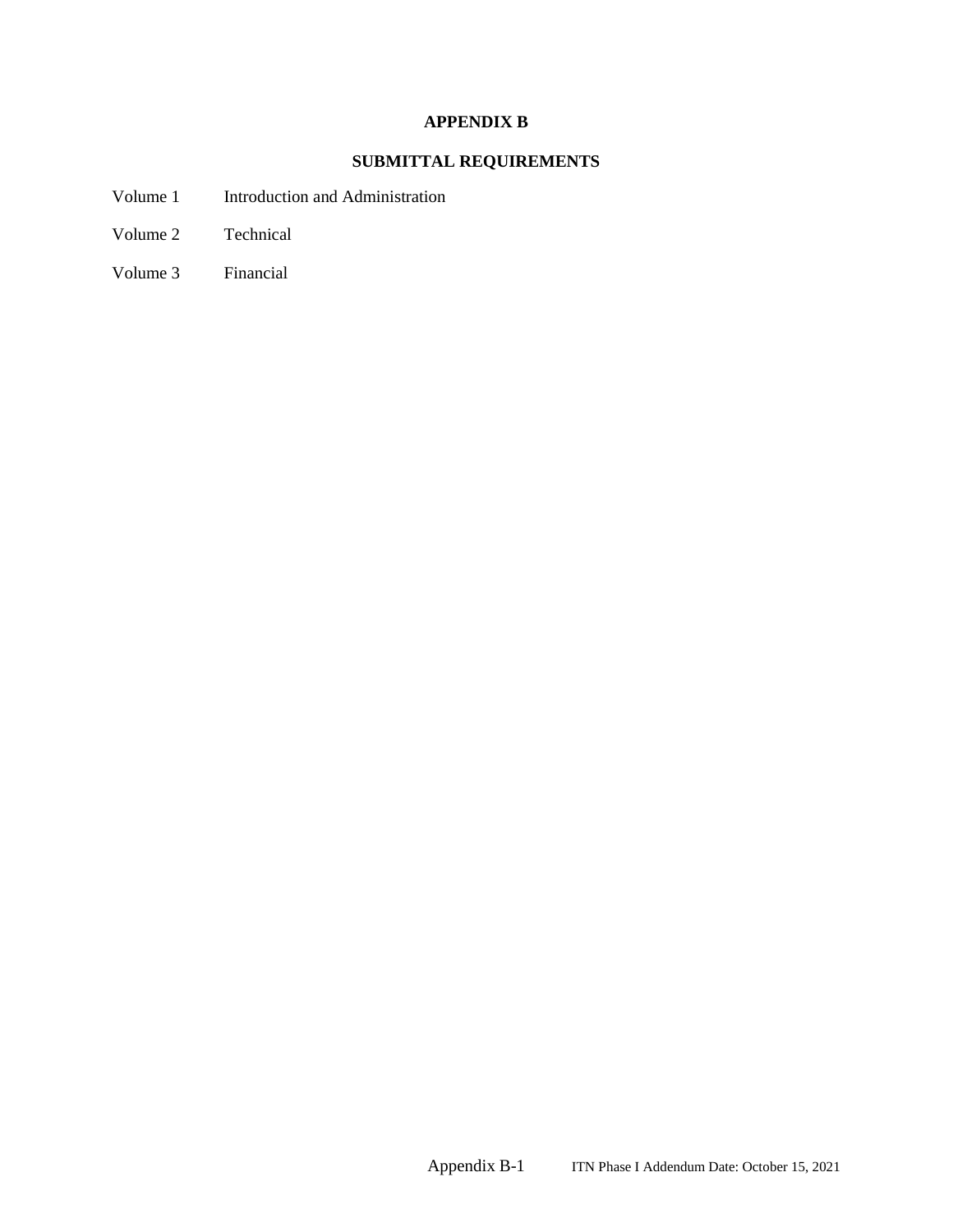# APPENDIX B

## SUBMITTAL REQUIREMENTS

Volume 1 Introduction and Administration

Volume 2 Technical

Volume 3 Financial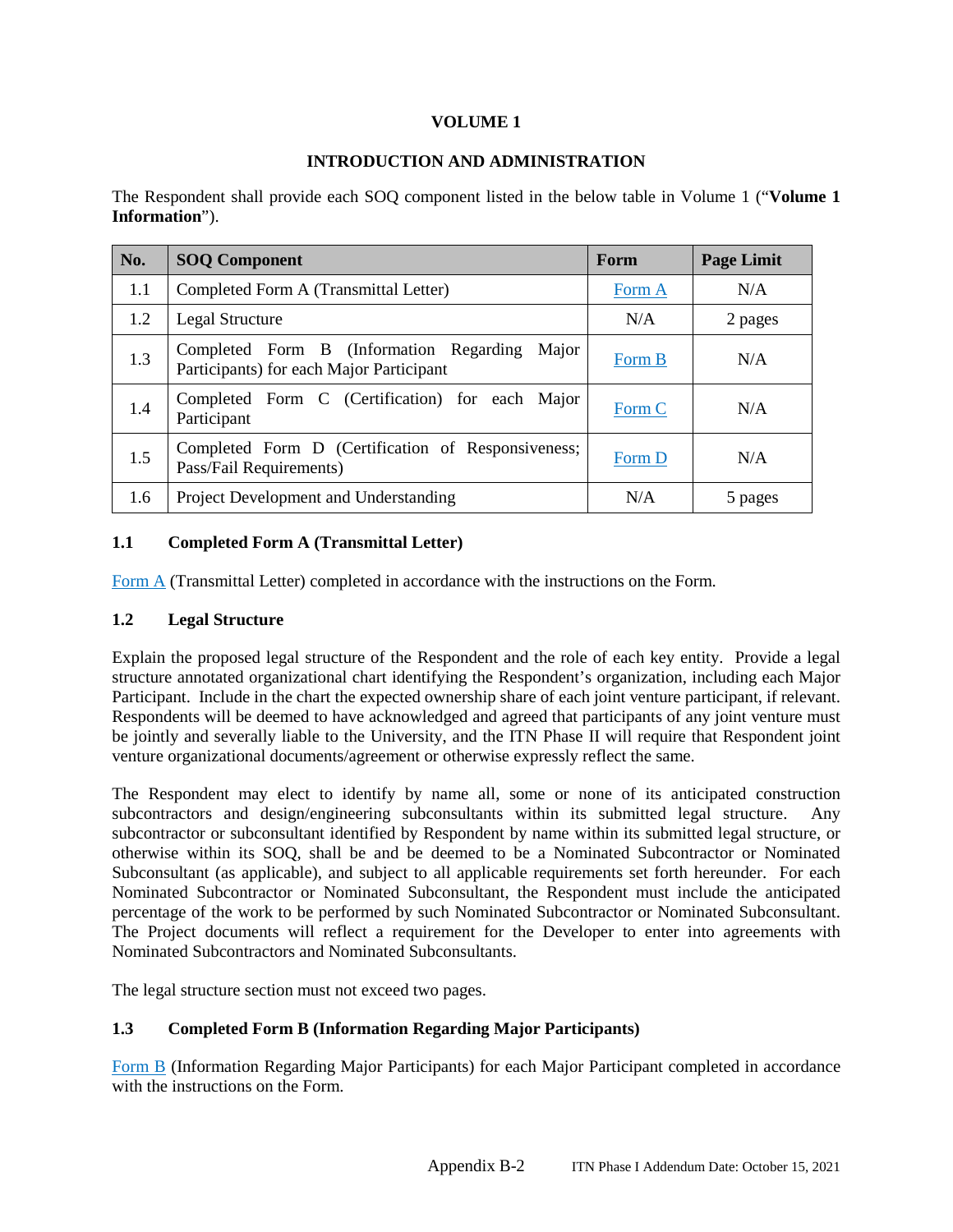# VOLUME 1

## INTRODUCTION AND ADMINISTRATION

The Respondent shall provide each SOQ component listed in the below table in Volume 1 ("**Volume 1 Information**").

| No. | SOQ Component | Form | Page Limit |
|---|---|---|---|
| 1.1 | Completed Form A (Transmittal Letter) | Form A | N/A |
| 1.2 | Legal Structure | N/A | 2 pages |
| 1.3 | Completed Form B (Information Regarding Major Participants) for each Major Participant | Form B | N/A |
| 1.4 | Completed Form C (Certification) for each Major Participant | Form C | N/A |
| 1.5 | Completed Form D (Certification of Responsiveness; Pass/Fail Requirements) | Form D | N/A |
| 1.6 | Project Development and Understanding | N/A | 5 pages |

### 1.1 Completed Form A (Transmittal Letter)

Form A (Transmittal Letter) completed in accordance with the instructions on the Form.

### 1.2 Legal Structure

Explain the proposed legal structure of the Respondent and the role of each key entity. Provide a legal structure annotated organizational chart identifying the Respondent's organization, including each Major Participant. Include in the chart the expected ownership share of each joint venture participant, if relevant. Respondents will be deemed to have acknowledged and agreed that participants of any joint venture must be jointly and severally liable to the University, and the ITN Phase II will require that Respondent joint venture organizational documents/agreement or otherwise expressly reflect the same.

The Respondent may elect to identify by name all, some or none of its anticipated construction subcontractors and design/engineering subconsultants within its submitted legal structure. Any subcontractor or subconsultant identified by Respondent by name within its submitted legal structure, or otherwise within its SOQ, shall be and be deemed to be a Nominated Subcontractor or Nominated Subconsultant (as applicable), and subject to all applicable requirements set forth hereunder. For each Nominated Subcontractor or Nominated Subconsultant, the Respondent must include the anticipated percentage of the work to be performed by such Nominated Subcontractor or Nominated Subconsultant. The Project documents will reflect a requirement for the Developer to enter into agreements with Nominated Subcontractors and Nominated Subconsultants.

The legal structure section must not exceed two pages.

### 1.3 Completed Form B (Information Regarding Major Participants)

Form B (Information Regarding Major Participants) for each Major Participant completed in accordance with the instructions on the Form.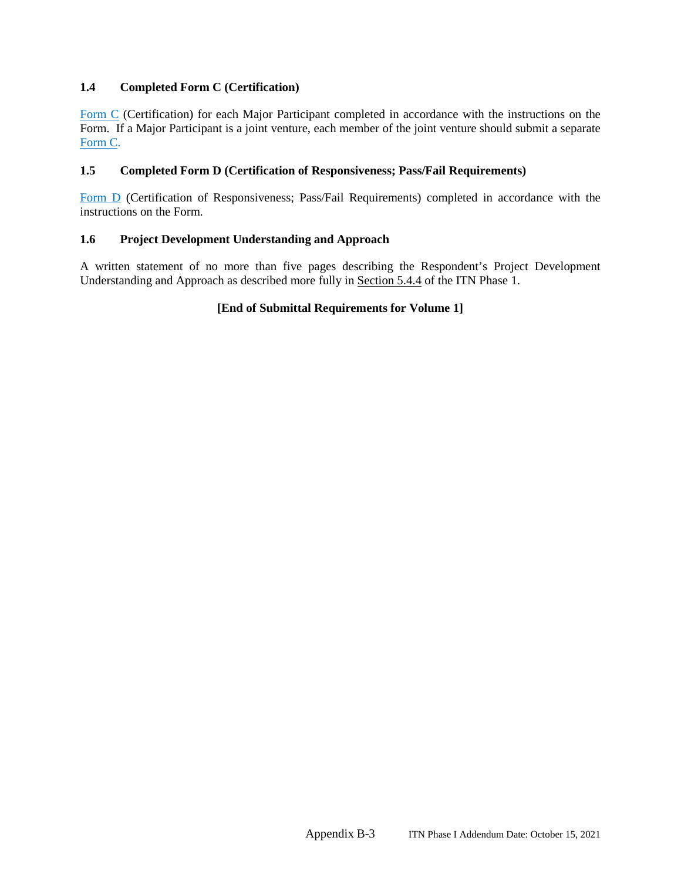### 1.4 Completed Form C (Certification)

Form C (Certification) for each Major Participant completed in accordance with the instructions on the Form. If a Major Participant is a joint venture, each member of the joint venture should submit a separate Form C.

### 1.5 Completed Form D (Certification of Responsiveness; Pass/Fail Requirements)

Form D (Certification of Responsiveness; Pass/Fail Requirements) completed in accordance with the instructions on the Form.

### 1.6 Project Development Understanding and Approach

A written statement of no more than five pages describing the Respondent's Project Development Understanding and Approach as described more fully in Section 5.4.4 of the ITN Phase 1.

**[End of Submittal Requirements for Volume 1]**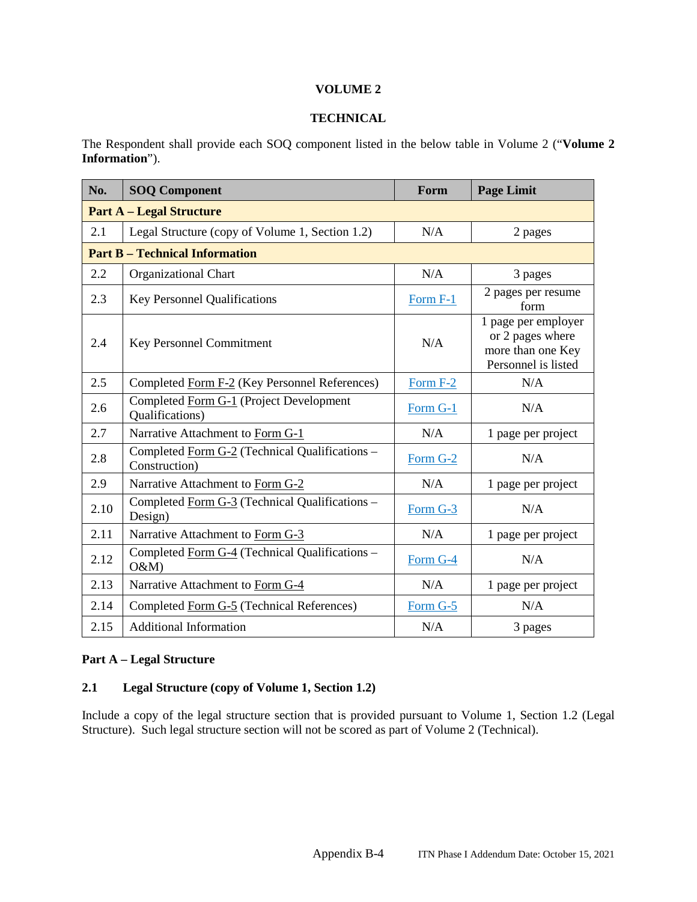# VOLUME 2

## TECHNICAL

The Respondent shall provide each SOQ component listed in the below table in Volume 2 ("**Volume 2 Information**").

| No. | SOQ Component | Form | Page Limit |
|---|---|---|---|
| **Part A – Legal Structure** | | | |
| 2.1 | Legal Structure (copy of Volume 1, Section 1.2) | N/A | 2 pages |
| **Part B – Technical Information** | | | |
| 2.2 | Organizational Chart | N/A | 3 pages |
| 2.3 | Key Personnel Qualifications | Form F-1 | 2 pages per resume form |
| 2.4 | Key Personnel Commitment | N/A | 1 page per employer or 2 pages where more than one Key Personnel is listed |
| 2.5 | Completed Form F-2 (Key Personnel References) | Form F-2 | N/A |
| 2.6 | Completed Form G-1 (Project Development Qualifications) | Form G-1 | N/A |
| 2.7 | Narrative Attachment to Form G-1 | N/A | 1 page per project |
| 2.8 | Completed Form G-2 (Technical Qualifications – Construction) | Form G-2 | N/A |
| 2.9 | Narrative Attachment to Form G-2 | N/A | 1 page per project |
| 2.10 | Completed Form G-3 (Technical Qualifications – Design) | Form G-3 | N/A |
| 2.11 | Narrative Attachment to Form G-3 | N/A | 1 page per project |
| 2.12 | Completed Form G-4 (Technical Qualifications – O&M) | Form G-4 | N/A |
| 2.13 | Narrative Attachment to Form G-4 | N/A | 1 page per project |
| 2.14 | Completed Form G-5 (Technical References) | Form G-5 | N/A |
| 2.15 | Additional Information | N/A | 3 pages |

### Part A – Legal Structure

### 2.1 Legal Structure (copy of Volume 1, Section 1.2)

Include a copy of the legal structure section that is provided pursuant to Volume 1, Section 1.2 (Legal Structure). Such legal structure section will not be scored as part of Volume 2 (Technical).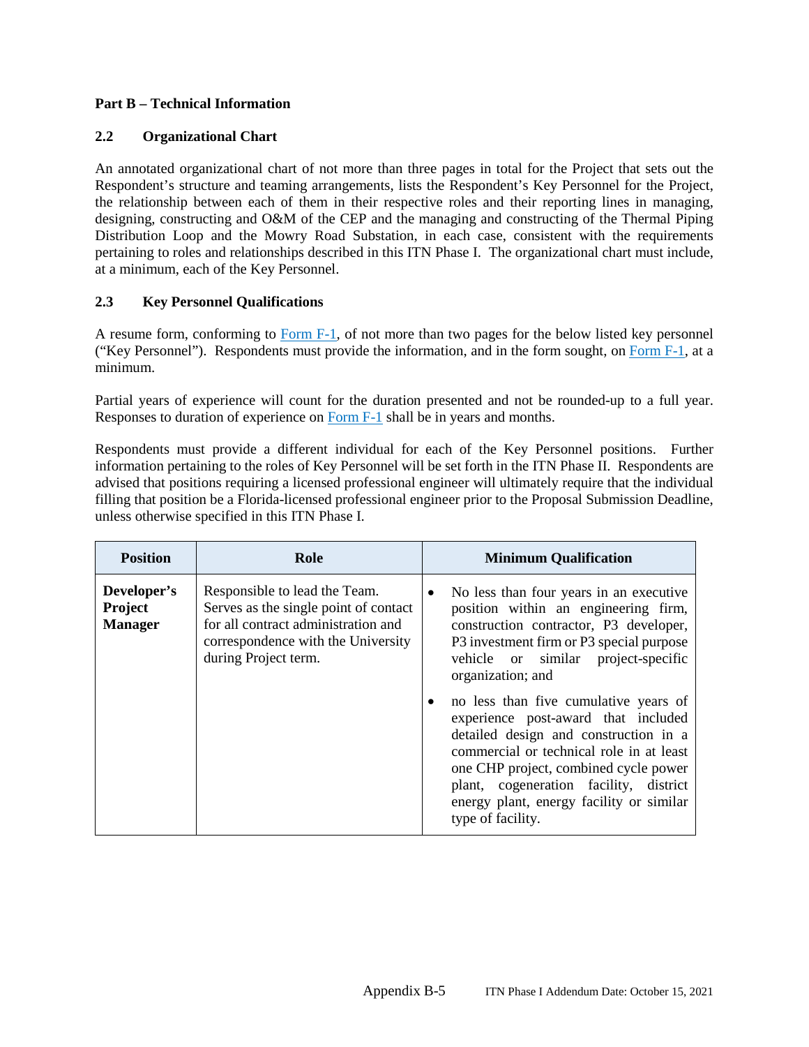**Part B – Technical Information**

## 2.2 Organizational Chart

An annotated organizational chart of not more than three pages in total for the Project that sets out the Respondent's structure and teaming arrangements, lists the Respondent's Key Personnel for the Project, the relationship between each of them in their respective roles and their reporting lines in managing, designing, constructing and O&M of the CEP and the managing and constructing of the Thermal Piping Distribution Loop and the Mowry Road Substation, in each case, consistent with the requirements pertaining to roles and relationships described in this ITN Phase I. The organizational chart must include, at a minimum, each of the Key Personnel.

## 2.3 Key Personnel Qualifications

A resume form, conforming to Form F-1, of not more than two pages for the below listed key personnel ("Key Personnel"). Respondents must provide the information, and in the form sought, on Form F-1, at a minimum.

Partial years of experience will count for the duration presented and not be rounded-up to a full year. Responses to duration of experience on Form F-1 shall be in years and months.

Respondents must provide a different individual for each of the Key Personnel positions. Further information pertaining to the roles of Key Personnel will be set forth in the ITN Phase II. Respondents are advised that positions requiring a licensed professional engineer will ultimately require that the individual filling that position be a Florida-licensed professional engineer prior to the Proposal Submission Deadline, unless otherwise specified in this ITN Phase I.

| Position | Role | Minimum Qualification |
|---|---|---|
| **Developer's Project Manager** | Responsible to lead the Team. Serves as the single point of contact for all contract administration and correspondence with the University during Project term. | • No less than four years in an executive position within an engineering firm, construction contractor, P3 developer, P3 investment firm or P3 special purpose vehicle or similar project-specific organization; and<br>• no less than five cumulative years of experience post-award that included detailed design and construction in a commercial or technical role in at least one CHP project, combined cycle power plant, cogeneration facility, district energy plant, energy facility or similar type of facility. |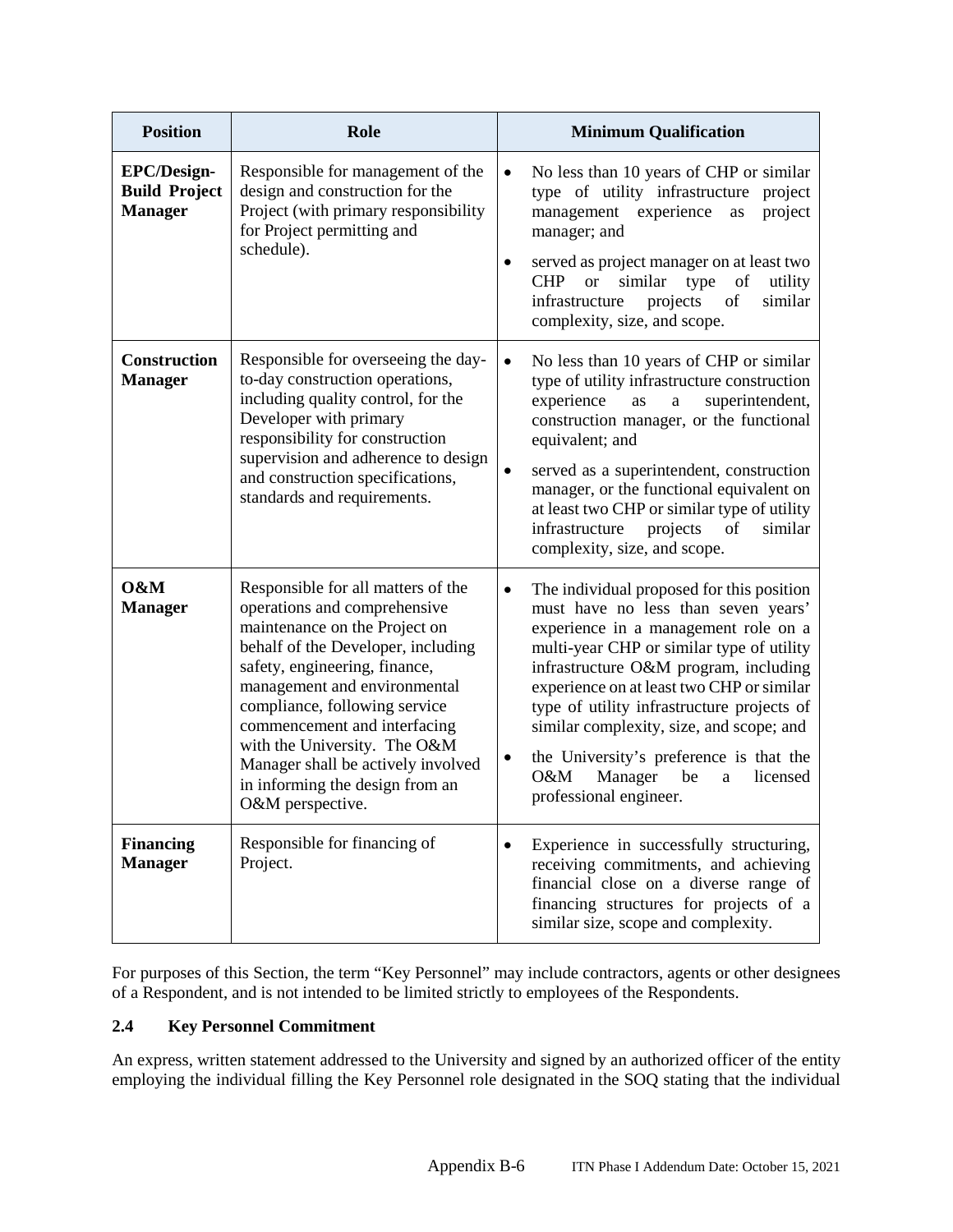| Position | Role | Minimum Qualification |
|---|---|---|
| **EPC/Design-Build Project Manager** | Responsible for management of the design and construction for the Project (with primary responsibility for Project permitting and schedule). | • No less than 10 years of CHP or similar type of utility infrastructure project management experience as project manager; and<br>• served as project manager on at least two CHP or similar type of utility infrastructure projects of similar complexity, size, and scope. |
| **Construction Manager** | Responsible for overseeing the day-to-day construction operations, including quality control, for the Developer with primary responsibility for construction supervision and adherence to design and construction specifications, standards and requirements. | • No less than 10 years of CHP or similar type of utility infrastructure construction experience as a superintendent, construction manager, or the functional equivalent; and<br>• served as a superintendent, construction manager, or the functional equivalent on at least two CHP or similar type of utility infrastructure projects of similar complexity, size, and scope. |
| **O&M Manager** | Responsible for all matters of the operations and comprehensive maintenance on the Project on behalf of the Developer, including safety, engineering, finance, management and environmental compliance, following service commencement and interfacing with the University. The O&M Manager shall be actively involved in informing the design from an O&M perspective. | • The individual proposed for this position must have no less than seven years' experience in a management role on a multi-year CHP or similar type of utility infrastructure O&M program, including experience on at least two CHP or similar type of utility infrastructure projects of similar complexity, size, and scope; and<br>• the University's preference is that the O&M Manager be a licensed professional engineer. |
| **Financing Manager** | Responsible for financing of Project. | • Experience in successfully structuring, receiving commitments, and achieving financial close on a diverse range of financing structures for projects of a similar size, scope and complexity. |

For purposes of this Section, the term "Key Personnel" may include contractors, agents or other designees of a Respondent, and is not intended to be limited strictly to employees of the Respondents.

### 2.4 Key Personnel Commitment

An express, written statement addressed to the University and signed by an authorized officer of the entity employing the individual filling the Key Personnel role designated in the SOQ stating that the individual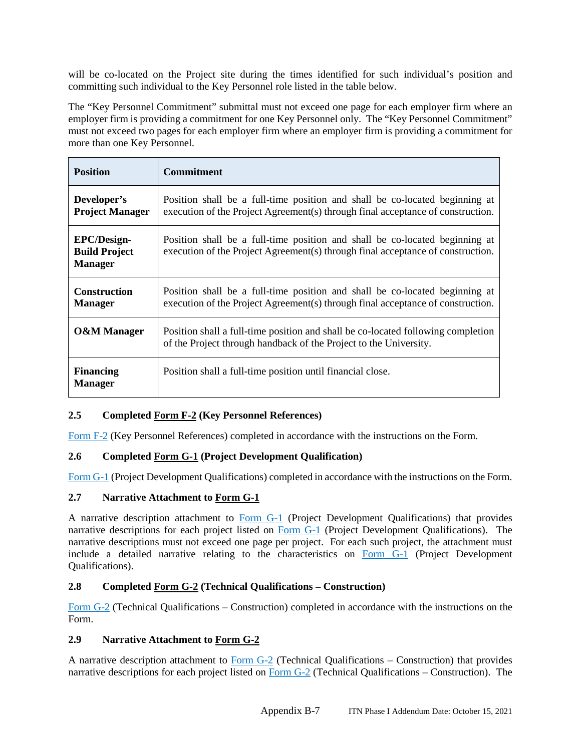will be co-located on the Project site during the times identified for such individual's position and committing such individual to the Key Personnel role listed in the table below.

The "Key Personnel Commitment" submittal must not exceed one page for each employer firm where an employer firm is providing a commitment for one Key Personnel only. The "Key Personnel Commitment" must not exceed two pages for each employer firm where an employer firm is providing a commitment for more than one Key Personnel.

| **Position** | **Commitment** |
|---|---|
| **Developer's Project Manager** | Position shall be a full-time position and shall be co-located beginning at execution of the Project Agreement(s) through final acceptance of construction. |
| **EPC/Design-Build Project Manager** | Position shall be a full-time position and shall be co-located beginning at execution of the Project Agreement(s) through final acceptance of construction. |
| **Construction Manager** | Position shall be a full-time position and shall be co-located beginning at execution of the Project Agreement(s) through final acceptance of construction. |
| **O&M Manager** | Position shall a full-time position and shall be co-located following completion of the Project through handback of the Project to the University. |
| **Financing Manager** | Position shall a full-time position until financial close. |

### 2.5 Completed Form F-2 (Key Personnel References)

Form F-2 (Key Personnel References) completed in accordance with the instructions on the Form.

### 2.6 Completed Form G-1 (Project Development Qualification)

Form G-1 (Project Development Qualifications) completed in accordance with the instructions on the Form.

### 2.7 Narrative Attachment to Form G-1

A narrative description attachment to Form G-1 (Project Development Qualifications) that provides narrative descriptions for each project listed on Form G-1 (Project Development Qualifications). The narrative descriptions must not exceed one page per project. For each such project, the attachment must include a detailed narrative relating to the characteristics on Form G-1 (Project Development Qualifications).

### 2.8 Completed Form G-2 (Technical Qualifications – Construction)

Form G-2 (Technical Qualifications – Construction) completed in accordance with the instructions on the Form.

### 2.9 Narrative Attachment to Form G-2

A narrative description attachment to Form G-2 (Technical Qualifications – Construction) that provides narrative descriptions for each project listed on Form G-2 (Technical Qualifications – Construction). The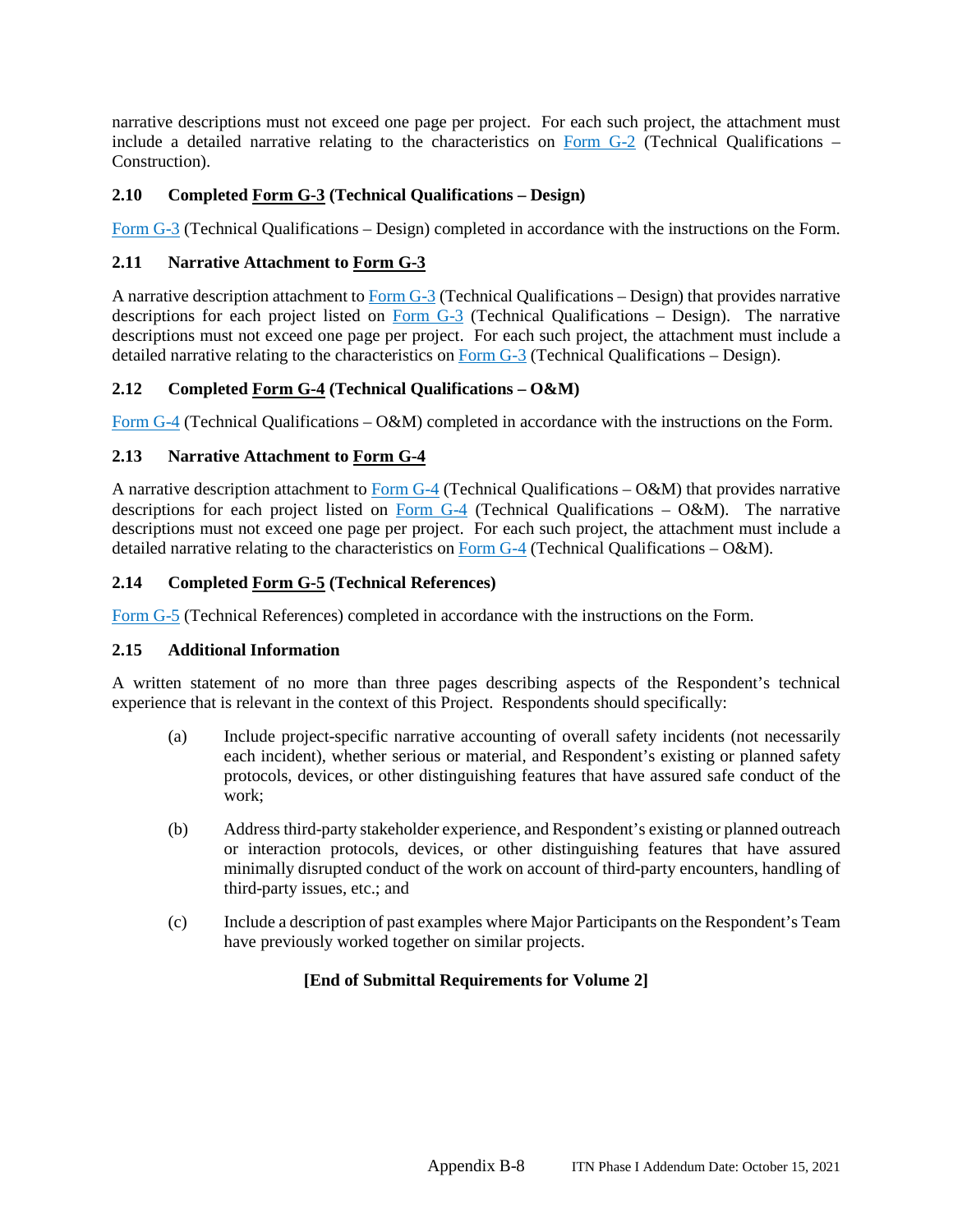narrative descriptions must not exceed one page per project. For each such project, the attachment must include a detailed narrative relating to the characteristics on Form G-2 (Technical Qualifications – Construction).

### 2.10 Completed Form G-3 (Technical Qualifications – Design)

Form G-3 (Technical Qualifications – Design) completed in accordance with the instructions on the Form.

### 2.11 Narrative Attachment to Form G-3

A narrative description attachment to Form G-3 (Technical Qualifications – Design) that provides narrative descriptions for each project listed on Form G-3 (Technical Qualifications – Design). The narrative descriptions must not exceed one page per project. For each such project, the attachment must include a detailed narrative relating to the characteristics on Form G-3 (Technical Qualifications – Design).

### 2.12 Completed Form G-4 (Technical Qualifications – O&M)

Form G-4 (Technical Qualifications – O&M) completed in accordance with the instructions on the Form.

### 2.13 Narrative Attachment to Form G-4

A narrative description attachment to Form G-4 (Technical Qualifications – O&M) that provides narrative descriptions for each project listed on Form G-4 (Technical Qualifications – O&M). The narrative descriptions must not exceed one page per project. For each such project, the attachment must include a detailed narrative relating to the characteristics on Form G-4 (Technical Qualifications – O&M).

### 2.14 Completed Form G-5 (Technical References)

Form G-5 (Technical References) completed in accordance with the instructions on the Form.

### 2.15 Additional Information

A written statement of no more than three pages describing aspects of the Respondent's technical experience that is relevant in the context of this Project. Respondents should specifically:

(a) Include project-specific narrative accounting of overall safety incidents (not necessarily each incident), whether serious or material, and Respondent's existing or planned safety protocols, devices, or other distinguishing features that have assured safe conduct of the work;

(b) Address third-party stakeholder experience, and Respondent's existing or planned outreach or interaction protocols, devices, or other distinguishing features that have assured minimally disrupted conduct of the work on account of third-party encounters, handling of third-party issues, etc.; and

(c) Include a description of past examples where Major Participants on the Respondent's Team have previously worked together on similar projects.

**[End of Submittal Requirements for Volume 2]**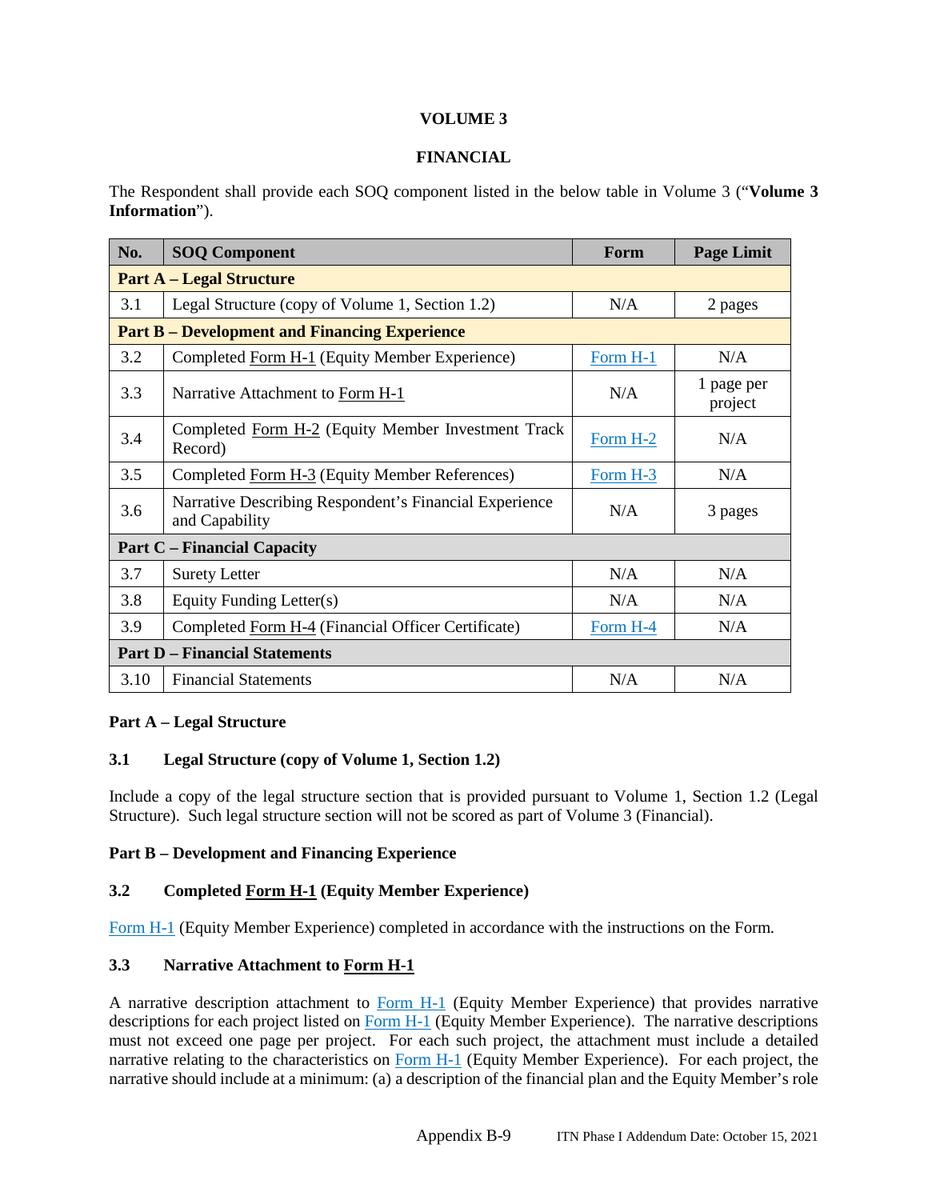**VOLUME 3**

**FINANCIAL**

The Respondent shall provide each SOQ component listed in the below table in Volume 3 ("**Volume 3 Information**").

| No. | SOQ Component | Form | Page Limit |
|---|---|---|---|
| **Part A – Legal Structure** | | | |
| 3.1 | Legal Structure (copy of Volume 1, Section 1.2) | N/A | 2 pages |
| **Part B – Development and Financing Experience** | | | |
| 3.2 | Completed Form H-1 (Equity Member Experience) | Form H-1 | N/A |
| 3.3 | Narrative Attachment to Form H-1 | N/A | 1 page per project |
| 3.4 | Completed Form H-2 (Equity Member Investment Track Record) | Form H-2 | N/A |
| 3.5 | Completed Form H-3 (Equity Member References) | Form H-3 | N/A |
| 3.6 | Narrative Describing Respondent's Financial Experience and Capability | N/A | 3 pages |
| **Part C – Financial Capacity** | | | |
| 3.7 | Surety Letter | N/A | N/A |
| 3.8 | Equity Funding Letter(s) | N/A | N/A |
| 3.9 | Completed Form H-4 (Financial Officer Certificate) | Form H-4 | N/A |
| **Part D – Financial Statements** | | | |
| 3.10 | Financial Statements | N/A | N/A |

**Part A – Legal Structure**

**3.1 Legal Structure (copy of Volume 1, Section 1.2)**

Include a copy of the legal structure section that is provided pursuant to Volume 1, Section 1.2 (Legal Structure). Such legal structure section will not be scored as part of Volume 3 (Financial).

**Part B – Development and Financing Experience**

**3.2 Completed Form H-1 (Equity Member Experience)**

Form H-1 (Equity Member Experience) completed in accordance with the instructions on the Form.

**3.3 Narrative Attachment to Form H-1**

A narrative description attachment to Form H-1 (Equity Member Experience) that provides narrative descriptions for each project listed on Form H-1 (Equity Member Experience). The narrative descriptions must not exceed one page per project. For each such project, the attachment must include a detailed narrative relating to the characteristics on Form H-1 (Equity Member Experience). For each project, the narrative should include at a minimum: (a) a description of the financial plan and the Equity Member's role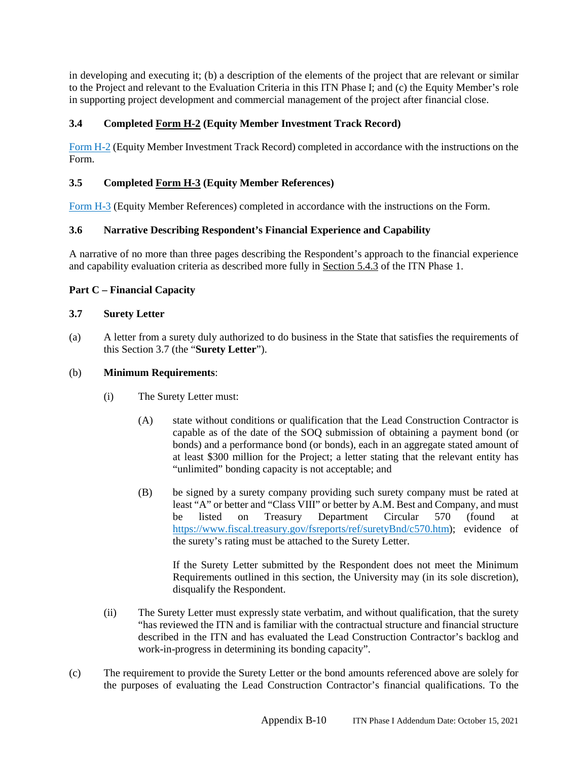in developing and executing it; (b) a description of the elements of the project that are relevant or similar to the Project and relevant to the Evaluation Criteria in this ITN Phase I; and (c) the Equity Member's role in supporting project development and commercial management of the project after financial close.

### 3.4 Completed Form H-2 (Equity Member Investment Track Record)

Form H-2 (Equity Member Investment Track Record) completed in accordance with the instructions on the Form.

### 3.5 Completed Form H-3 (Equity Member References)

Form H-3 (Equity Member References) completed in accordance with the instructions on the Form.

### 3.6 Narrative Describing Respondent's Financial Experience and Capability

A narrative of no more than three pages describing the Respondent's approach to the financial experience and capability evaluation criteria as described more fully in Section 5.4.3 of the ITN Phase 1.

## Part C – Financial Capacity

### 3.7 Surety Letter

(a) A letter from a surety duly authorized to do business in the State that satisfies the requirements of this Section 3.7 (the "**Surety Letter**").

(b) **Minimum Requirements**:

- (i) The Surety Letter must:

  - (A) state without conditions or qualification that the Lead Construction Contractor is capable as of the date of the SOQ submission of obtaining a payment bond (or bonds) and a performance bond (or bonds), each in an aggregate stated amount of at least $300 million for the Project; a letter stating that the relevant entity has "unlimited" bonding capacity is not acceptable; and

  - (B) be signed by a surety company providing such surety company must be rated at least "A" or better and "Class VIII" or better by A.M. Best and Company, and must be listed on Treasury Department Circular 570 (found at https://www.fiscal.treasury.gov/fsreports/ref/suretyBnd/c570.htm); evidence of the surety's rating must be attached to the Surety Letter.

    If the Surety Letter submitted by the Respondent does not meet the Minimum Requirements outlined in this section, the University may (in its sole discretion), disqualify the Respondent.

- (ii) The Surety Letter must expressly state verbatim, and without qualification, that the surety "has reviewed the ITN and is familiar with the contractual structure and financial structure described in the ITN and has evaluated the Lead Construction Contractor's backlog and work-in-progress in determining its bonding capacity".

(c) The requirement to provide the Surety Letter or the bond amounts referenced above are solely for the purposes of evaluating the Lead Construction Contractor's financial qualifications. To the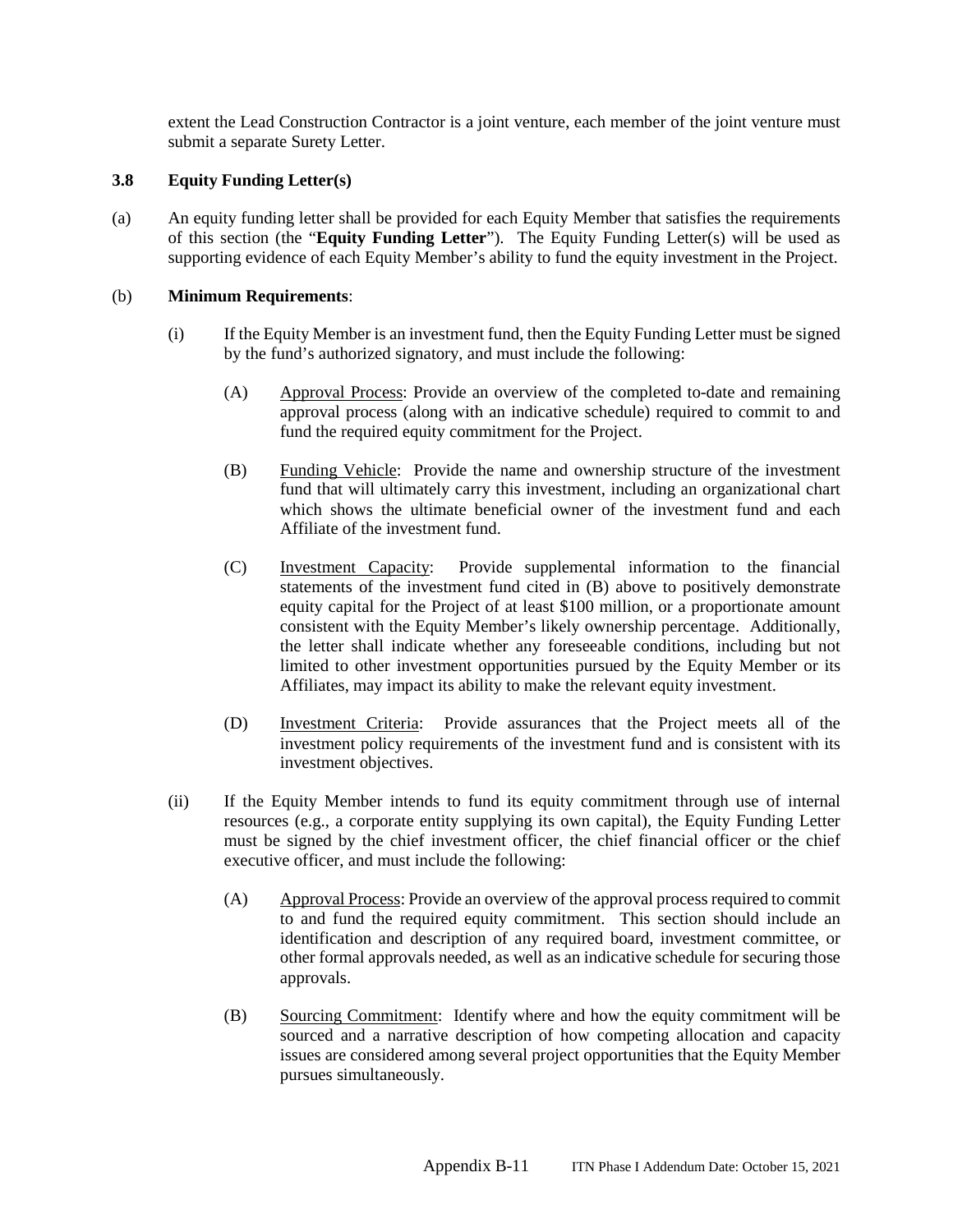extent the Lead Construction Contractor is a joint venture, each member of the joint venture must submit a separate Surety Letter.

### 3.8 Equity Funding Letter(s)

(a) An equity funding letter shall be provided for each Equity Member that satisfies the requirements of this section (the "**Equity Funding Letter**"). The Equity Funding Letter(s) will be used as supporting evidence of each Equity Member's ability to fund the equity investment in the Project.

(b) **Minimum Requirements**:

(i) If the Equity Member is an investment fund, then the Equity Funding Letter must be signed by the fund's authorized signatory, and must include the following:

(A) Approval Process: Provide an overview of the completed to-date and remaining approval process (along with an indicative schedule) required to commit to and fund the required equity commitment for the Project.

(B) Funding Vehicle: Provide the name and ownership structure of the investment fund that will ultimately carry this investment, including an organizational chart which shows the ultimate beneficial owner of the investment fund and each Affiliate of the investment fund.

(C) Investment Capacity: Provide supplemental information to the financial statements of the investment fund cited in (B) above to positively demonstrate equity capital for the Project of at least $100 million, or a proportionate amount consistent with the Equity Member's likely ownership percentage. Additionally, the letter shall indicate whether any foreseeable conditions, including but not limited to other investment opportunities pursued by the Equity Member or its Affiliates, may impact its ability to make the relevant equity investment.

(D) Investment Criteria: Provide assurances that the Project meets all of the investment policy requirements of the investment fund and is consistent with its investment objectives.

(ii) If the Equity Member intends to fund its equity commitment through use of internal resources (e.g., a corporate entity supplying its own capital), the Equity Funding Letter must be signed by the chief investment officer, the chief financial officer or the chief executive officer, and must include the following:

(A) Approval Process: Provide an overview of the approval process required to commit to and fund the required equity commitment. This section should include an identification and description of any required board, investment committee, or other formal approvals needed, as well as an indicative schedule for securing those approvals.

(B) Sourcing Commitment: Identify where and how the equity commitment will be sourced and a narrative description of how competing allocation and capacity issues are considered among several project opportunities that the Equity Member pursues simultaneously.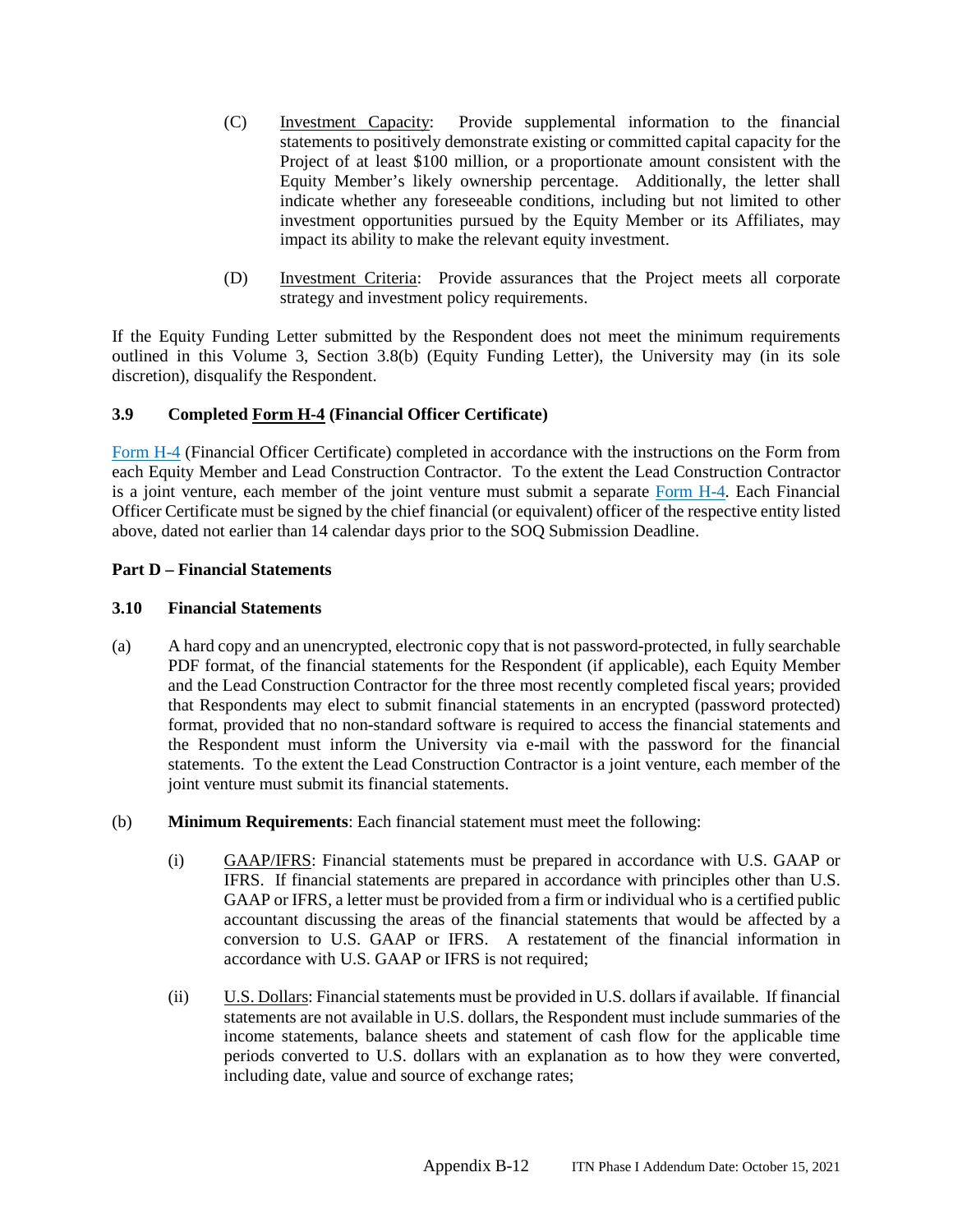(C) Investment Capacity: Provide supplemental information to the financial statements to positively demonstrate existing or committed capital capacity for the Project of at least $100 million, or a proportionate amount consistent with the Equity Member's likely ownership percentage. Additionally, the letter shall indicate whether any foreseeable conditions, including but not limited to other investment opportunities pursued by the Equity Member or its Affiliates, may impact its ability to make the relevant equity investment.

(D) Investment Criteria: Provide assurances that the Project meets all corporate strategy and investment policy requirements.

If the Equity Funding Letter submitted by the Respondent does not meet the minimum requirements outlined in this Volume 3, Section 3.8(b) (Equity Funding Letter), the University may (in its sole discretion), disqualify the Respondent.

### 3.9 Completed Form H-4 (Financial Officer Certificate)

Form H-4 (Financial Officer Certificate) completed in accordance with the instructions on the Form from each Equity Member and Lead Construction Contractor. To the extent the Lead Construction Contractor is a joint venture, each member of the joint venture must submit a separate Form H-4. Each Financial Officer Certificate must be signed by the chief financial (or equivalent) officer of the respective entity listed above, dated not earlier than 14 calendar days prior to the SOQ Submission Deadline.

## Part D – Financial Statements

### 3.10 Financial Statements

(a) A hard copy and an unencrypted, electronic copy that is not password-protected, in fully searchable PDF format, of the financial statements for the Respondent (if applicable), each Equity Member and the Lead Construction Contractor for the three most recently completed fiscal years; provided that Respondents may elect to submit financial statements in an encrypted (password protected) format, provided that no non-standard software is required to access the financial statements and the Respondent must inform the University via e-mail with the password for the financial statements. To the extent the Lead Construction Contractor is a joint venture, each member of the joint venture must submit its financial statements.

(b) **Minimum Requirements**: Each financial statement must meet the following:

(i) GAAP/IFRS: Financial statements must be prepared in accordance with U.S. GAAP or IFRS. If financial statements are prepared in accordance with principles other than U.S. GAAP or IFRS, a letter must be provided from a firm or individual who is a certified public accountant discussing the areas of the financial statements that would be affected by a conversion to U.S. GAAP or IFRS. A restatement of the financial information in accordance with U.S. GAAP or IFRS is not required;

(ii) U.S. Dollars: Financial statements must be provided in U.S. dollars if available. If financial statements are not available in U.S. dollars, the Respondent must include summaries of the income statements, balance sheets and statement of cash flow for the applicable time periods converted to U.S. dollars with an explanation as to how they were converted, including date, value and source of exchange rates;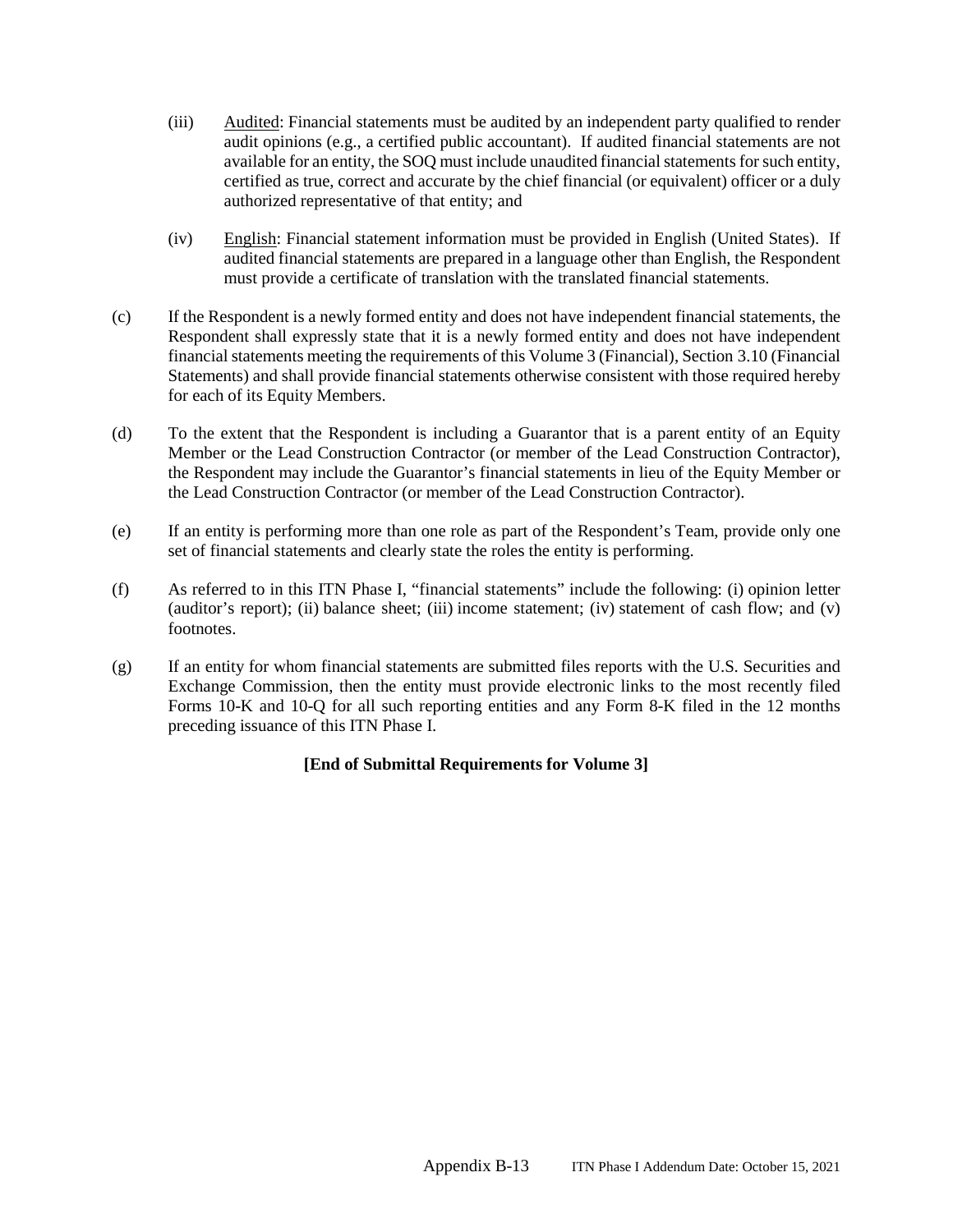(iii) Audited: Financial statements must be audited by an independent party qualified to render audit opinions (e.g., a certified public accountant). If audited financial statements are not available for an entity, the SOQ must include unaudited financial statements for such entity, certified as true, correct and accurate by the chief financial (or equivalent) officer or a duly authorized representative of that entity; and

(iv) English: Financial statement information must be provided in English (United States). If audited financial statements are prepared in a language other than English, the Respondent must provide a certificate of translation with the translated financial statements.

(c) If the Respondent is a newly formed entity and does not have independent financial statements, the Respondent shall expressly state that it is a newly formed entity and does not have independent financial statements meeting the requirements of this Volume 3 (Financial), Section 3.10 (Financial Statements) and shall provide financial statements otherwise consistent with those required hereby for each of its Equity Members.

(d) To the extent that the Respondent is including a Guarantor that is a parent entity of an Equity Member or the Lead Construction Contractor (or member of the Lead Construction Contractor), the Respondent may include the Guarantor's financial statements in lieu of the Equity Member or the Lead Construction Contractor (or member of the Lead Construction Contractor).

(e) If an entity is performing more than one role as part of the Respondent's Team, provide only one set of financial statements and clearly state the roles the entity is performing.

(f) As referred to in this ITN Phase I, "financial statements" include the following: (i) opinion letter (auditor's report); (ii) balance sheet; (iii) income statement; (iv) statement of cash flow; and (v) footnotes.

(g) If an entity for whom financial statements are submitted files reports with the U.S. Securities and Exchange Commission, then the entity must provide electronic links to the most recently filed Forms 10-K and 10-Q for all such reporting entities and any Form 8-K filed in the 12 months preceding issuance of this ITN Phase I.

**[End of Submittal Requirements for Volume 3]**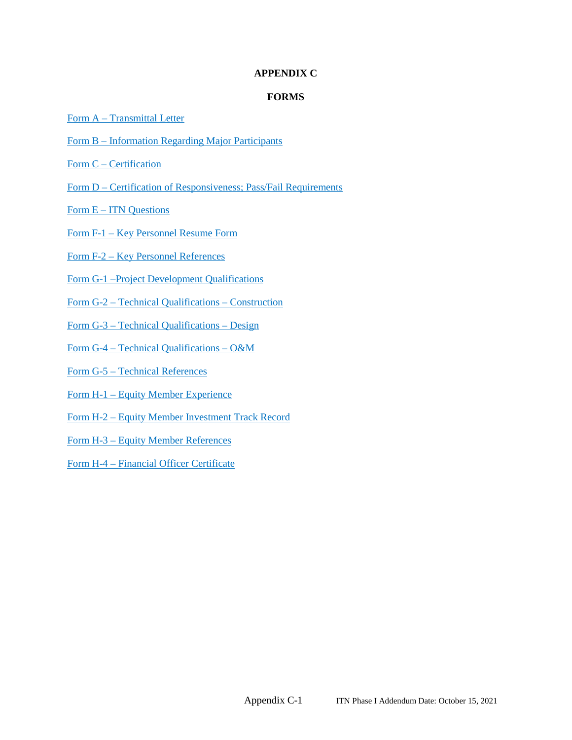# APPENDIX C

## FORMS

Form A – Transmittal Letter

Form B – Information Regarding Major Participants

Form C – Certification

Form D – Certification of Responsiveness; Pass/Fail Requirements

Form E – ITN Questions

Form F-1 – Key Personnel Resume Form

Form F-2 – Key Personnel References

Form G-1 –Project Development Qualifications

Form G-2 – Technical Qualifications – Construction

Form G-3 – Technical Qualifications – Design

Form G-4 – Technical Qualifications – O&M

Form G-5 – Technical References

Form H-1 – Equity Member Experience

Form H-2 – Equity Member Investment Track Record

Form H-3 – Equity Member References

Form H-4 – Financial Officer Certificate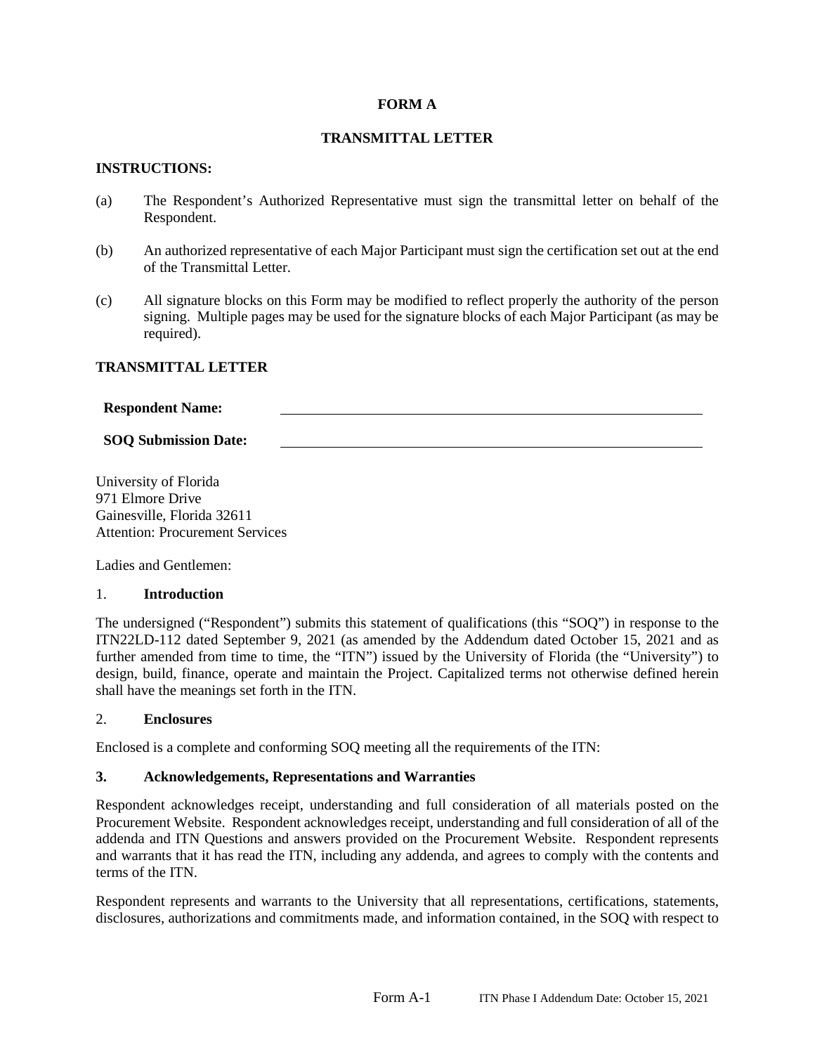**FORM A**

**TRANSMITTAL LETTER**

**INSTRUCTIONS:**

(a) The Respondent's Authorized Representative must sign the transmittal letter on behalf of the Respondent.

(b) An authorized representative of each Major Participant must sign the certification set out at the end of the Transmittal Letter.

(c) All signature blocks on this Form may be modified to reflect properly the authority of the person signing. Multiple pages may be used for the signature blocks of each Major Participant (as may be required).

**TRANSMITTAL LETTER**

**Respondent Name:** ______________________________

**SOQ Submission Date:** ______________________________

University of Florida
971 Elmore Drive
Gainesville, Florida 32611
Attention: Procurement Services

Ladies and Gentlemen:

1. **Introduction**

The undersigned ("Respondent") submits this statement of qualifications (this "SOQ") in response to the ITN22LD-112 dated September 9, 2021 (as amended by the Addendum dated October 15, 2021 and as further amended from time to time, the "ITN") issued by the University of Florida (the "University") to design, build, finance, operate and maintain the Project. Capitalized terms not otherwise defined herein shall have the meanings set forth in the ITN.

2. **Enclosures**

Enclosed is a complete and conforming SOQ meeting all the requirements of the ITN:

**3. Acknowledgements, Representations and Warranties**

Respondent acknowledges receipt, understanding and full consideration of all materials posted on the Procurement Website. Respondent acknowledges receipt, understanding and full consideration of all of the addenda and ITN Questions and answers provided on the Procurement Website. Respondent represents and warrants that it has read the ITN, including any addenda, and agrees to comply with the contents and terms of the ITN.

Respondent represents and warrants to the University that all representations, certifications, statements, disclosures, authorizations and commitments made, and information contained, in the SOQ with respect to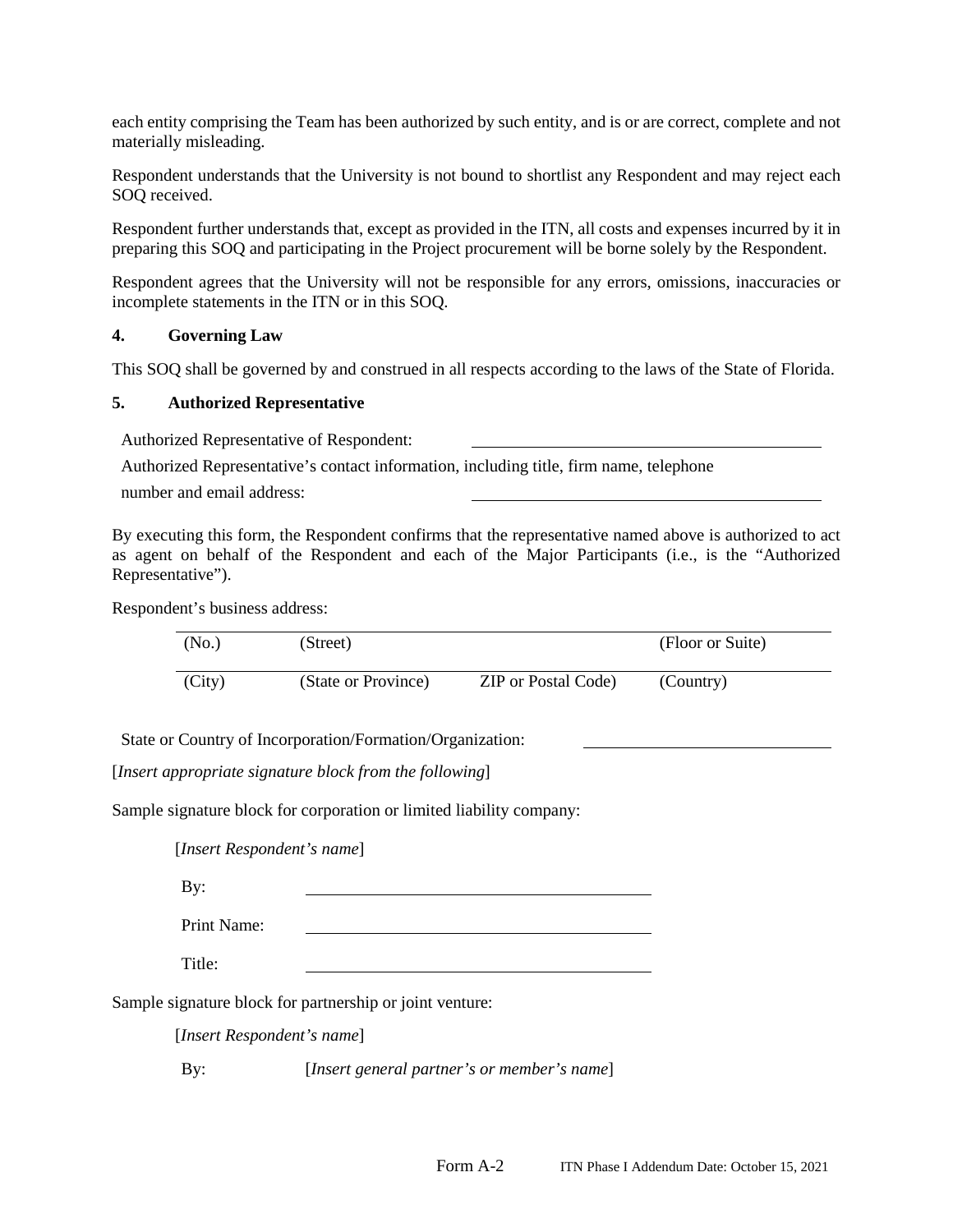each entity comprising the Team has been authorized by such entity, and is or are correct, complete and not materially misleading.

Respondent understands that the University is not bound to shortlist any Respondent and may reject each SOQ received.

Respondent further understands that, except as provided in the ITN, all costs and expenses incurred by it in preparing this SOQ and participating in the Project procurement will be borne solely by the Respondent.

Respondent agrees that the University will not be responsible for any errors, omissions, inaccuracies or incomplete statements in the ITN or in this SOQ.

**4. Governing Law**

This SOQ shall be governed by and construed in all respects according to the laws of the State of Florida.

**5. Authorized Representative**

Authorized Representative of Respondent: ______________________________

Authorized Representative's contact information, including title, firm name, telephone number and email address: ______________________________

By executing this form, the Respondent confirms that the representative named above is authorized to act as agent on behalf of the Respondent and each of the Major Participants (i.e., is the "Authorized Representative").

Respondent's business address:

| (No.) | (Street) | | (Floor or Suite) |
|---|---|---|---|
| (City) | (State or Province) | ZIP or Postal Code) | (Country) |

State or Country of Incorporation/Formation/Organization: ______________________

[*Insert appropriate signature block from the following*]

Sample signature block for corporation or limited liability company:

[*Insert Respondent's name*]

By: ______________________________

Print Name: ______________________________

Title: ______________________________

Sample signature block for partnership or joint venture:

[*Insert Respondent's name*]

By: [*Insert general partner's or member's name*]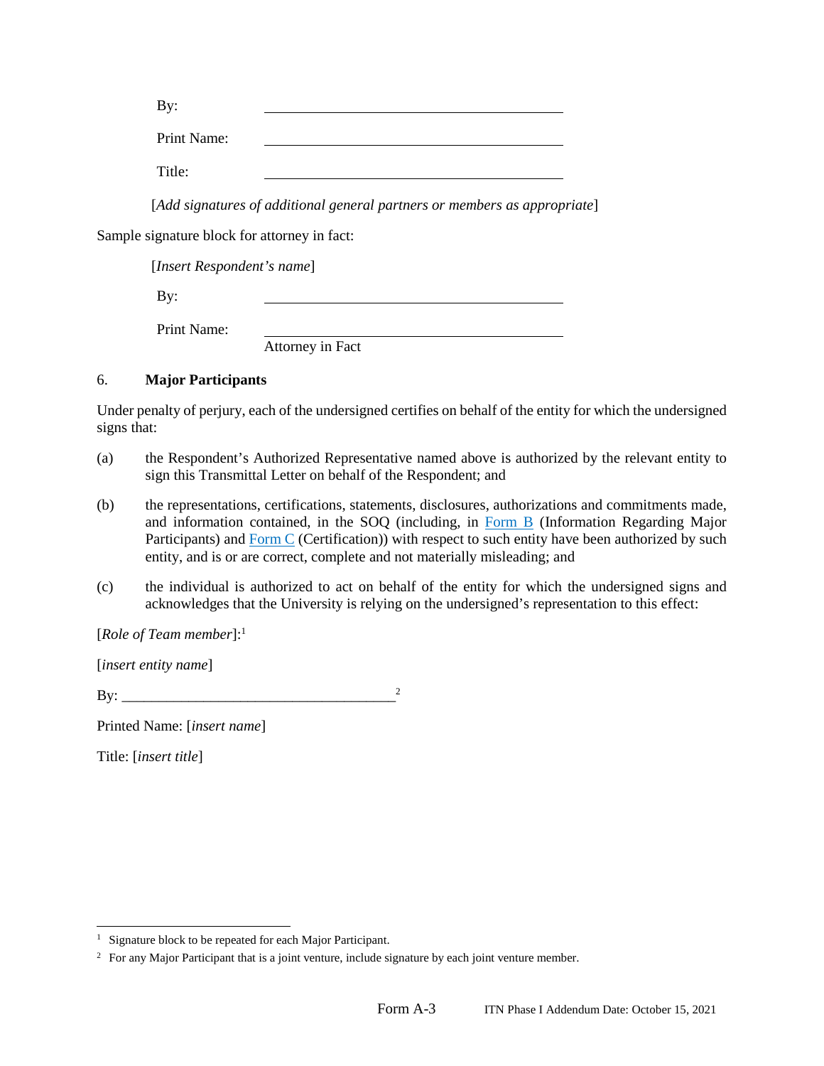By: ______________________________

Print Name: ______________________________

Title: ______________________________

[*Add signatures of additional general partners or members as appropriate*]

Sample signature block for attorney in fact:

[*Insert Respondent's name*]

By: ______________________________

Print Name: ______________________________
Attorney in Fact

6. **Major Participants**

Under penalty of perjury, each of the undersigned certifies on behalf of the entity for which the undersigned signs that:

(a) the Respondent's Authorized Representative named above is authorized by the relevant entity to sign this Transmittal Letter on behalf of the Respondent; and

(b) the representations, certifications, statements, disclosures, authorizations and commitments made, and information contained, in the SOQ (including, in Form B (Information Regarding Major Participants) and Form C (Certification)) with respect to such entity have been authorized by such entity, and is or are correct, complete and not materially misleading; and

(c) the individual is authorized to act on behalf of the entity for which the undersigned signs and acknowledges that the University is relying on the undersigned's representation to this effect:

[*Role of Team member*]:[1]

[*insert entity name*]

By: ____________________________________[2]

Printed Name: [*insert name*]

Title: [*insert title*]

---

[1] Signature block to be repeated for each Major Participant.

[2] For any Major Participant that is a joint venture, include signature by each joint venture member.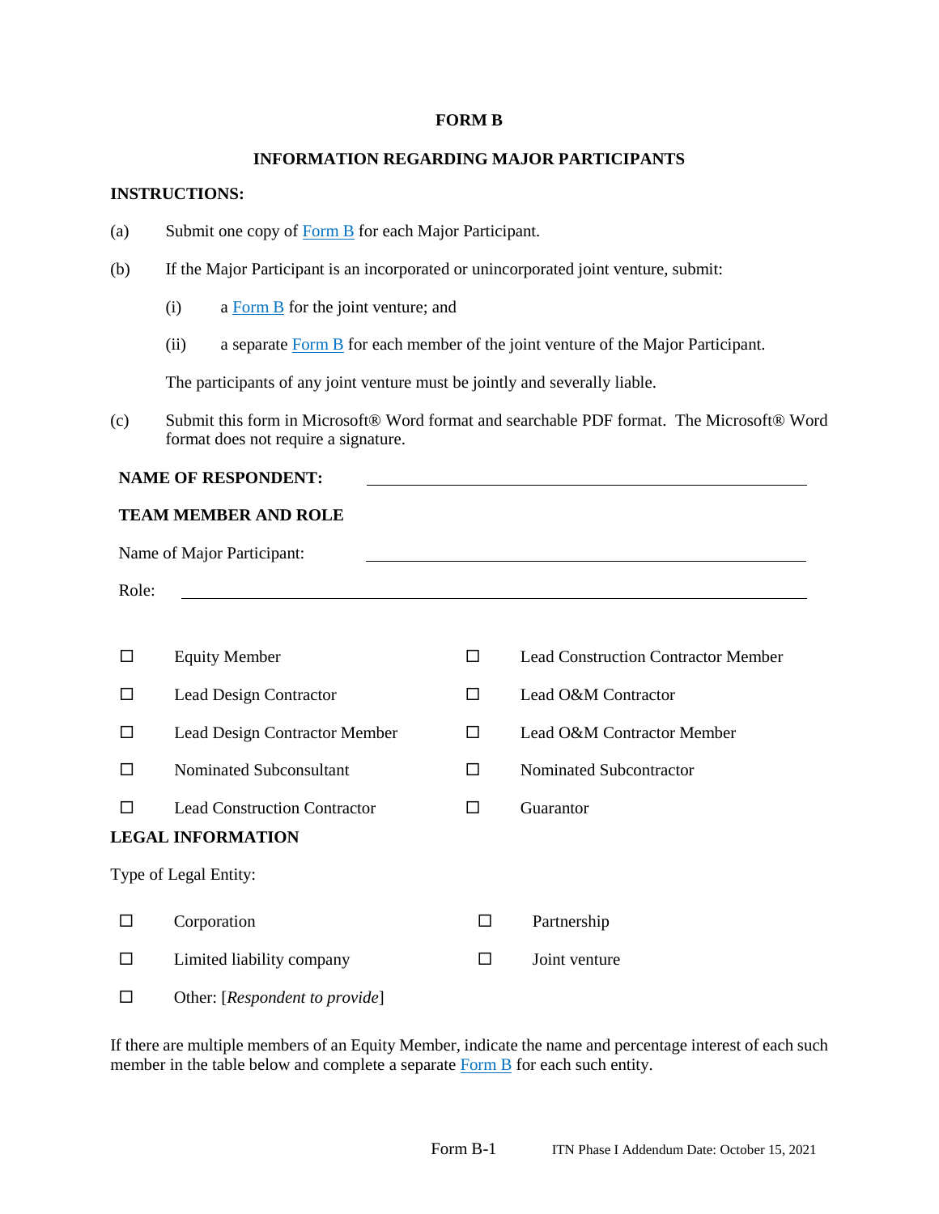**FORM B**

**INFORMATION REGARDING MAJOR PARTICIPANTS**

**INSTRUCTIONS:**

(a) Submit one copy of Form B for each Major Participant.

(b) If the Major Participant is an incorporated or unincorporated joint venture, submit:

   (i) a Form B for the joint venture; and

   (ii) a separate Form B for each member of the joint venture of the Major Participant.

   The participants of any joint venture must be jointly and severally liable.

(c) Submit this form in Microsoft® Word format and searchable PDF format. The Microsoft® Word format does not require a signature.

**NAME OF RESPONDENT:** ______________________________

**TEAM MEMBER AND ROLE**

Name of Major Participant: ______________________________

Role: ______________________________

| | | | |
|---|---|---|---|
| ☐ | Equity Member | ☐ | Lead Construction Contractor Member |
| ☐ | Lead Design Contractor | ☐ | Lead O&M Contractor |
| ☐ | Lead Design Contractor Member | ☐ | Lead O&M Contractor Member |
| ☐ | Nominated Subconsultant | ☐ | Nominated Subcontractor |
| ☐ | Lead Construction Contractor | ☐ | Guarantor |

**LEGAL INFORMATION**

Type of Legal Entity:

| | | | |
|---|---|---|---|
| ☐ | Corporation | ☐ | Partnership |
| ☐ | Limited liability company | ☐ | Joint venture |
| ☐ | Other: [*Respondent to provide*] | | |

If there are multiple members of an Equity Member, indicate the name and percentage interest of each such member in the table below and complete a separate Form B for each such entity.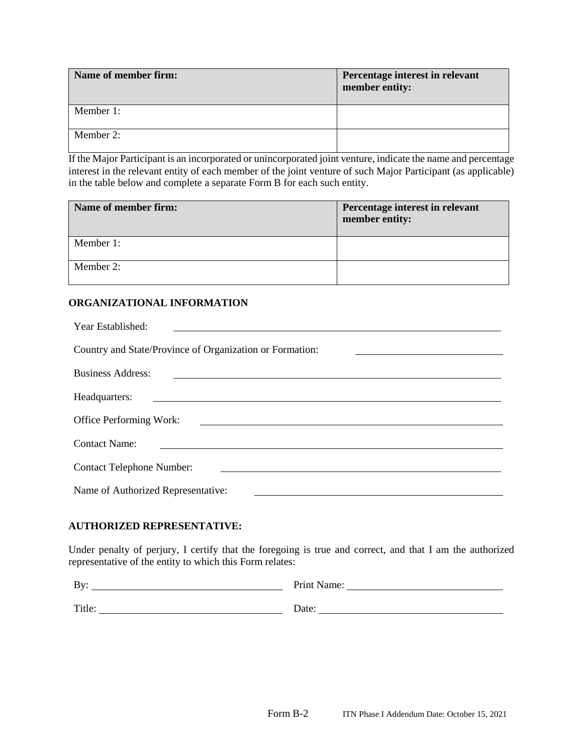| Name of member firm: | Percentage interest in relevant member entity: |
| --- | --- |
| Member 1: | |
| Member 2: | |

If the Major Participant is an incorporated or unincorporated joint venture, indicate the name and percentage interest in the relevant entity of each member of the joint venture of such Major Participant (as applicable) in the table below and complete a separate Form B for each such entity.

| Name of member firm: | Percentage interest in relevant member entity: |
| --- | --- |
| Member 1: | |
| Member 2: | |

**ORGANIZATIONAL INFORMATION**

Year Established: \_\_\_\_\_\_\_\_\_\_\_\_\_\_\_\_\_\_\_\_\_\_\_\_\_\_\_\_\_\_

Country and State/Province of Organization or Formation: \_\_\_\_\_\_\_\_\_\_\_\_\_\_\_\_\_\_\_\_\_\_\_\_\_\_\_\_\_\_

Business Address: \_\_\_\_\_\_\_\_\_\_\_\_\_\_\_\_\_\_\_\_\_\_\_\_\_\_\_\_\_\_

Headquarters: \_\_\_\_\_\_\_\_\_\_\_\_\_\_\_\_\_\_\_\_\_\_\_\_\_\_\_\_\_\_

Office Performing Work: \_\_\_\_\_\_\_\_\_\_\_\_\_\_\_\_\_\_\_\_\_\_\_\_\_\_\_\_\_\_

Contact Name: \_\_\_\_\_\_\_\_\_\_\_\_\_\_\_\_\_\_\_\_\_\_\_\_\_\_\_\_\_\_

Contact Telephone Number: \_\_\_\_\_\_\_\_\_\_\_\_\_\_\_\_\_\_\_\_\_\_\_\_\_\_\_\_\_\_

Name of Authorized Representative: \_\_\_\_\_\_\_\_\_\_\_\_\_\_\_\_\_\_\_\_\_\_\_\_\_\_\_\_\_\_

**AUTHORIZED REPRESENTATIVE:**

Under penalty of perjury, I certify that the foregoing is true and correct, and that I am the authorized representative of the entity to which this Form relates:

By: \_\_\_\_\_\_\_\_\_\_\_\_\_\_\_\_\_\_\_\_\_\_\_\_\_\_\_\_\_\_ Print Name: \_\_\_\_\_\_\_\_\_\_\_\_\_\_\_\_\_\_\_\_\_\_\_\_\_\_\_\_\_\_

Title: \_\_\_\_\_\_\_\_\_\_\_\_\_\_\_\_\_\_\_\_\_\_\_\_\_\_\_\_\_\_ Date: \_\_\_\_\_\_\_\_\_\_\_\_\_\_\_\_\_\_\_\_\_\_\_\_\_\_\_\_\_\_

Form B-2 ITN Phase I Addendum Date: October 15, 2021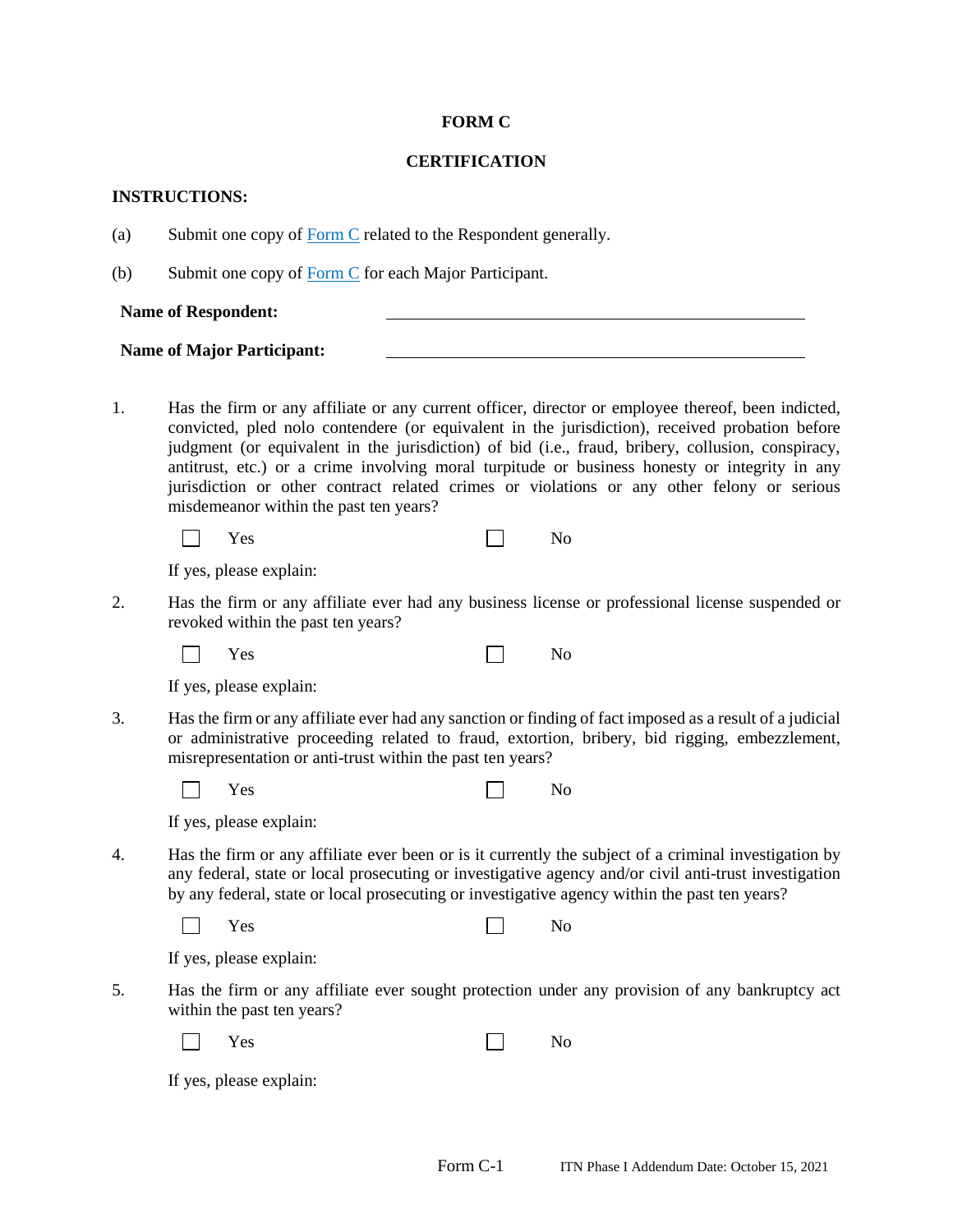# FORM C

## CERTIFICATION

**INSTRUCTIONS:**

(a) Submit one copy of Form C related to the Respondent generally.

(b) Submit one copy of Form C for each Major Participant.

**Name of Respondent:** ______________________________

**Name of Major Participant:** ______________________________

1. Has the firm or any affiliate or any current officer, director or employee thereof, been indicted, convicted, pled nolo contendere (or equivalent in the jurisdiction), received probation before judgment (or equivalent in the jurisdiction) of bid (i.e., fraud, bribery, collusion, conspiracy, antitrust, etc.) or a crime involving moral turpitude or business honesty or integrity in any jurisdiction or other contract related crimes or violations or any other felony or serious misdemeanor within the past ten years?

   ☐ Yes ☐ No

   If yes, please explain:

2. Has the firm or any affiliate ever had any business license or professional license suspended or revoked within the past ten years?

   ☐ Yes ☐ No

   If yes, please explain:

3. Has the firm or any affiliate ever had any sanction or finding of fact imposed as a result of a judicial or administrative proceeding related to fraud, extortion, bribery, bid rigging, embezzlement, misrepresentation or anti-trust within the past ten years?

   ☐ Yes ☐ No

   If yes, please explain:

4. Has the firm or any affiliate ever been or is it currently the subject of a criminal investigation by any federal, state or local prosecuting or investigative agency and/or civil anti-trust investigation by any federal, state or local prosecuting or investigative agency within the past ten years?

   ☐ Yes ☐ No

   If yes, please explain:

5. Has the firm or any affiliate ever sought protection under any provision of any bankruptcy act within the past ten years?

   ☐ Yes ☐ No

   If yes, please explain: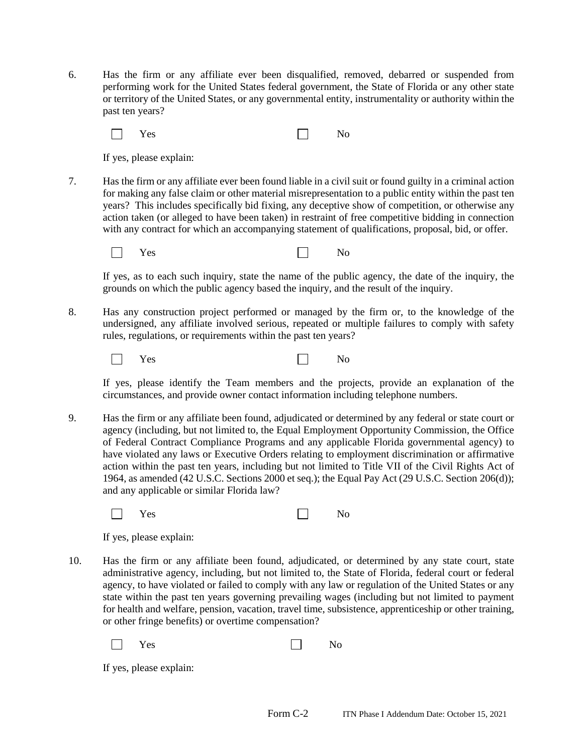6. Has the firm or any affiliate ever been disqualified, removed, debarred or suspended from performing work for the United States federal government, the State of Florida or any other state or territory of the United States, or any governmental entity, instrumentality or authority within the past ten years?

   ☐ Yes ☐ No

   If yes, please explain:

7. Has the firm or any affiliate ever been found liable in a civil suit or found guilty in a criminal action for making any false claim or other material misrepresentation to a public entity within the past ten years? This includes specifically bid fixing, any deceptive show of competition, or otherwise any action taken (or alleged to have been taken) in restraint of free competitive bidding in connection with any contract for which an accompanying statement of qualifications, proposal, bid, or offer.

   ☐ Yes ☐ No

   If yes, as to each such inquiry, state the name of the public agency, the date of the inquiry, the grounds on which the public agency based the inquiry, and the result of the inquiry.

8. Has any construction project performed or managed by the firm or, to the knowledge of the undersigned, any affiliate involved serious, repeated or multiple failures to comply with safety rules, regulations, or requirements within the past ten years?

   ☐ Yes ☐ No

   If yes, please identify the Team members and the projects, provide an explanation of the circumstances, and provide owner contact information including telephone numbers.

9. Has the firm or any affiliate been found, adjudicated or determined by any federal or state court or agency (including, but not limited to, the Equal Employment Opportunity Commission, the Office of Federal Contract Compliance Programs and any applicable Florida governmental agency) to have violated any laws or Executive Orders relating to employment discrimination or affirmative action within the past ten years, including but not limited to Title VII of the Civil Rights Act of 1964, as amended (42 U.S.C. Sections 2000 et seq.); the Equal Pay Act (29 U.S.C. Section 206(d)); and any applicable or similar Florida law?

   ☐ Yes ☐ No

   If yes, please explain:

10. Has the firm or any affiliate been found, adjudicated, or determined by any state court, state administrative agency, including, but not limited to, the State of Florida, federal court or federal agency, to have violated or failed to comply with any law or regulation of the United States or any state within the past ten years governing prevailing wages (including but not limited to payment for health and welfare, pension, vacation, travel time, subsistence, apprenticeship or other training, or other fringe benefits) or overtime compensation?

    ☐ Yes ☐ No

    If yes, please explain: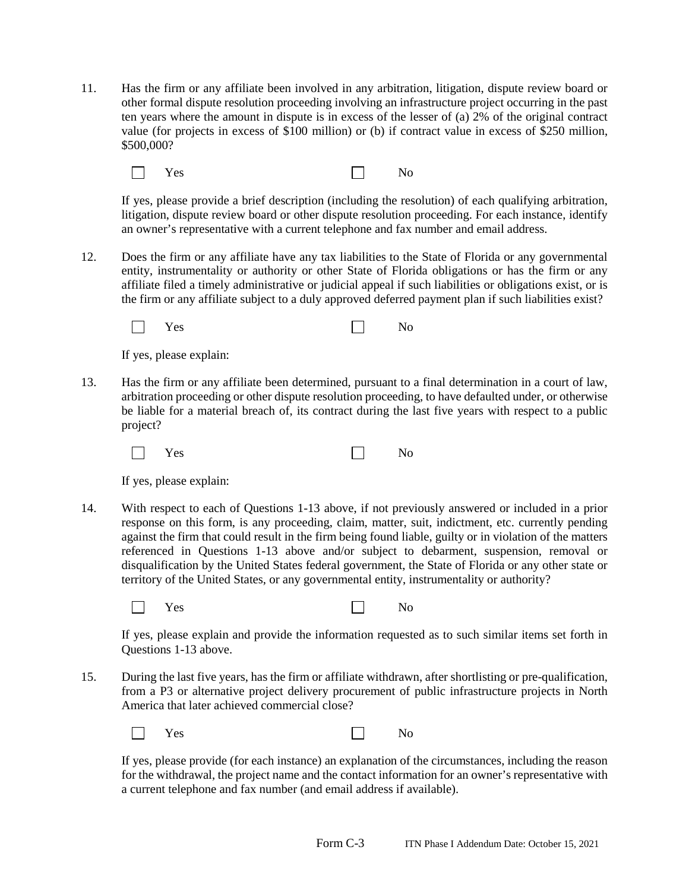11. Has the firm or any affiliate been involved in any arbitration, litigation, dispute review board or other formal dispute resolution proceeding involving an infrastructure project occurring in the past ten years where the amount in dispute is in excess of the lesser of (a) 2% of the original contract value (for projects in excess of $100 million) or (b) if contract value in excess of $250 million, $500,000?

   ☐ Yes ☐ No

   If yes, please provide a brief description (including the resolution) of each qualifying arbitration, litigation, dispute review board or other dispute resolution proceeding. For each instance, identify an owner's representative with a current telephone and fax number and email address.

12. Does the firm or any affiliate have any tax liabilities to the State of Florida or any governmental entity, instrumentality or authority or other State of Florida obligations or has the firm or any affiliate filed a timely administrative or judicial appeal if such liabilities or obligations exist, or is the firm or any affiliate subject to a duly approved deferred payment plan if such liabilities exist?

   ☐ Yes ☐ No

   If yes, please explain:

13. Has the firm or any affiliate been determined, pursuant to a final determination in a court of law, arbitration proceeding or other dispute resolution proceeding, to have defaulted under, or otherwise be liable for a material breach of, its contract during the last five years with respect to a public project?

   ☐ Yes ☐ No

   If yes, please explain:

14. With respect to each of Questions 1-13 above, if not previously answered or included in a prior response on this form, is any proceeding, claim, matter, suit, indictment, etc. currently pending against the firm that could result in the firm being found liable, guilty or in violation of the matters referenced in Questions 1-13 above and/or subject to debarment, suspension, removal or disqualification by the United States federal government, the State of Florida or any other state or territory of the United States, or any governmental entity, instrumentality or authority?

   ☐ Yes ☐ No

   If yes, please explain and provide the information requested as to such similar items set forth in Questions 1-13 above.

15. During the last five years, has the firm or affiliate withdrawn, after shortlisting or pre-qualification, from a P3 or alternative project delivery procurement of public infrastructure projects in North America that later achieved commercial close?

   ☐ Yes ☐ No

   If yes, please provide (for each instance) an explanation of the circumstances, including the reason for the withdrawal, the project name and the contact information for an owner's representative with a current telephone and fax number (and email address if available).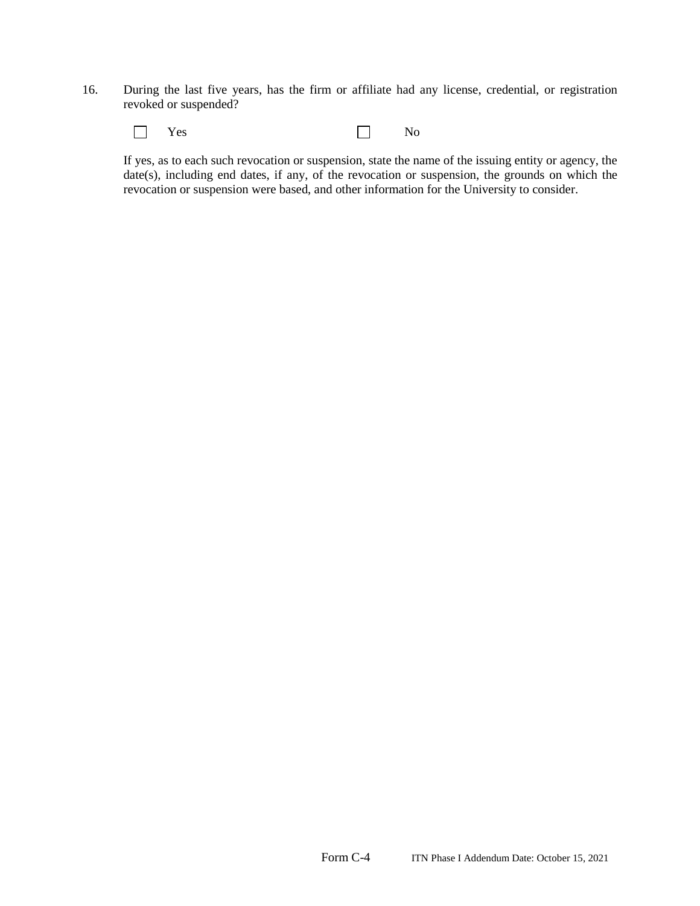16. During the last five years, has the firm or affiliate had any license, credential, or registration revoked or suspended?

☐ Yes ☐ No

If yes, as to each such revocation or suspension, state the name of the issuing entity or agency, the date(s), including end dates, if any, of the revocation or suspension, the grounds on which the revocation or suspension were based, and other information for the University to consider.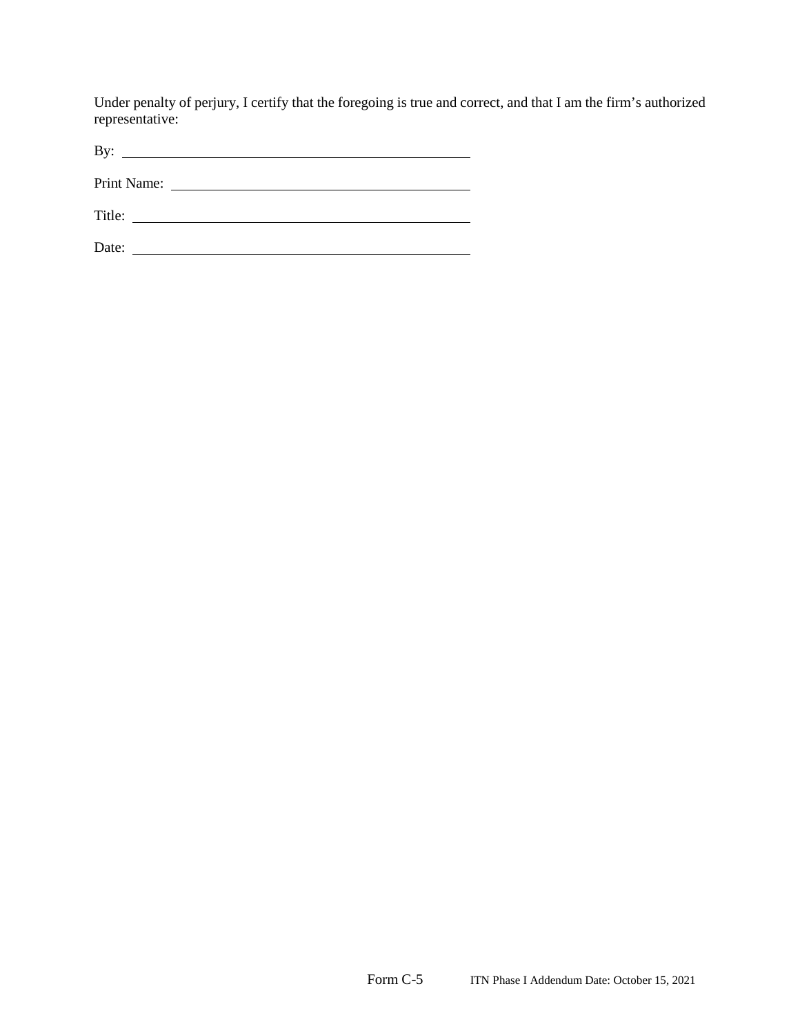Under penalty of perjury, I certify that the foregoing is true and correct, and that I am the firm's authorized representative:

By: ______________________________________________

Print Name: ______________________________________

Title: ____________________________________________

Date: ____________________________________________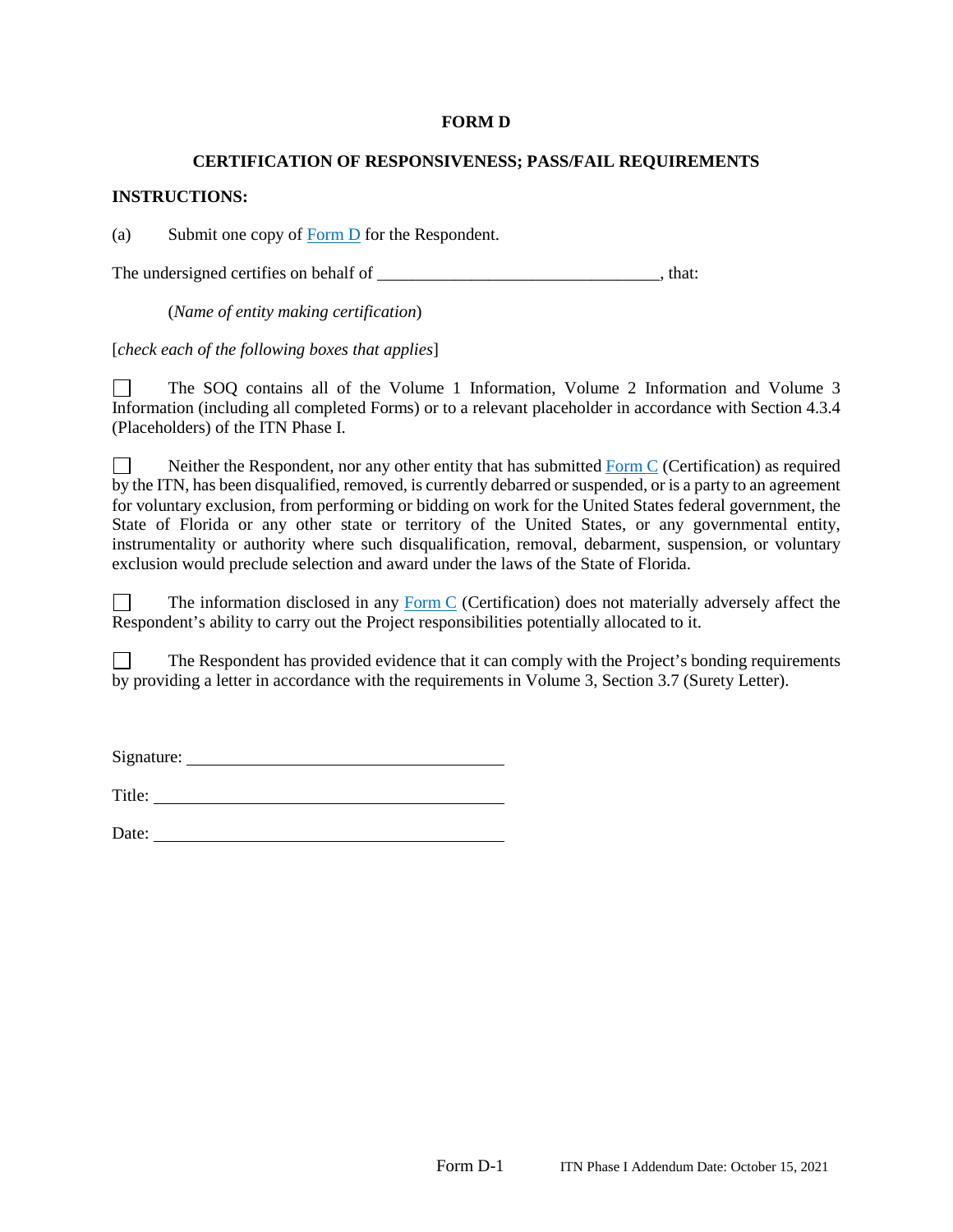**FORM D**

**CERTIFICATION OF RESPONSIVENESS; PASS/FAIL REQUIREMENTS**

**INSTRUCTIONS:**

(a) Submit one copy of Form D for the Respondent.

The undersigned certifies on behalf of ________________________________, that:

(*Name of entity making certification*)

[*check each of the following boxes that applies*]

☐ The SOQ contains all of the Volume 1 Information, Volume 2 Information and Volume 3 Information (including all completed Forms) or to a relevant placeholder in accordance with Section 4.3.4 (Placeholders) of the ITN Phase I.

☐ Neither the Respondent, nor any other entity that has submitted Form C (Certification) as required by the ITN, has been disqualified, removed, is currently debarred or suspended, or is a party to an agreement for voluntary exclusion, from performing or bidding on work for the United States federal government, the State of Florida or any other state or territory of the United States, or any governmental entity, instrumentality or authority where such disqualification, removal, debarment, suspension, or voluntary exclusion would preclude selection and award under the laws of the State of Florida.

☐ The information disclosed in any Form C (Certification) does not materially adversely affect the Respondent's ability to carry out the Project responsibilities potentially allocated to it.

☐ The Respondent has provided evidence that it can comply with the Project's bonding requirements by providing a letter in accordance with the requirements in Volume 3, Section 3.7 (Surety Letter).

Signature: ______________________________

Title: ______________________________

Date: ______________________________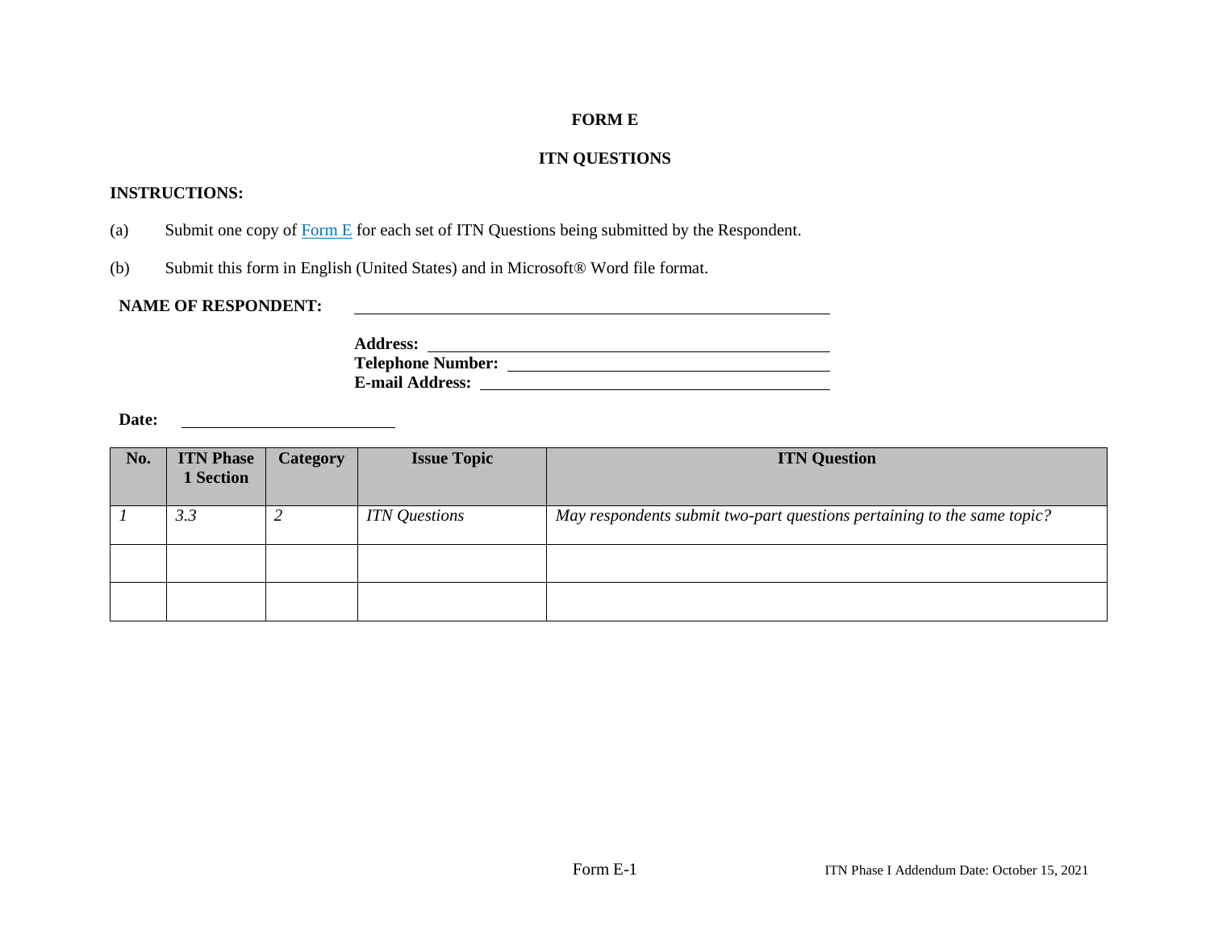**FORM E**

**ITN QUESTIONS**

**INSTRUCTIONS:**

(a) Submit one copy of [Form E] for each set of ITN Questions being submitted by the Respondent.

(b) Submit this form in English (United States) and in Microsoft® Word file format.

**NAME OF RESPONDENT:** ______________________________

**Address:** ______________________________
**Telephone Number:** ______________________________
**E-mail Address:** ______________________________

**Date:** ______________________

| No. | ITN Phase 1 Section | Category | Issue Topic | ITN Question |
|---|---|---|---|---|
| *1* | *3.3* | *2* | *ITN Questions* | *May respondents submit two-part questions pertaining to the same topic?* |
| | | | | |
| | | | | |

Form E-1

ITN Phase I Addendum Date: October 15, 2021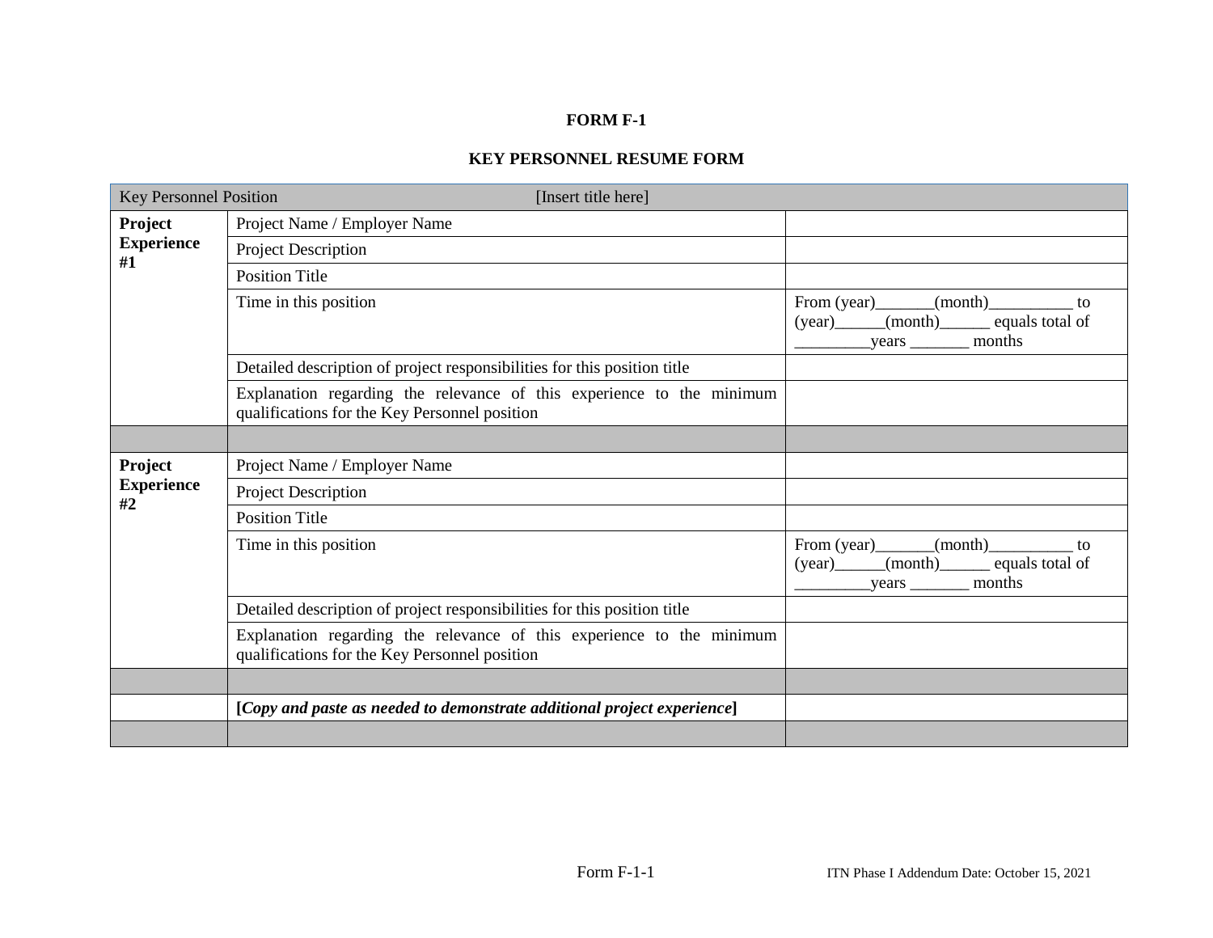**FORM F-1**

**KEY PERSONNEL RESUME FORM**

| Key Personnel Position | [Insert title here] | |
|---|---|---|
| **Project Experience #1** | Project Name / Employer Name | |
| | Project Description | |
| | Position Title | |
| | Time in this position | From (year)_______(month)__________ to (year)______(month)______ equals total of _________years _______ months |
| | Detailed description of project responsibilities for this position title | |
| | Explanation regarding the relevance of this experience to the minimum qualifications for the Key Personnel position | |
| | | |
| **Project Experience #2** | Project Name / Employer Name | |
| | Project Description | |
| | Position Title | |
| | Time in this position | From (year)_______(month)__________ to (year)______(month)______ equals total of _________years _______ months |
| | Detailed description of project responsibilities for this position title | |
| | Explanation regarding the relevance of this experience to the minimum qualifications for the Key Personnel position | |
| | | |
| | **[*Copy and paste as needed to demonstrate additional project experience*]** | |
| | | |

ITN Phase I Addendum Date: October 15, 2021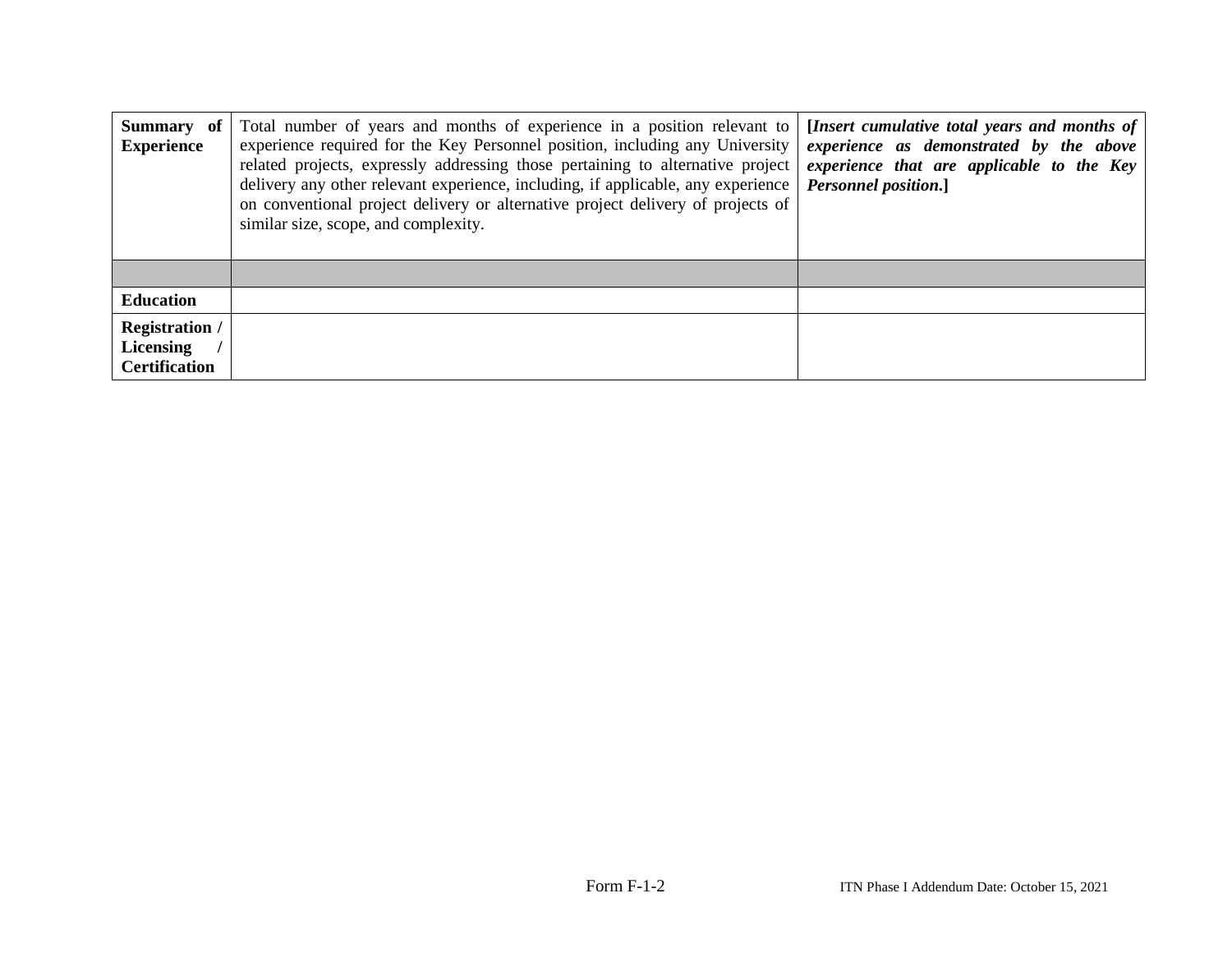| **Summary of Experience** | Total number of years and months of experience in a position relevant to experience required for the Key Personnel position, including any University related projects, expressly addressing those pertaining to alternative project delivery any other relevant experience, including, if applicable, any experience on conventional project delivery or alternative project delivery of projects of similar size, scope, and complexity. | **[*Insert cumulative total years and months of experience as demonstrated by the above experience that are applicable to the Key Personnel position.*]** |
|---|---|---|
| | | |
| **Education** | | |
| **Registration / Licensing / Certification** | | |

Form F-1-2

ITN Phase I Addendum Date: October 15, 2021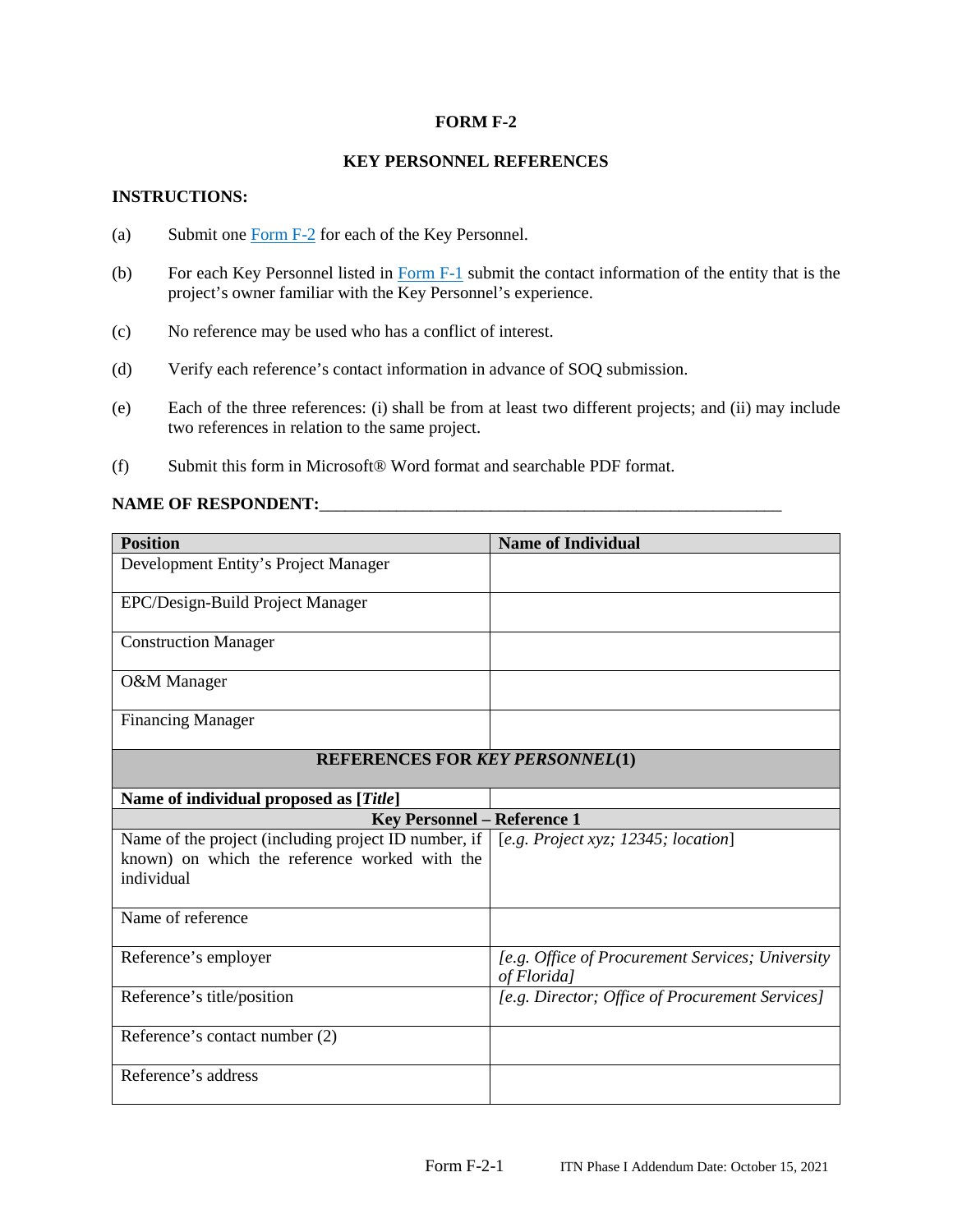# FORM F-2

## KEY PERSONNEL REFERENCES

**INSTRUCTIONS:**

(a) Submit one Form F-2 for each of the Key Personnel.

(b) For each Key Personnel listed in Form F-1 submit the contact information of the entity that is the project's owner familiar with the Key Personnel's experience.

(c) No reference may be used who has a conflict of interest.

(d) Verify each reference's contact information in advance of SOQ submission.

(e) Each of the three references: (i) shall be from at least two different projects; and (ii) may include two references in relation to the same project.

(f) Submit this form in Microsoft® Word format and searchable PDF format.

**NAME OF RESPONDENT:**________________________________________________________

| **Position** | **Name of Individual** |
|---|---|
| Development Entity's Project Manager | |
| EPC/Design-Build Project Manager | |
| Construction Manager | |
| O&M Manager | |
| Financing Manager | |
| **REFERENCES FOR *KEY PERSONNEL*(1)** | |
| **Name of individual proposed as [*Title*]** | |
| **Key Personnel – Reference 1** | |
| Name of the project (including project ID number, if known) on which the reference worked with the individual | [*e.g. Project xyz; 12345; location*] |
| Name of reference | |
| Reference's employer | *[e.g. Office of Procurement Services; University of Florida]* |
| Reference's title/position | *[e.g. Director; Office of Procurement Services]* |
| Reference's contact number (2) | |
| Reference's address | |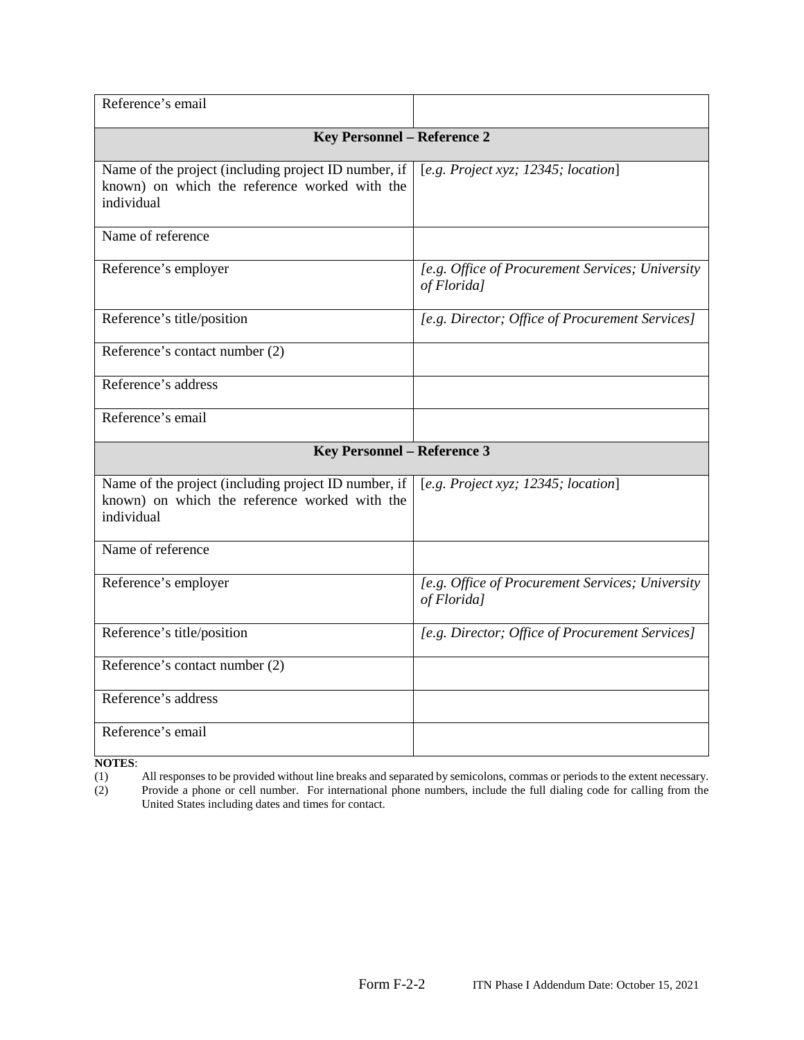| | |
|---|---|
| Reference's email | |
| **Key Personnel – Reference 2** | |
| Name of the project (including project ID number, if known) on which the reference worked with the individual | [*e.g. Project xyz; 12345; location*] |
| Name of reference | |
| Reference's employer | *[e.g. Office of Procurement Services; University of Florida]* |
| Reference's title/position | *[e.g. Director; Office of Procurement Services]* |
| Reference's contact number (2) | |
| Reference's address | |
| Reference's email | |
| **Key Personnel – Reference 3** | |
| Name of the project (including project ID number, if known) on which the reference worked with the individual | [*e.g. Project xyz; 12345; location*] |
| Name of reference | |
| Reference's employer | *[e.g. Office of Procurement Services; University of Florida]* |
| Reference's title/position | *[e.g. Director; Office of Procurement Services]* |
| Reference's contact number (2) | |
| Reference's address | |
| Reference's email | |

**NOTES**:

(1) All responses to be provided without line breaks and separated by semicolons, commas or periods to the extent necessary.

(2) Provide a phone or cell number. For international phone numbers, include the full dialing code for calling from the United States including dates and times for contact.

Form F-2-2 ITN Phase I Addendum Date: October 15, 2021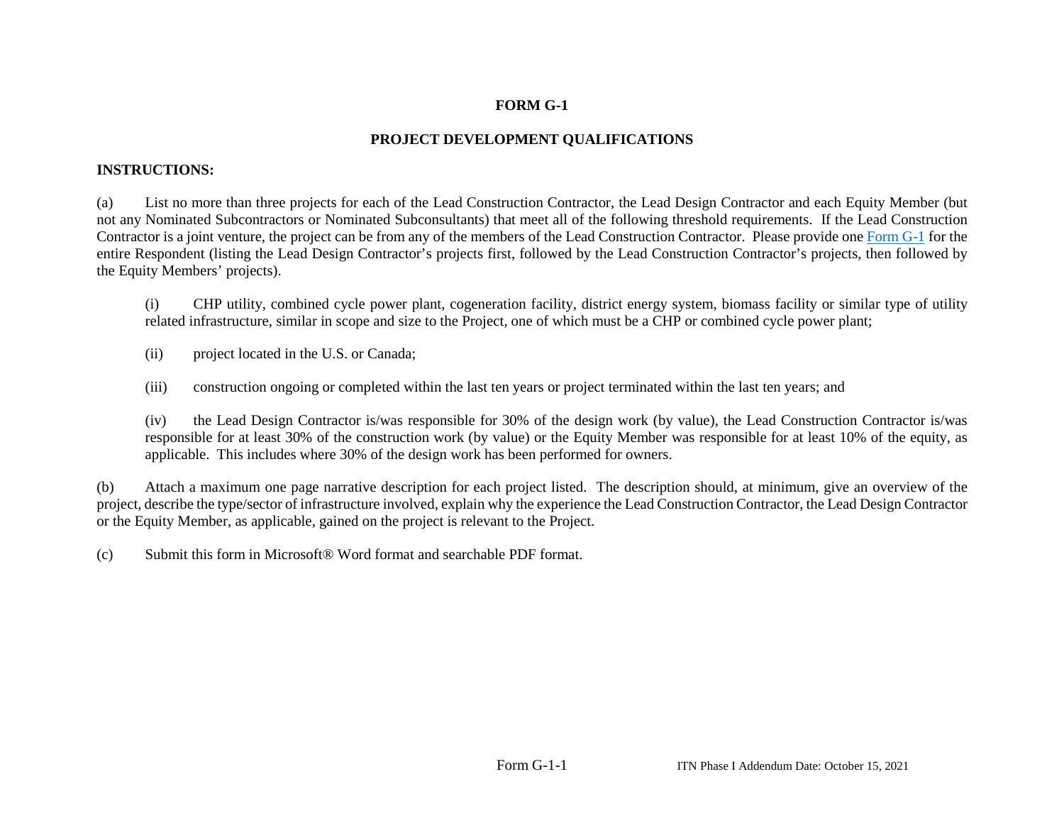**FORM G-1**

**PROJECT DEVELOPMENT QUALIFICATIONS**

**INSTRUCTIONS:**

(a) List no more than three projects for each of the Lead Construction Contractor, the Lead Design Contractor and each Equity Member (but not any Nominated Subcontractors or Nominated Subconsultants) that meet all of the following threshold requirements. If the Lead Construction Contractor is a joint venture, the project can be from any of the members of the Lead Construction Contractor. Please provide one Form G-1 for the entire Respondent (listing the Lead Design Contractor's projects first, followed by the Lead Construction Contractor's projects, then followed by the Equity Members' projects).

> (i) CHP utility, combined cycle power plant, cogeneration facility, district energy system, biomass facility or similar type of utility related infrastructure, similar in scope and size to the Project, one of which must be a CHP or combined cycle power plant;
>
> (ii) project located in the U.S. or Canada;
>
> (iii) construction ongoing or completed within the last ten years or project terminated within the last ten years; and
>
> (iv) the Lead Design Contractor is/was responsible for 30% of the design work (by value), the Lead Construction Contractor is/was responsible for at least 30% of the construction work (by value) or the Equity Member was responsible for at least 10% of the equity, as applicable. This includes where 30% of the design work has been performed for owners.

(b) Attach a maximum one page narrative description for each project listed. The description should, at minimum, give an overview of the project, describe the type/sector of infrastructure involved, explain why the experience the Lead Construction Contractor, the Lead Design Contractor or the Equity Member, as applicable, gained on the project is relevant to the Project.

(c) Submit this form in Microsoft® Word format and searchable PDF format.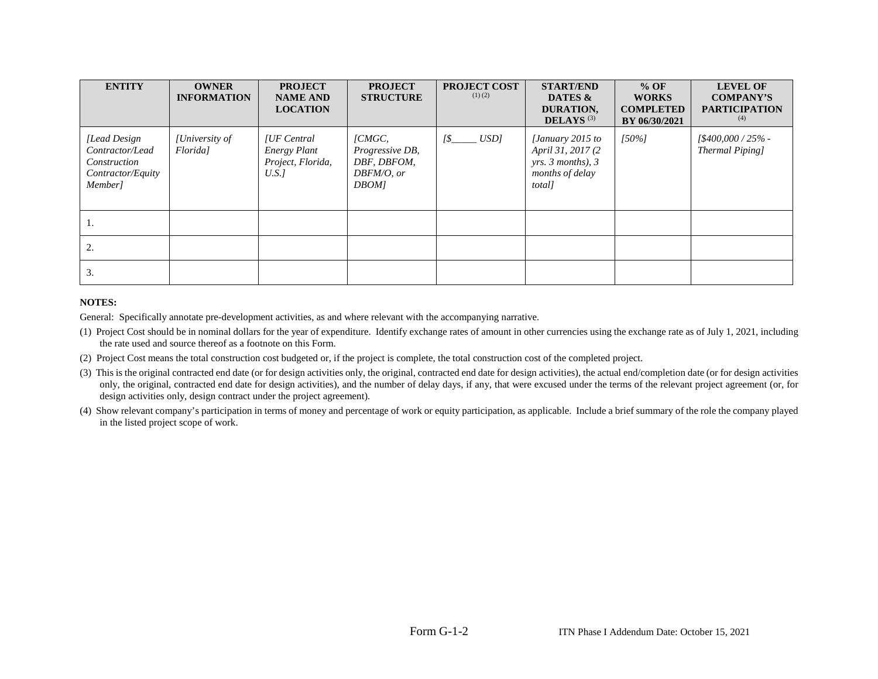| ENTITY | OWNER INFORMATION | PROJECT NAME AND LOCATION | PROJECT STRUCTURE | PROJECT COST (1) (2) | START/END DATES & DURATION, DELAYS (3) | % OF WORKS COMPLETED BY 06/30/2021 | LEVEL OF COMPANY'S PARTICIPATION (4) |
|---|---|---|---|---|---|---|---|
| *[Lead Design Contractor/Lead Construction Contractor/Equity Member]* | *[University of Florida]* | *[UF Central Energy Plant Project, Florida, U.S.]* | *[CMGC, Progressive DB, DBF, DBFOM, DBFM/O, or DBOM]* | *[$_____ USD]* | *[January 2015 to April 31, 2017 (2 yrs. 3 months), 3 months of delay total]* | *[50%]* | *[$400,000 / 25% - Thermal Piping]* |
| 1. | | | | | | | |
| 2. | | | | | | | |
| 3. | | | | | | | |

**NOTES:**

General: Specifically annotate pre-development activities, as and where relevant with the accompanying narrative.

(1) Project Cost should be in nominal dollars for the year of expenditure. Identify exchange rates of amount in other currencies using the exchange rate as of July 1, 2021, including the rate used and source thereof as a footnote on this Form.

(2) Project Cost means the total construction cost budgeted or, if the project is complete, the total construction cost of the completed project.

(3) This is the original contracted end date (or for design activities only, the original, contracted end date for design activities), the actual end/completion date (or for design activities only, the original, contracted end date for design activities), and the number of delay days, if any, that were excused under the terms of the relevant project agreement (or, for design activities only, design contract under the project agreement).

(4) Show relevant company's participation in terms of money and percentage of work or equity participation, as applicable. Include a brief summary of the role the company played in the listed project scope of work.

Form G-1-2 ITN Phase I Addendum Date: October 15, 2021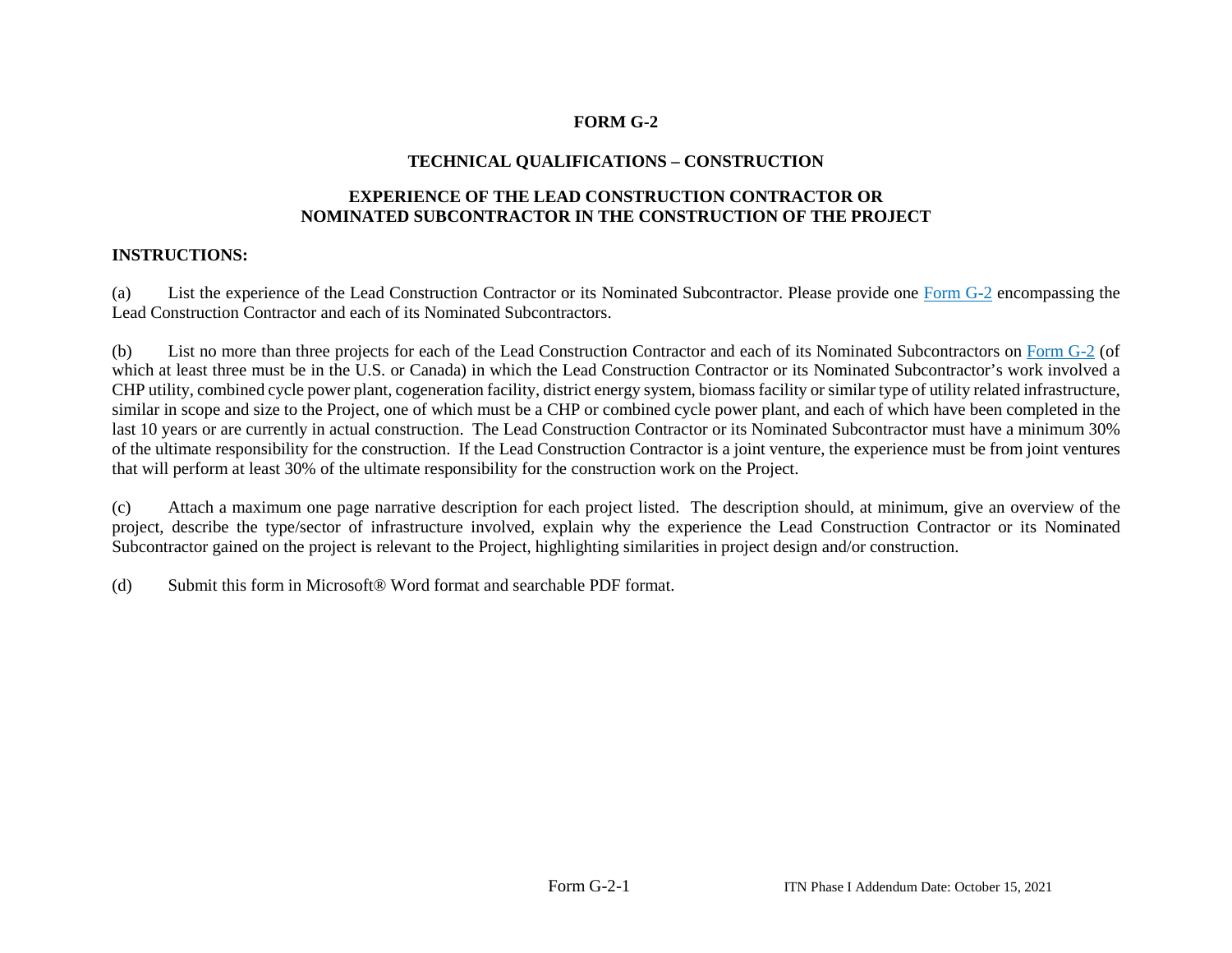**FORM G-2**

**TECHNICAL QUALIFICATIONS – CONSTRUCTION**

**EXPERIENCE OF THE LEAD CONSTRUCTION CONTRACTOR OR NOMINATED SUBCONTRACTOR IN THE CONSTRUCTION OF THE PROJECT**

**INSTRUCTIONS:**

(a) List the experience of the Lead Construction Contractor or its Nominated Subcontractor. Please provide one Form G-2 encompassing the Lead Construction Contractor and each of its Nominated Subcontractors.

(b) List no more than three projects for each of the Lead Construction Contractor and each of its Nominated Subcontractors on Form G-2 (of which at least three must be in the U.S. or Canada) in which the Lead Construction Contractor or its Nominated Subcontractor's work involved a CHP utility, combined cycle power plant, cogeneration facility, district energy system, biomass facility or similar type of utility related infrastructure, similar in scope and size to the Project, one of which must be a CHP or combined cycle power plant, and each of which have been completed in the last 10 years or are currently in actual construction. The Lead Construction Contractor or its Nominated Subcontractor must have a minimum 30% of the ultimate responsibility for the construction. If the Lead Construction Contractor is a joint venture, the experience must be from joint ventures that will perform at least 30% of the ultimate responsibility for the construction work on the Project.

(c) Attach a maximum one page narrative description for each project listed. The description should, at minimum, give an overview of the project, describe the type/sector of infrastructure involved, explain why the experience the Lead Construction Contractor or its Nominated Subcontractor gained on the project is relevant to the Project, highlighting similarities in project design and/or construction.

(d) Submit this form in Microsoft® Word format and searchable PDF format.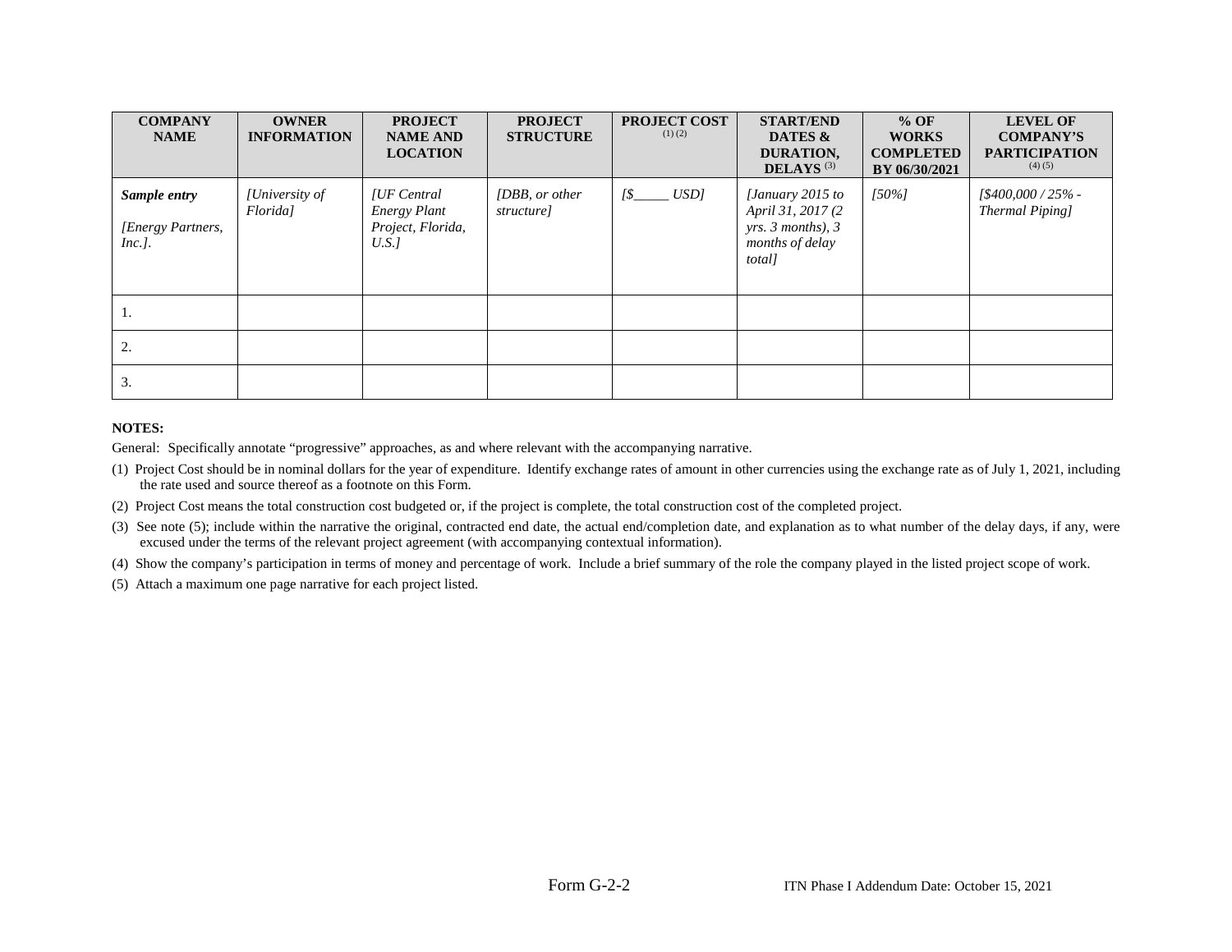| COMPANY NAME | OWNER INFORMATION | PROJECT NAME AND LOCATION | PROJECT STRUCTURE | PROJECT COST (1) (2) | START/END DATES & DURATION, DELAYS (3) | % OF WORKS COMPLETED BY 06/30/2021 | LEVEL OF COMPANY'S PARTICIPATION (4) (5) |
|---|---|---|---|---|---|---|---|
| ***Sample entry*** *[Energy Partners, Inc.].* | *[University of Florida]* | *[UF Central Energy Plant Project, Florida, U.S.]* | *[DBB, or other structure]* | *[$_____ USD]* | *[January 2015 to April 31, 2017 (2 yrs. 3 months), 3 months of delay total]* | *[50%]* | *[$400,000 / 25% - Thermal Piping]* |
| 1. | | | | | | | |
| 2. | | | | | | | |
| 3. | | | | | | | |

**NOTES:**

General: Specifically annotate "progressive" approaches, as and where relevant with the accompanying narrative.

(1) Project Cost should be in nominal dollars for the year of expenditure. Identify exchange rates of amount in other currencies using the exchange rate as of July 1, 2021, including the rate used and source thereof as a footnote on this Form.

(2) Project Cost means the total construction cost budgeted or, if the project is complete, the total construction cost of the completed project.

(3) See note (5); include within the narrative the original, contracted end date, the actual end/completion date, and explanation as to what number of the delay days, if any, were excused under the terms of the relevant project agreement (with accompanying contextual information).

(4) Show the company's participation in terms of money and percentage of work. Include a brief summary of the role the company played in the listed project scope of work.

(5) Attach a maximum one page narrative for each project listed.

Form G-2-2

ITN Phase I Addendum Date: October 15, 2021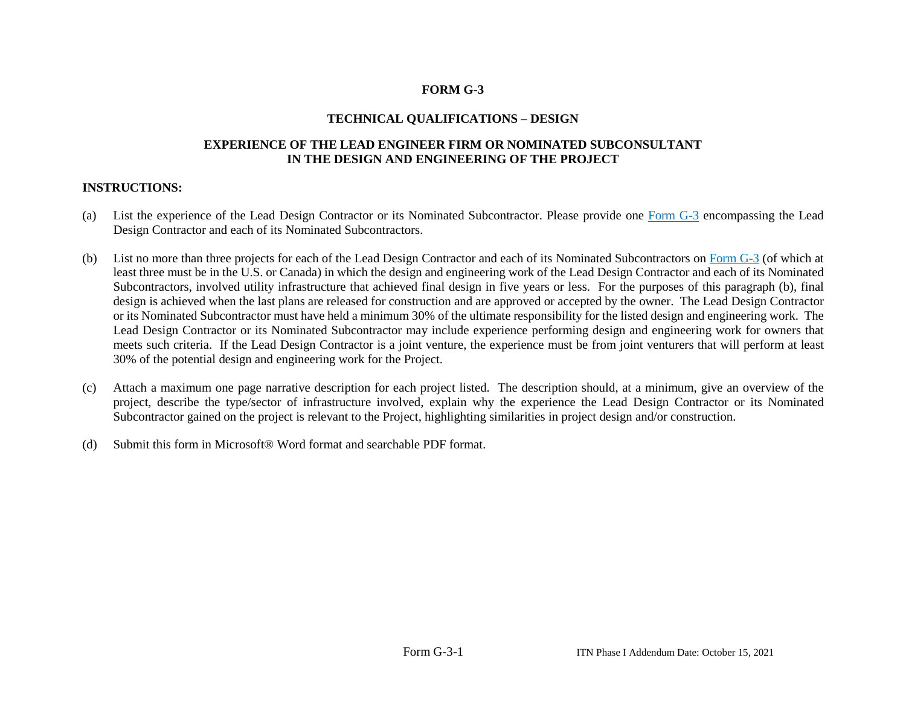# FORM G-3

## TECHNICAL QUALIFICATIONS – DESIGN

## EXPERIENCE OF THE LEAD ENGINEER FIRM OR NOMINATED SUBCONSULTANT IN THE DESIGN AND ENGINEERING OF THE PROJECT

**INSTRUCTIONS:**

(a) List the experience of the Lead Design Contractor or its Nominated Subcontractor. Please provide one Form G-3 encompassing the Lead Design Contractor and each of its Nominated Subcontractors.

(b) List no more than three projects for each of the Lead Design Contractor and each of its Nominated Subcontractors on Form G-3 (of which at least three must be in the U.S. or Canada) in which the design and engineering work of the Lead Design Contractor and each of its Nominated Subcontractors, involved utility infrastructure that achieved final design in five years or less. For the purposes of this paragraph (b), final design is achieved when the last plans are released for construction and are approved or accepted by the owner. The Lead Design Contractor or its Nominated Subcontractor must have held a minimum 30% of the ultimate responsibility for the listed design and engineering work. The Lead Design Contractor or its Nominated Subcontractor may include experience performing design and engineering work for owners that meets such criteria. If the Lead Design Contractor is a joint venture, the experience must be from joint venturers that will perform at least 30% of the potential design and engineering work for the Project.

(c) Attach a maximum one page narrative description for each project listed. The description should, at a minimum, give an overview of the project, describe the type/sector of infrastructure involved, explain why the experience the Lead Design Contractor or its Nominated Subcontractor gained on the project is relevant to the Project, highlighting similarities in project design and/or construction.

(d) Submit this form in Microsoft® Word format and searchable PDF format.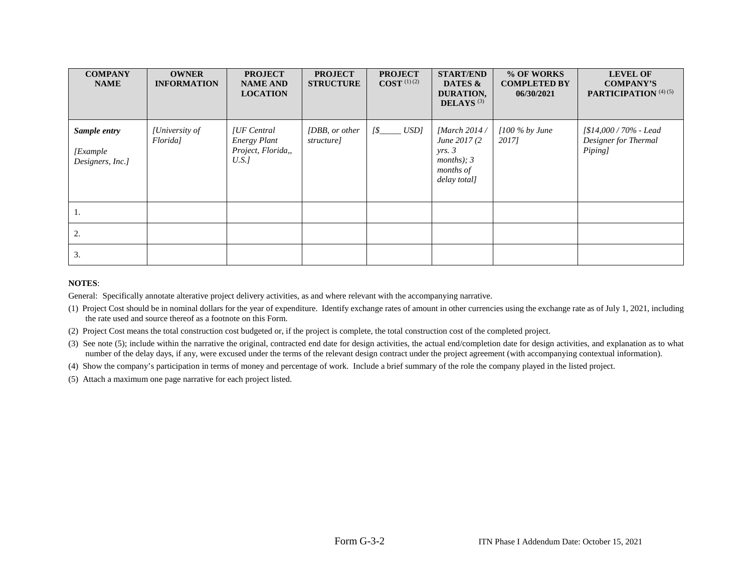| COMPANY NAME | OWNER INFORMATION | PROJECT NAME AND LOCATION | PROJECT STRUCTURE | PROJECT COST (1) (2) | START/END DATES & DURATION, DELAYS (3) | % OF WORKS COMPLETED BY 06/30/2021 | LEVEL OF COMPANY'S PARTICIPATION (4) (5) |
|---|---|---|---|---|---|---|---|
| ***Sample entry*** *[Example Designers, Inc.]* | *[University of Florida]* | *[UF Central Energy Plant Project, Florida,, U.S.]* | *[DBB, or other structure]* | *[$\_\_\_\_\_ USD]* | *[March 2014 / June 2017 (2 yrs. 3 months); 3 months of delay total]* | *[100 % by June 2017]* | *[$14,000 / 70% - Lead Designer for Thermal Piping]* |
| 1. | | | | | | | |
| 2. | | | | | | | |
| 3. | | | | | | | |

**NOTES**:

General: Specifically annotate alterative project delivery activities, as and where relevant with the accompanying narrative.

(1) Project Cost should be in nominal dollars for the year of expenditure. Identify exchange rates of amount in other currencies using the exchange rate as of July 1, 2021, including the rate used and source thereof as a footnote on this Form.

(2) Project Cost means the total construction cost budgeted or, if the project is complete, the total construction cost of the completed project.

(3) See note (5); include within the narrative the original, contracted end date for design activities, the actual end/completion date for design activities, and explanation as to what number of the delay days, if any, were excused under the terms of the relevant design contract under the project agreement (with accompanying contextual information).

(4) Show the company's participation in terms of money and percentage of work. Include a brief summary of the role the company played in the listed project.

(5) Attach a maximum one page narrative for each project listed.

Form G-3-2

ITN Phase I Addendum Date: October 15, 2021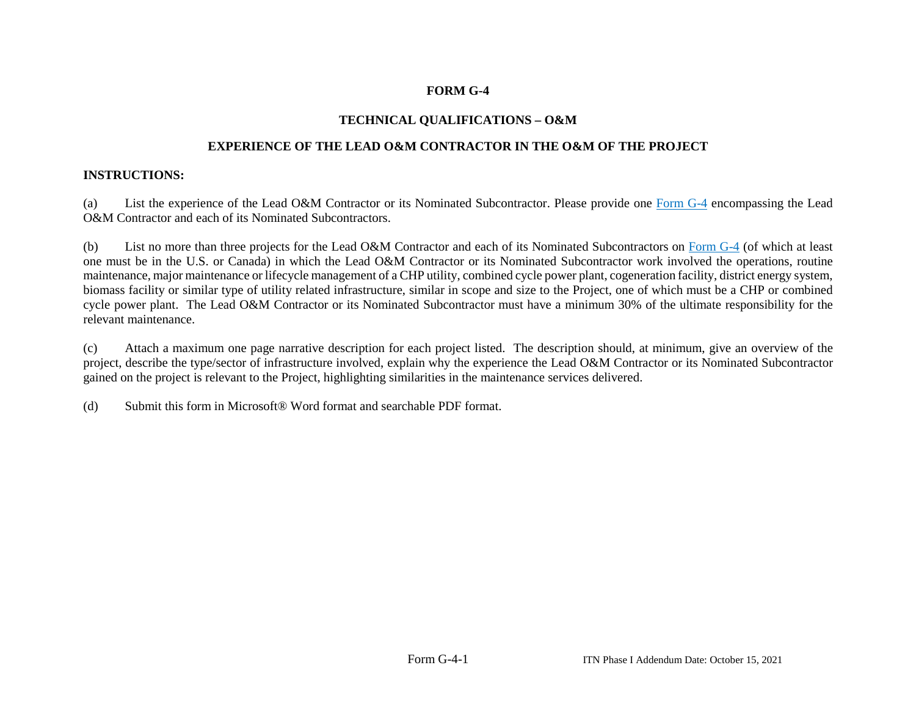# FORM G-4

## TECHNICAL QUALIFICATIONS – O&M

## EXPERIENCE OF THE LEAD O&M CONTRACTOR IN THE O&M OF THE PROJECT

**INSTRUCTIONS:**

(a) List the experience of the Lead O&M Contractor or its Nominated Subcontractor. Please provide one Form G-4 encompassing the Lead O&M Contractor and each of its Nominated Subcontractors.

(b) List no more than three projects for the Lead O&M Contractor and each of its Nominated Subcontractors on Form G-4 (of which at least one must be in the U.S. or Canada) in which the Lead O&M Contractor or its Nominated Subcontractor work involved the operations, routine maintenance, major maintenance or lifecycle management of a CHP utility, combined cycle power plant, cogeneration facility, district energy system, biomass facility or similar type of utility related infrastructure, similar in scope and size to the Project, one of which must be a CHP or combined cycle power plant. The Lead O&M Contractor or its Nominated Subcontractor must have a minimum 30% of the ultimate responsibility for the relevant maintenance.

(c) Attach a maximum one page narrative description for each project listed. The description should, at minimum, give an overview of the project, describe the type/sector of infrastructure involved, explain why the experience the Lead O&M Contractor or its Nominated Subcontractor gained on the project is relevant to the Project, highlighting similarities in the maintenance services delivered.

(d) Submit this form in Microsoft® Word format and searchable PDF format.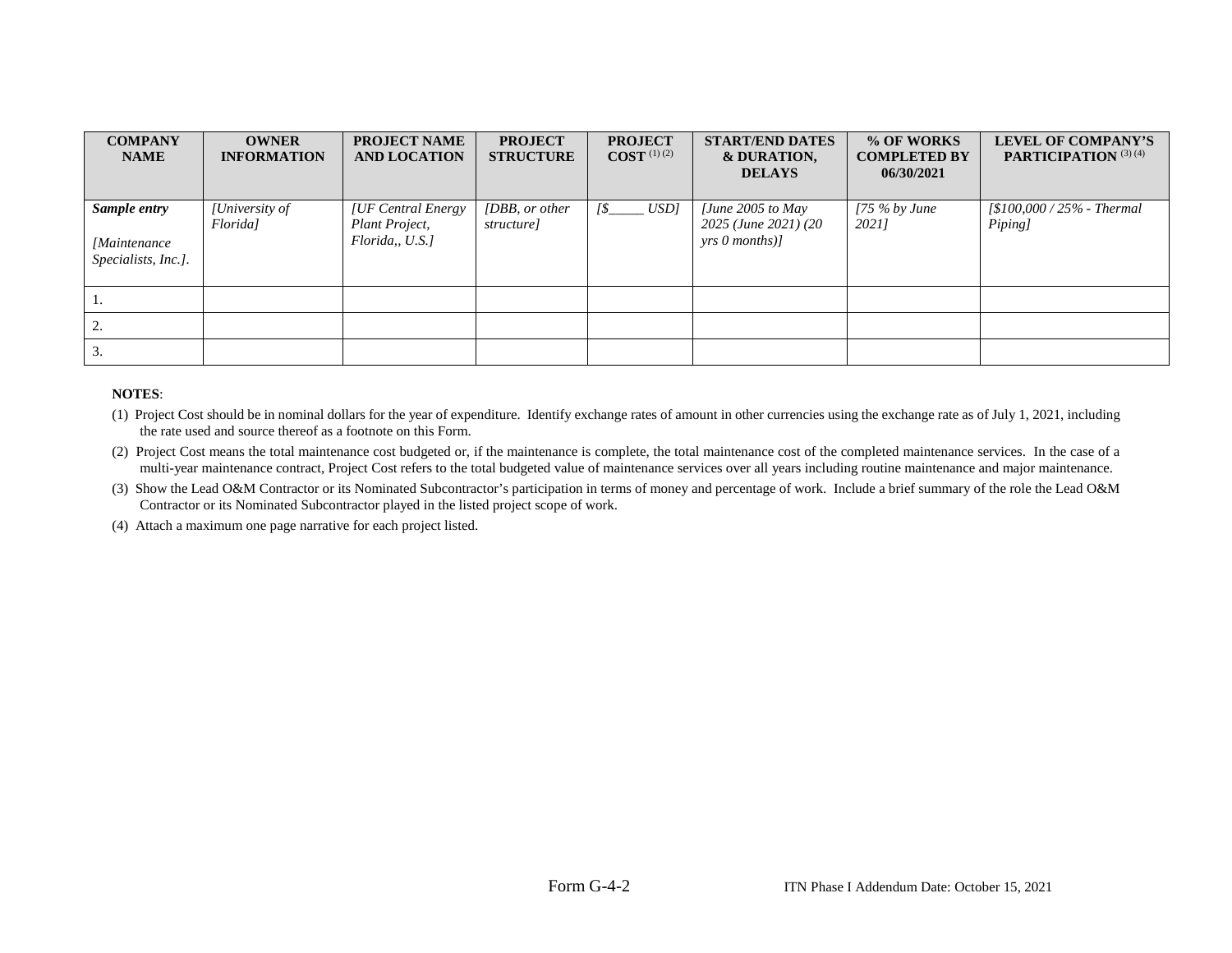| **COMPANY NAME** | **OWNER INFORMATION** | **PROJECT NAME AND LOCATION** | **PROJECT STRUCTURE** | **PROJECT COST** (1) (2) | **START/END DATES & DURATION, DELAYS** | **% OF WORKS COMPLETED BY 06/30/2021** | **LEVEL OF COMPANY'S PARTICIPATION** (3) (4) |
|---|---|---|---|---|---|---|---|
| ***Sample entry*** *[Maintenance Specialists, Inc.].* | *[University of Florida]* | *[UF Central Energy Plant Project, Florida,, U.S.]* | *[DBB, or other structure]* | *[$_____ USD]* | *[June 2005 to May 2025 (June 2021) (20 yrs 0 months)]* | *[75 % by June 2021]* | *[$100,000 / 25% - Thermal Piping]* |
| 1. | | | | | | | |
| 2. | | | | | | | |
| 3. | | | | | | | |

**NOTES**:

(1) Project Cost should be in nominal dollars for the year of expenditure. Identify exchange rates of amount in other currencies using the exchange rate as of July 1, 2021, including the rate used and source thereof as a footnote on this Form.

(2) Project Cost means the total maintenance cost budgeted or, if the maintenance is complete, the total maintenance cost of the completed maintenance services. In the case of a multi-year maintenance contract, Project Cost refers to the total budgeted value of maintenance services over all years including routine maintenance and major maintenance.

(3) Show the Lead O&M Contractor or its Nominated Subcontractor's participation in terms of money and percentage of work. Include a brief summary of the role the Lead O&M Contractor or its Nominated Subcontractor played in the listed project scope of work.

(4) Attach a maximum one page narrative for each project listed.

Form G-4-2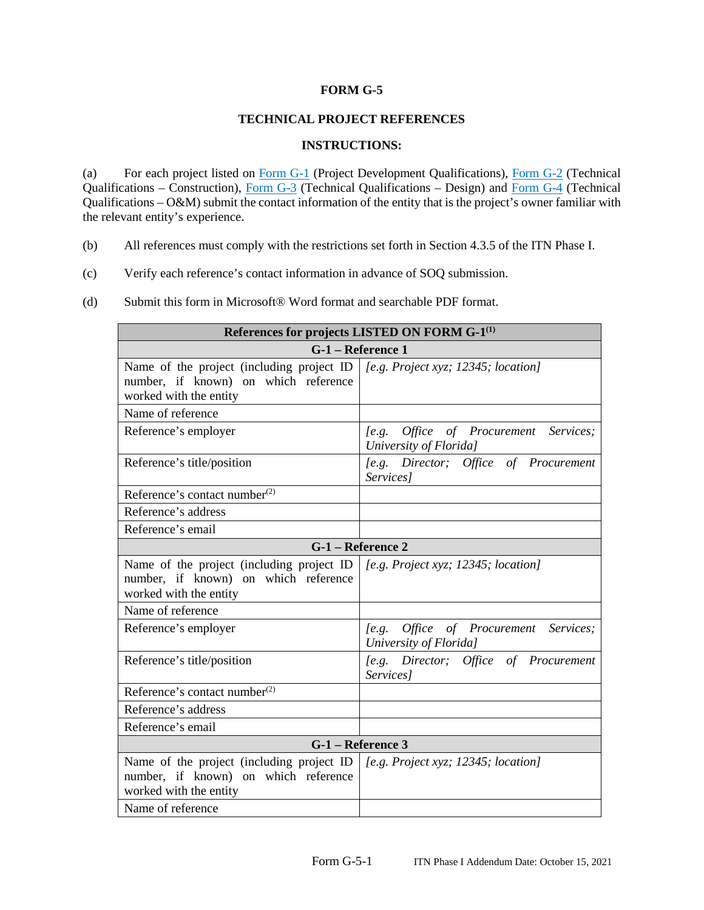# FORM G-5

## TECHNICAL PROJECT REFERENCES

### INSTRUCTIONS:

(a) For each project listed on Form G-1 (Project Development Qualifications), Form G-2 (Technical Qualifications – Construction), Form G-3 (Technical Qualifications – Design) and Form G-4 (Technical Qualifications – O&M) submit the contact information of the entity that is the project's owner familiar with the relevant entity's experience.

(b) All references must comply with the restrictions set forth in Section 4.3.5 of the ITN Phase I.

(c) Verify each reference's contact information in advance of SOQ submission.

(d) Submit this form in Microsoft® Word format and searchable PDF format.

| **References for projects LISTED ON FORM G-1[1]** | |
|---|---|
| **G-1 – Reference 1** | |
| Name of the project (including project ID number, if known) on which reference worked with the entity | *[e.g. Project xyz; 12345; location]* |
| Name of reference | |
| Reference's employer | *[e.g. Office of Procurement Services; University of Florida]* |
| Reference's title/position | *[e.g. Director; Office of Procurement Services]* |
| Reference's contact number[2] | |
| Reference's address | |
| Reference's email | |
| **G-1 – Reference 2** | |
| Name of the project (including project ID number, if known) on which reference worked with the entity | *[e.g. Project xyz; 12345; location]* |
| Name of reference | |
| Reference's employer | *[e.g. Office of Procurement Services; University of Florida]* |
| Reference's title/position | *[e.g. Director; Office of Procurement Services]* |
| Reference's contact number[2] | |
| Reference's address | |
| Reference's email | |
| **G-1 – Reference 3** | |
| Name of the project (including project ID number, if known) on which reference worked with the entity | *[e.g. Project xyz; 12345; location]* |
| Name of reference | |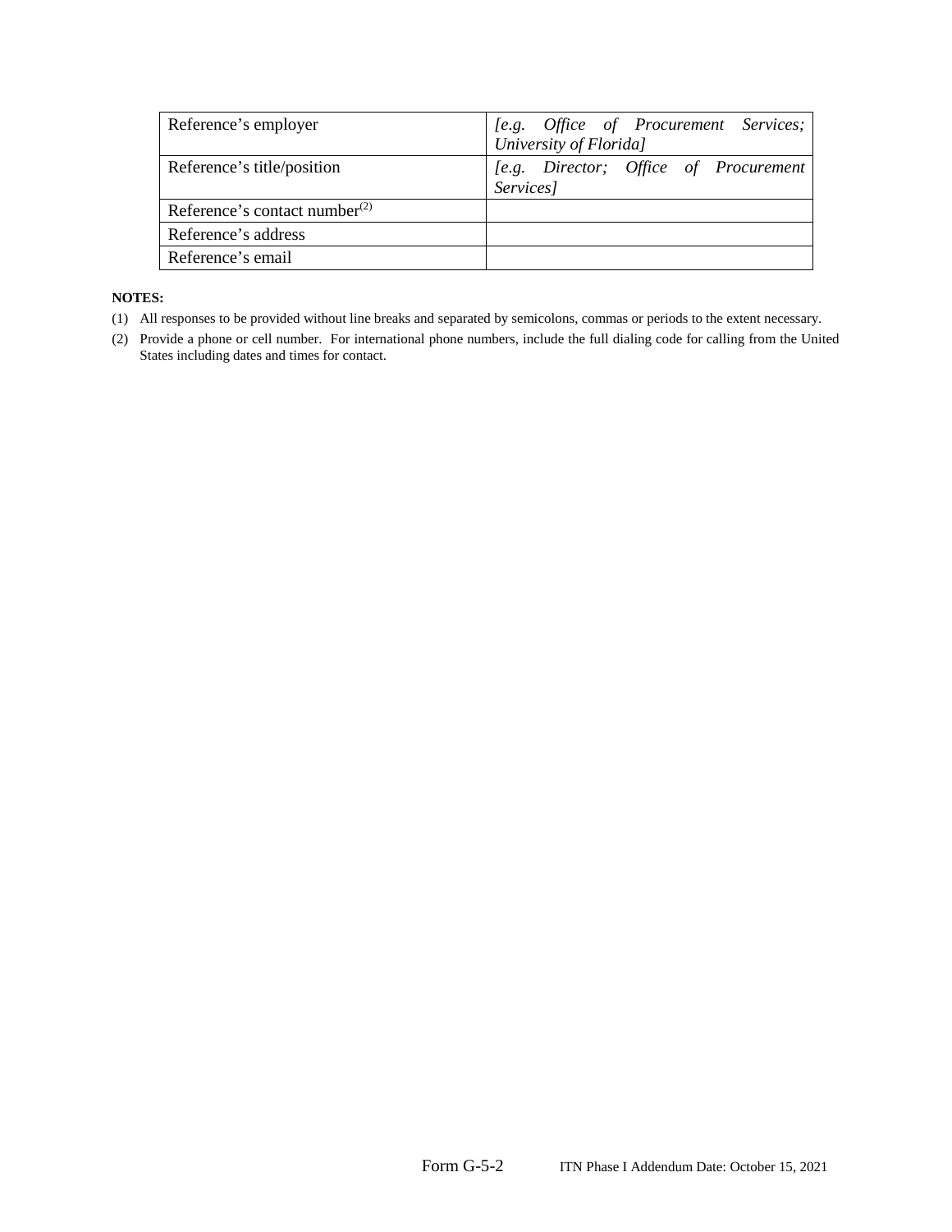| | |
|---|---|
| Reference's employer | *[e.g. Office of Procurement Services; University of Florida]* |
| Reference's title/position | *[e.g. Director; Office of Procurement Services]* |
| Reference's contact number[(2)] | |
| Reference's address | |
| Reference's email | |

**NOTES:**

(1) All responses to be provided without line breaks and separated by semicolons, commas or periods to the extent necessary.

(2) Provide a phone or cell number. For international phone numbers, include the full dialing code for calling from the United States including dates and times for contact.

Form G-5-2 ITN Phase I Addendum Date: October 15, 2021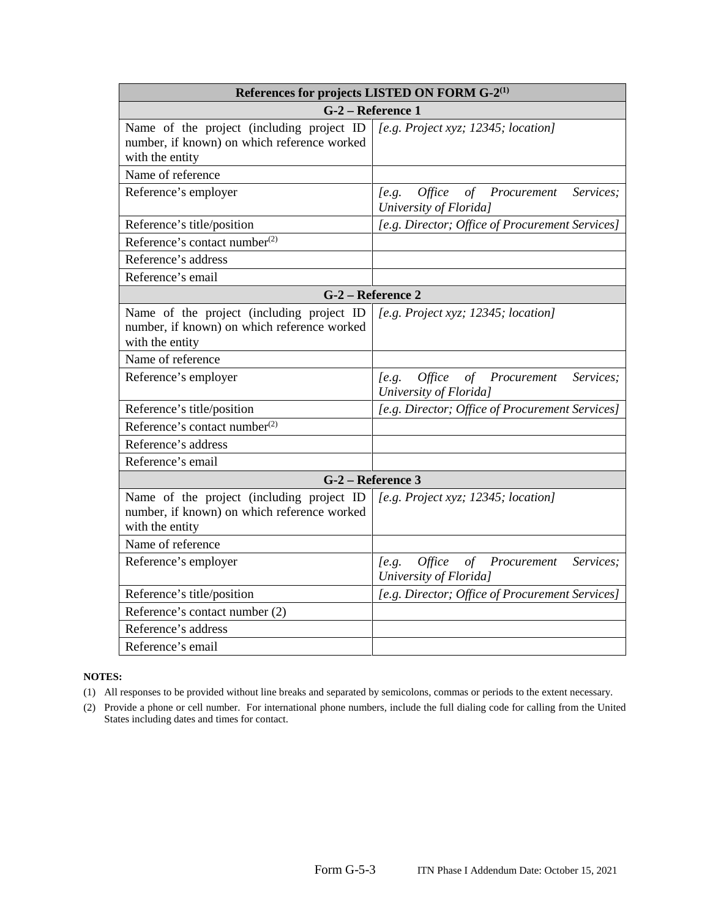| References for projects LISTED ON FORM G-2[1] | |
|---|---|
| **G-2 – Reference 1** | |
| Name of the project (including project ID number, if known) on which reference worked with the entity | *[e.g. Project xyz; 12345; location]* |
| Name of reference | |
| Reference's employer | *[e.g. Office of Procurement Services; University of Florida]* |
| Reference's title/position | *[e.g. Director; Office of Procurement Services]* |
| Reference's contact number[2] | |
| Reference's address | |
| Reference's email | |
| **G-2 – Reference 2** | |
| Name of the project (including project ID number, if known) on which reference worked with the entity | *[e.g. Project xyz; 12345; location]* |
| Name of reference | |
| Reference's employer | *[e.g. Office of Procurement Services; University of Florida]* |
| Reference's title/position | *[e.g. Director; Office of Procurement Services]* |
| Reference's contact number[2] | |
| Reference's address | |
| Reference's email | |
| **G-2 – Reference 3** | |
| Name of the project (including project ID number, if known) on which reference worked with the entity | *[e.g. Project xyz; 12345; location]* |
| Name of reference | |
| Reference's employer | *[e.g. Office of Procurement Services; University of Florida]* |
| Reference's title/position | *[e.g. Director; Office of Procurement Services]* |
| Reference's contact number (2) | |
| Reference's address | |
| Reference's email | |

**NOTES:**

(1) All responses to be provided without line breaks and separated by semicolons, commas or periods to the extent necessary.

(2) Provide a phone or cell number. For international phone numbers, include the full dialing code for calling from the United States including dates and times for contact.

Form G-5-3 ITN Phase I Addendum Date: October 15, 2021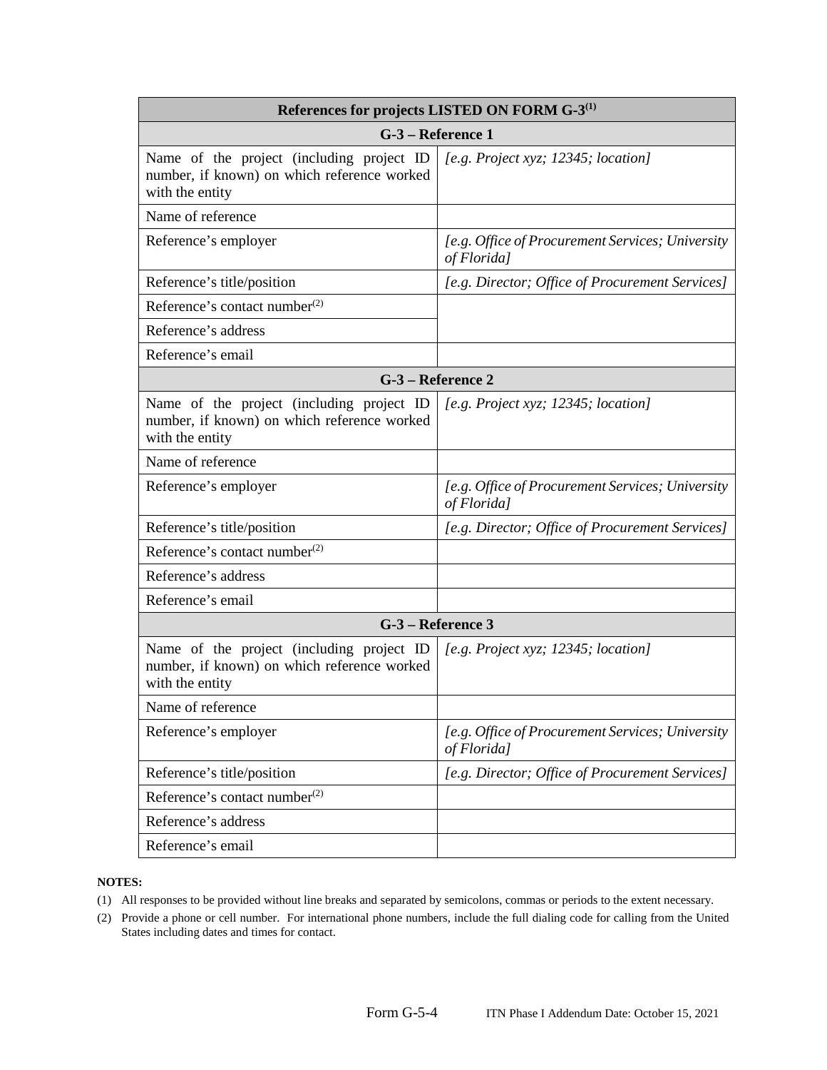| References for projects LISTED ON FORM G-3[1] | |
|---|---|
| **G-3 – Reference 1** | |
| Name of the project (including project ID number, if known) on which reference worked with the entity | *[e.g. Project xyz; 12345; location]* |
| Name of reference | |
| Reference's employer | *[e.g. Office of Procurement Services; University of Florida]* |
| Reference's title/position | *[e.g. Director; Office of Procurement Services]* |
| Reference's contact number[2] | |
| Reference's address | |
| Reference's email | |
| **G-3 – Reference 2** | |
| Name of the project (including project ID number, if known) on which reference worked with the entity | *[e.g. Project xyz; 12345; location]* |
| Name of reference | |
| Reference's employer | *[e.g. Office of Procurement Services; University of Florida]* |
| Reference's title/position | *[e.g. Director; Office of Procurement Services]* |
| Reference's contact number[2] | |
| Reference's address | |
| Reference's email | |
| **G-3 – Reference 3** | |
| Name of the project (including project ID number, if known) on which reference worked with the entity | *[e.g. Project xyz; 12345; location]* |
| Name of reference | |
| Reference's employer | *[e.g. Office of Procurement Services; University of Florida]* |
| Reference's title/position | *[e.g. Director; Office of Procurement Services]* |
| Reference's contact number[2] | |
| Reference's address | |
| Reference's email | |

**NOTES:**

(1) All responses to be provided without line breaks and separated by semicolons, commas or periods to the extent necessary.

(2) Provide a phone or cell number. For international phone numbers, include the full dialing code for calling from the United States including dates and times for contact.

Form G-5-4 ITN Phase I Addendum Date: October 15, 2021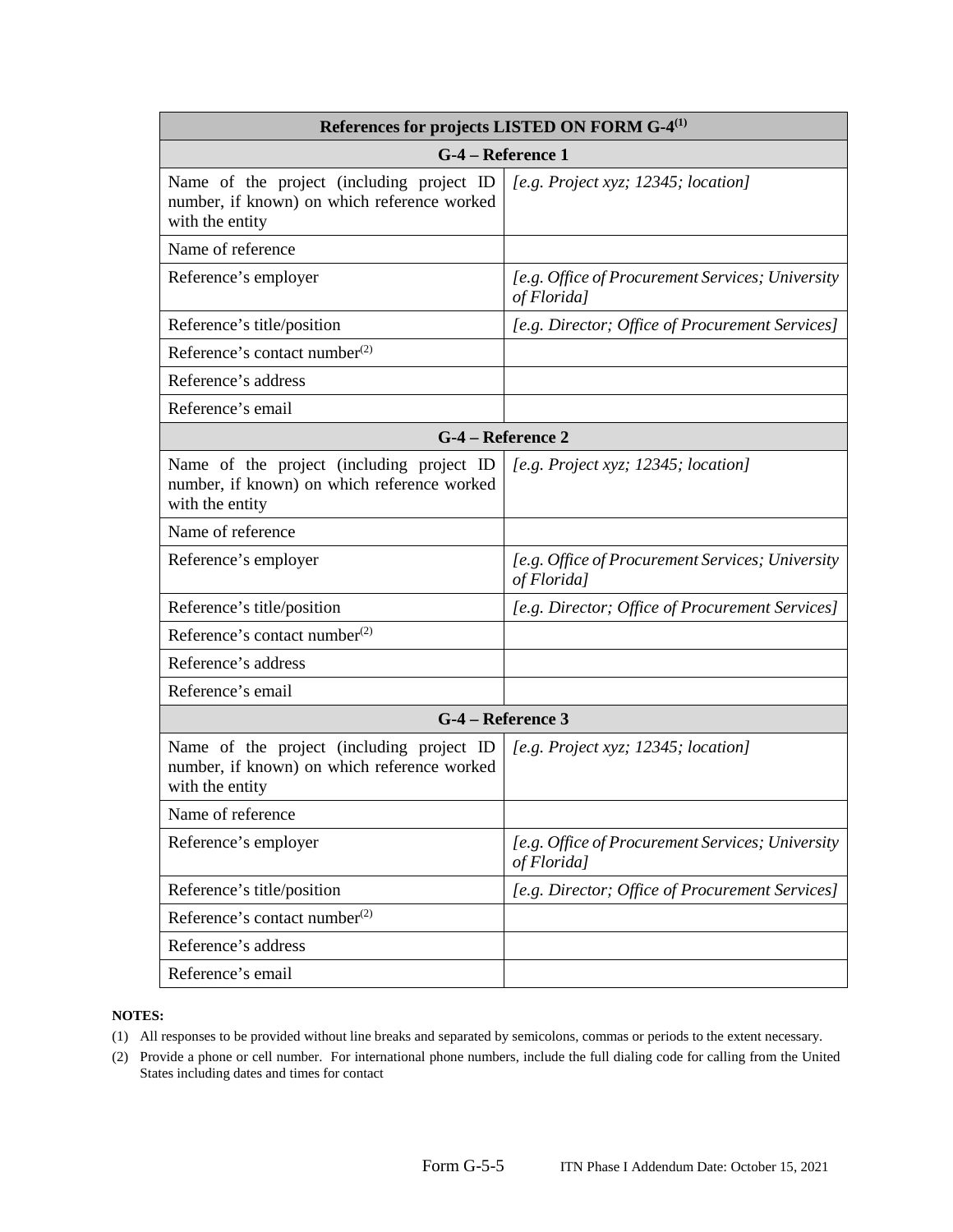| References for projects LISTED ON FORM G-4[1] | |
|---|---|
| **G-4 – Reference 1** | |
| Name of the project (including project ID number, if known) on which reference worked with the entity | *[e.g. Project xyz; 12345; location]* |
| Name of reference | |
| Reference's employer | *[e.g. Office of Procurement Services; University of Florida]* |
| Reference's title/position | *[e.g. Director; Office of Procurement Services]* |
| Reference's contact number[2] | |
| Reference's address | |
| Reference's email | |
| **G-4 – Reference 2** | |
| Name of the project (including project ID number, if known) on which reference worked with the entity | *[e.g. Project xyz; 12345; location]* |
| Name of reference | |
| Reference's employer | *[e.g. Office of Procurement Services; University of Florida]* |
| Reference's title/position | *[e.g. Director; Office of Procurement Services]* |
| Reference's contact number[2] | |
| Reference's address | |
| Reference's email | |
| **G-4 – Reference 3** | |
| Name of the project (including project ID number, if known) on which reference worked with the entity | *[e.g. Project xyz; 12345; location]* |
| Name of reference | |
| Reference's employer | *[e.g. Office of Procurement Services; University of Florida]* |
| Reference's title/position | *[e.g. Director; Office of Procurement Services]* |
| Reference's contact number[2] | |
| Reference's address | |
| Reference's email | |

**NOTES:**

(1) All responses to be provided without line breaks and separated by semicolons, commas or periods to the extent necessary.

(2) Provide a phone or cell number. For international phone numbers, include the full dialing code for calling from the United States including dates and times for contact

Form G-5-5 ITN Phase I Addendum Date: October 15, 2021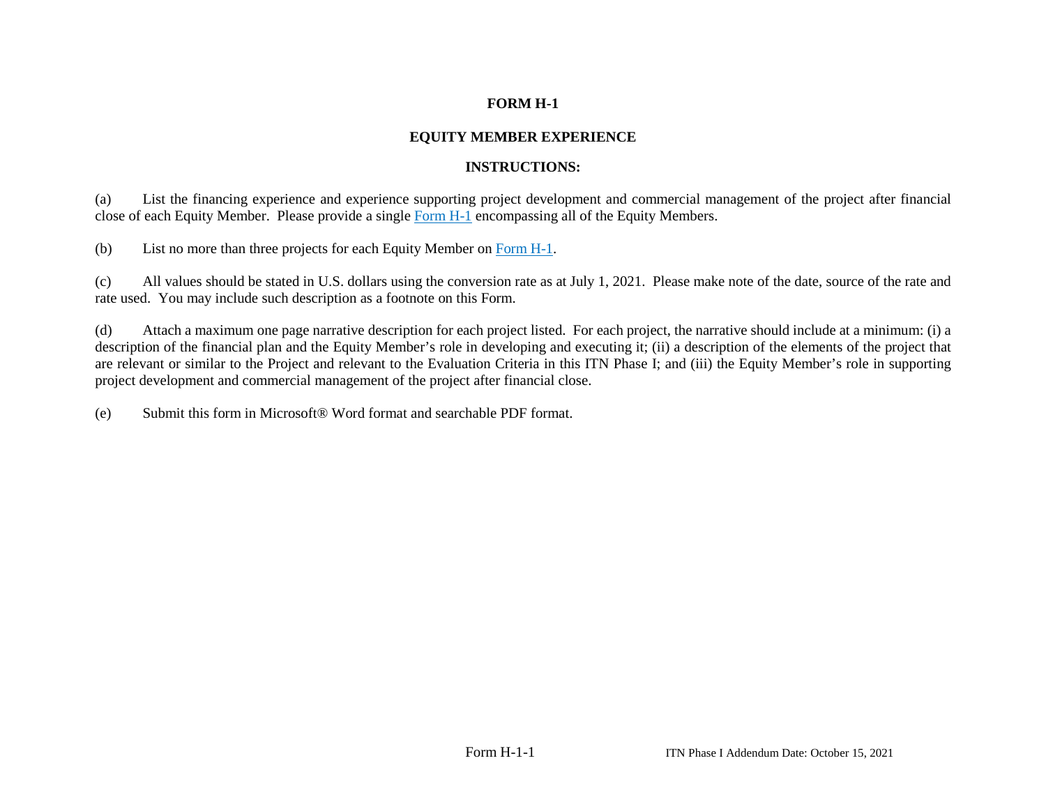# FORM H-1

## EQUITY MEMBER EXPERIENCE

### INSTRUCTIONS:

(a) List the financing experience and experience supporting project development and commercial management of the project after financial close of each Equity Member. Please provide a single Form H-1 encompassing all of the Equity Members.

(b) List no more than three projects for each Equity Member on Form H-1.

(c) All values should be stated in U.S. dollars using the conversion rate as at July 1, 2021. Please make note of the date, source of the rate and rate used. You may include such description as a footnote on this Form.

(d) Attach a maximum one page narrative description for each project listed. For each project, the narrative should include at a minimum: (i) a description of the financial plan and the Equity Member's role in developing and executing it; (ii) a description of the elements of the project that are relevant or similar to the Project and relevant to the Evaluation Criteria in this ITN Phase I; and (iii) the Equity Member's role in supporting project development and commercial management of the project after financial close.

(e) Submit this form in Microsoft® Word format and searchable PDF format.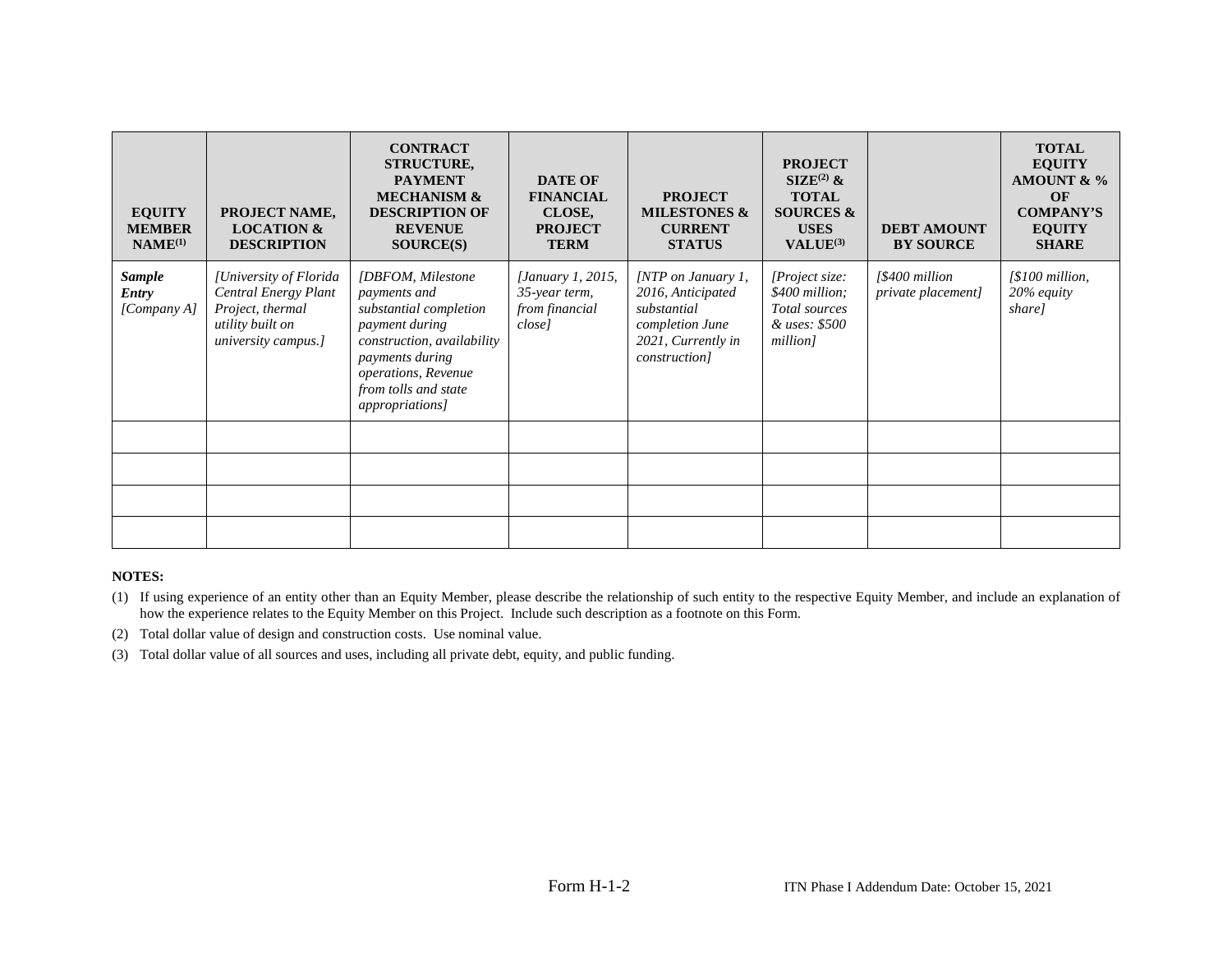| **EQUITY MEMBER NAME[(1)]** | **PROJECT NAME, LOCATION & DESCRIPTION** | **CONTRACT STRUCTURE, PAYMENT MECHANISM & DESCRIPTION OF REVENUE SOURCE(S)** | **DATE OF FINANCIAL CLOSE, PROJECT TERM** | **PROJECT MILESTONES & CURRENT STATUS** | **PROJECT SIZE[(2)] & TOTAL SOURCES & USES VALUE[(3)]** | **DEBT AMOUNT BY SOURCE** | **TOTAL EQUITY AMOUNT & % OF COMPANY'S EQUITY SHARE** |
|---|---|---|---|---|---|---|---|
| ***Sample Entry*** *[Company A]* | *[University of Florida Central Energy Plant Project, thermal utility built on university campus.]* | *[DBFOM, Milestone payments and substantial completion payment during construction, availability payments during operations, Revenue from tolls and state appropriations]* | *[January 1, 2015, 35-year term, from financial close]* | *[NTP on January 1, 2016, Anticipated substantial completion June 2021, Currently in construction]* | *[Project size: $400 million; Total sources & uses: $500 million]* | *[$400 million private placement]* | *[$100 million, 20% equity share]* |
| | | | | | | | |
| | | | | | | | |
| | | | | | | | |
| | | | | | | | |

**NOTES:**

(1) If using experience of an entity other than an Equity Member, please describe the relationship of such entity to the respective Equity Member, and include an explanation of how the experience relates to the Equity Member on this Project. Include such description as a footnote on this Form.

(2) Total dollar value of design and construction costs. Use nominal value.

(3) Total dollar value of all sources and uses, including all private debt, equity, and public funding.

Form H-1-2

ITN Phase I Addendum Date: October 15, 2021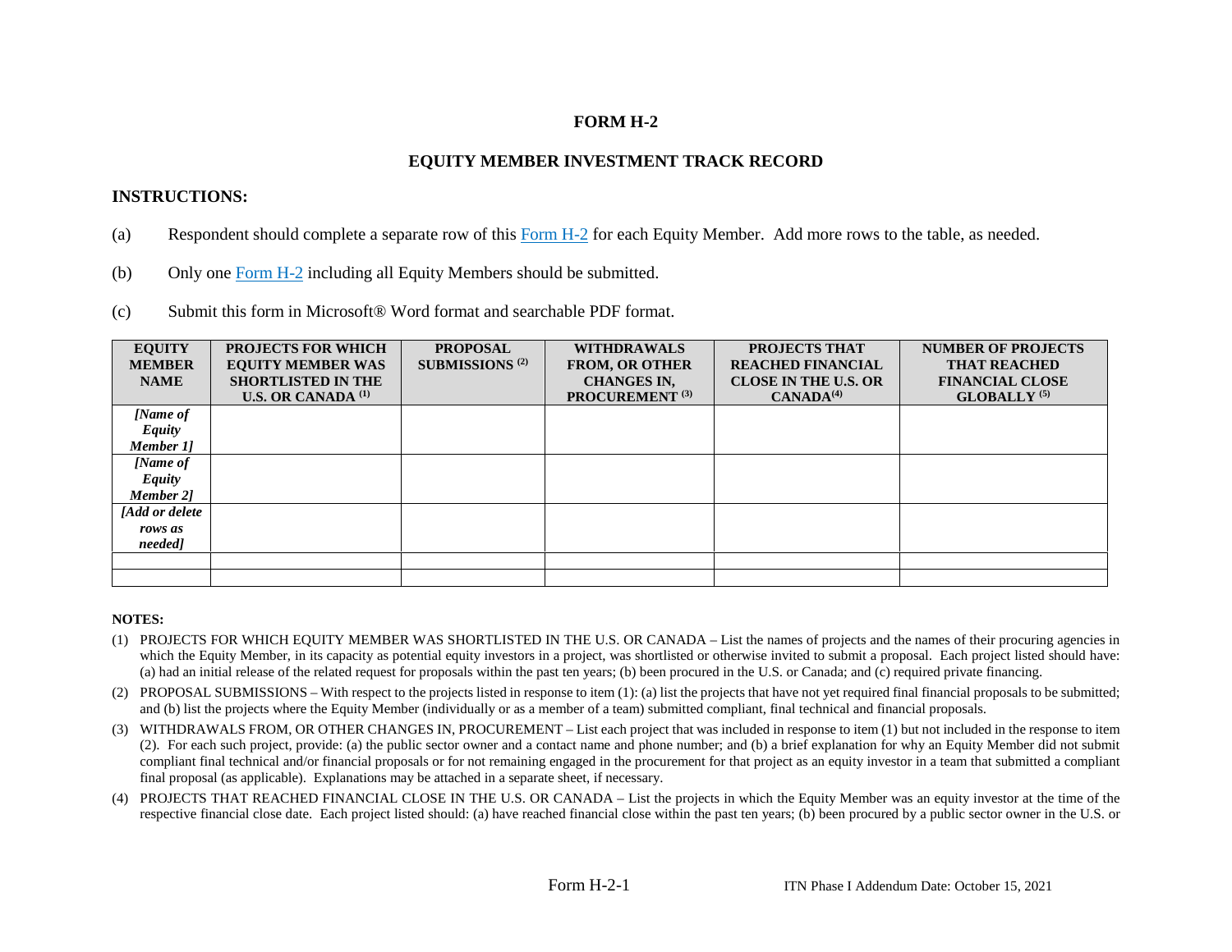**FORM H-2**

**EQUITY MEMBER INVESTMENT TRACK RECORD**

**INSTRUCTIONS:**

(a) Respondent should complete a separate row of this Form H-2 for each Equity Member. Add more rows to the table, as needed.

(b) Only one Form H-2 including all Equity Members should be submitted.

(c) Submit this form in Microsoft® Word format and searchable PDF format.

| EQUITY MEMBER NAME | PROJECTS FOR WHICH EQUITY MEMBER WAS SHORTLISTED IN THE U.S. OR CANADA (1) | PROPOSAL SUBMISSIONS (2) | WITHDRAWALS FROM, OR OTHER CHANGES IN, PROCUREMENT (3) | PROJECTS THAT REACHED FINANCIAL CLOSE IN THE U.S. OR CANADA(4) | NUMBER OF PROJECTS THAT REACHED FINANCIAL CLOSE GLOBALLY (5) |
|---|---|---|---|---|---|
| *[Name of Equity Member 1]* | | | | | |
| *[Name of Equity Member 2]* | | | | | |
| *[Add or delete rows as needed]* | | | | | |
| | | | | | |
| | | | | | |

**NOTES:**

(1) PROJECTS FOR WHICH EQUITY MEMBER WAS SHORTLISTED IN THE U.S. OR CANADA – List the names of projects and the names of their procuring agencies in which the Equity Member, in its capacity as potential equity investors in a project, was shortlisted or otherwise invited to submit a proposal. Each project listed should have: (a) had an initial release of the related request for proposals within the past ten years; (b) been procured in the U.S. or Canada; and (c) required private financing.

(2) PROPOSAL SUBMISSIONS – With respect to the projects listed in response to item (1): (a) list the projects that have not yet required final financial proposals to be submitted; and (b) list the projects where the Equity Member (individually or as a member of a team) submitted compliant, final technical and financial proposals.

(3) WITHDRAWALS FROM, OR OTHER CHANGES IN, PROCUREMENT – List each project that was included in response to item (1) but not included in the response to item (2). For each such project, provide: (a) the public sector owner and a contact name and phone number; and (b) a brief explanation for why an Equity Member did not submit compliant final technical and/or financial proposals or for not remaining engaged in the procurement for that project as an equity investor in a team that submitted a compliant final proposal (as applicable). Explanations may be attached in a separate sheet, if necessary.

(4) PROJECTS THAT REACHED FINANCIAL CLOSE IN THE U.S. OR CANADA – List the projects in which the Equity Member was an equity investor at the time of the respective financial close date. Each project listed should: (a) have reached financial close within the past ten years; (b) been procured by a public sector owner in the U.S. or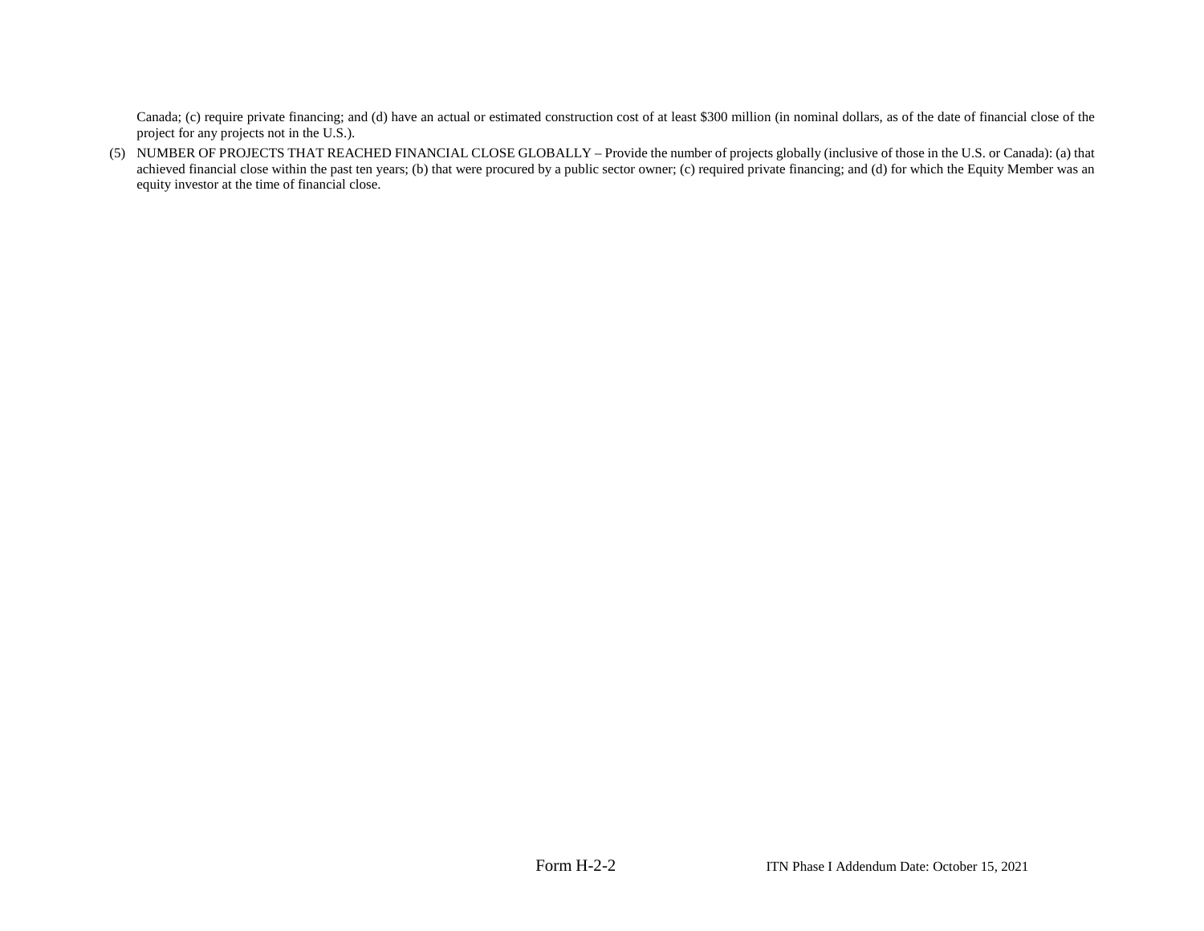Canada; (c) require private financing; and (d) have an actual or estimated construction cost of at least $300 million (in nominal dollars, as of the date of financial close of the project for any projects not in the U.S.).

(5) NUMBER OF PROJECTS THAT REACHED FINANCIAL CLOSE GLOBALLY – Provide the number of projects globally (inclusive of those in the U.S. or Canada): (a) that achieved financial close within the past ten years; (b) that were procured by a public sector owner; (c) required private financing; and (d) for which the Equity Member was an equity investor at the time of financial close.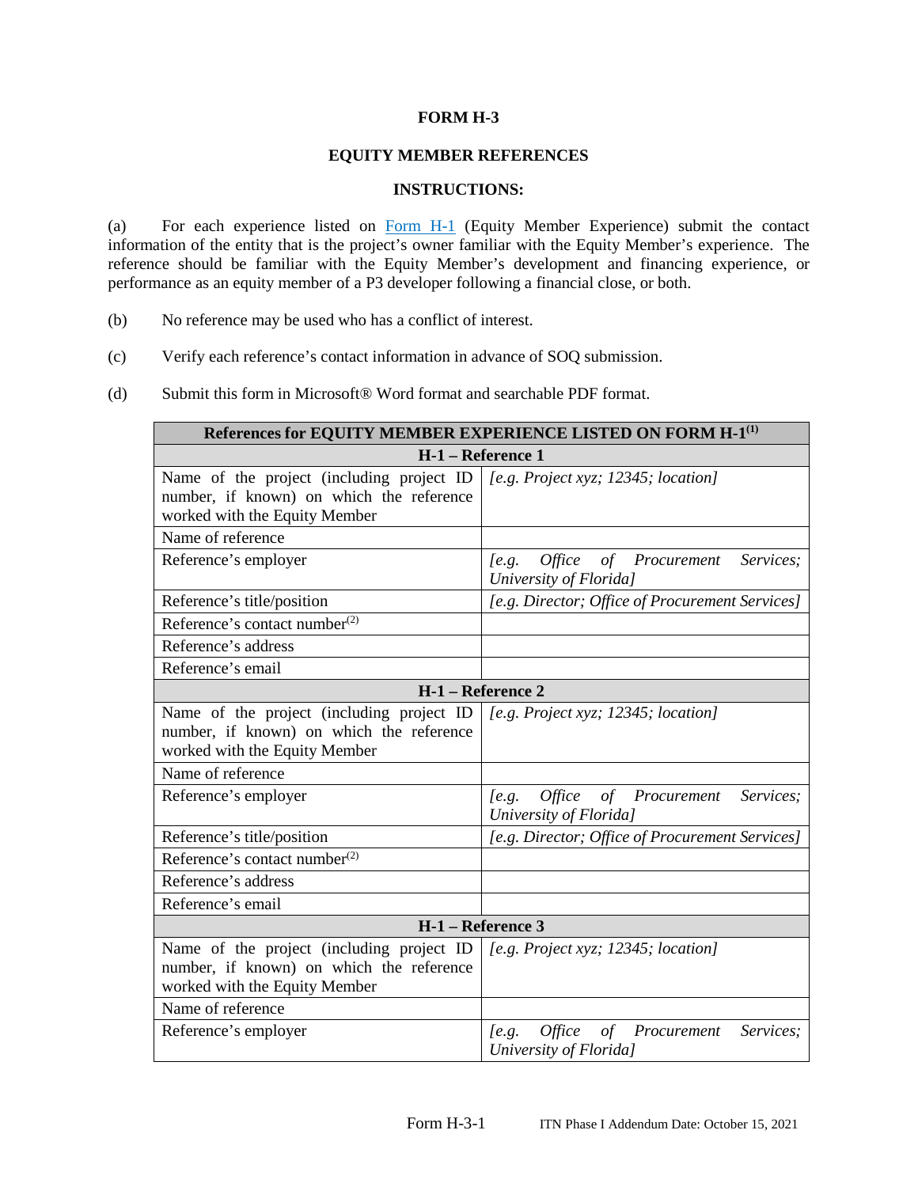**FORM H-3**

**EQUITY MEMBER REFERENCES**

**INSTRUCTIONS:**

(a) For each experience listed on Form H-1 (Equity Member Experience) submit the contact information of the entity that is the project's owner familiar with the Equity Member's experience. The reference should be familiar with the Equity Member's development and financing experience, or performance as an equity member of a P3 developer following a financial close, or both.

(b) No reference may be used who has a conflict of interest.

(c) Verify each reference's contact information in advance of SOQ submission.

(d) Submit this form in Microsoft® Word format and searchable PDF format.

| **References for EQUITY MEMBER EXPERIENCE LISTED ON FORM H-1[(1)]** | |
|---|---|
| **H-1 – Reference 1** | |
| Name of the project (including project ID number, if known) on which the reference worked with the Equity Member | *[e.g. Project xyz; 12345; location]* |
| Name of reference | |
| Reference's employer | *[e.g. Office of Procurement Services; University of Florida]* |
| Reference's title/position | *[e.g. Director; Office of Procurement Services]* |
| Reference's contact number[(2)] | |
| Reference's address | |
| Reference's email | |
| **H-1 – Reference 2** | |
| Name of the project (including project ID number, if known) on which the reference worked with the Equity Member | *[e.g. Project xyz; 12345; location]* |
| Name of reference | |
| Reference's employer | *[e.g. Office of Procurement Services; University of Florida]* |
| Reference's title/position | *[e.g. Director; Office of Procurement Services]* |
| Reference's contact number[(2)] | |
| Reference's address | |
| Reference's email | |
| **H-1 – Reference 3** | |
| Name of the project (including project ID number, if known) on which the reference worked with the Equity Member | *[e.g. Project xyz; 12345; location]* |
| Name of reference | |
| Reference's employer | *[e.g. Office of Procurement Services; University of Florida]* |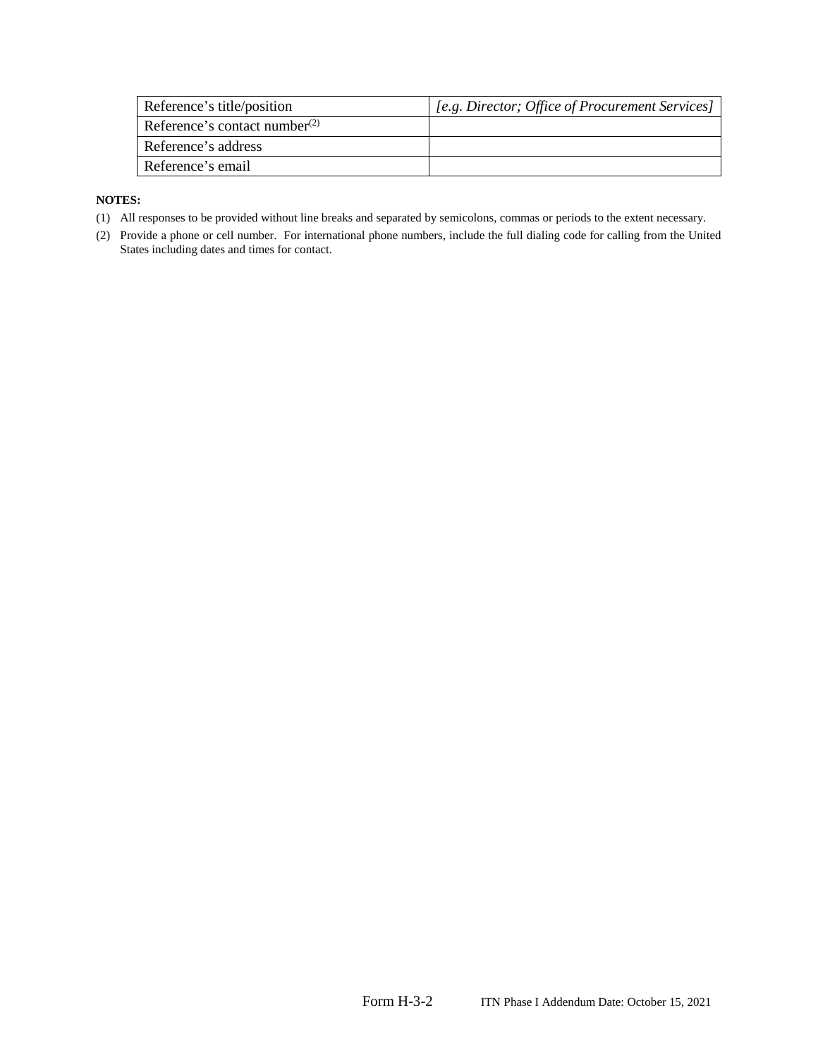| Reference's title/position | *[e.g. Director; Office of Procurement Services]* |
|---|---|
| Reference's contact number(2) | |
| Reference's address | |
| Reference's email | |

**NOTES:**

(1) All responses to be provided without line breaks and separated by semicolons, commas or periods to the extent necessary.

(2) Provide a phone or cell number. For international phone numbers, include the full dialing code for calling from the United States including dates and times for contact.

Form H-3-2 ITN Phase I Addendum Date: October 15, 2021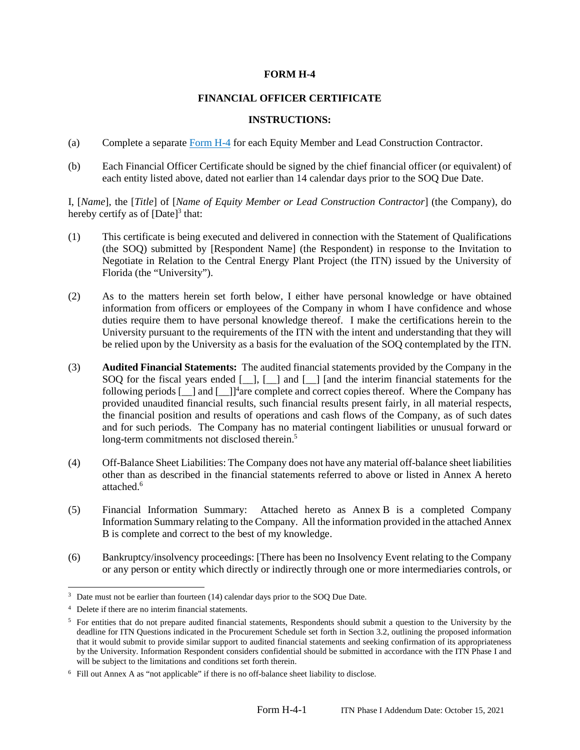# FORM H-4

## FINANCIAL OFFICER CERTIFICATE

### INSTRUCTIONS:

(a) Complete a separate Form H-4 for each Equity Member and Lead Construction Contractor.

(b) Each Financial Officer Certificate should be signed by the chief financial officer (or equivalent) of each entity listed above, dated not earlier than 14 calendar days prior to the SOQ Due Date.

I, [*Name*], the [*Title*] of [*Name of Equity Member or Lead Construction Contractor*] (the Company), do hereby certify as of [Date][3] that:

(1) This certificate is being executed and delivered in connection with the Statement of Qualifications (the SOQ) submitted by [Respondent Name] (the Respondent) in response to the Invitation to Negotiate in Relation to the Central Energy Plant Project (the ITN) issued by the University of Florida (the "University").

(2) As to the matters herein set forth below, I either have personal knowledge or have obtained information from officers or employees of the Company in whom I have confidence and whose duties require them to have personal knowledge thereof. I make the certifications herein to the University pursuant to the requirements of the ITN with the intent and understanding that they will be relied upon by the University as a basis for the evaluation of the SOQ contemplated by the ITN.

(3) **Audited Financial Statements:** The audited financial statements provided by the Company in the SOQ for the fiscal years ended [__], [__] and [__] [and the interim financial statements for the following periods [__] and [__]][4]are complete and correct copies thereof. Where the Company has provided unaudited financial results, such financial results present fairly, in all material respects, the financial position and results of operations and cash flows of the Company, as of such dates and for such periods. The Company has no material contingent liabilities or unusual forward or long-term commitments not disclosed therein.[5]

(4) Off-Balance Sheet Liabilities: The Company does not have any material off-balance sheet liabilities other than as described in the financial statements referred to above or listed in Annex A hereto attached.[6]

(5) Financial Information Summary: Attached hereto as Annex B is a completed Company Information Summary relating to the Company. All the information provided in the attached Annex B is complete and correct to the best of my knowledge.

(6) Bankruptcy/insolvency proceedings: [There has been no Insolvency Event relating to the Company or any person or entity which directly or indirectly through one or more intermediaries controls, or

---

[3] Date must not be earlier than fourteen (14) calendar days prior to the SOQ Due Date.

[4] Delete if there are no interim financial statements.

[5] For entities that do not prepare audited financial statements, Respondents should submit a question to the University by the deadline for ITN Questions indicated in the Procurement Schedule set forth in Section 3.2, outlining the proposed information that it would submit to provide similar support to audited financial statements and seeking confirmation of its appropriateness by the University. Information Respondent considers confidential should be submitted in accordance with the ITN Phase I and will be subject to the limitations and conditions set forth therein.

[6] Fill out Annex A as "not applicable" if there is no off-balance sheet liability to disclose.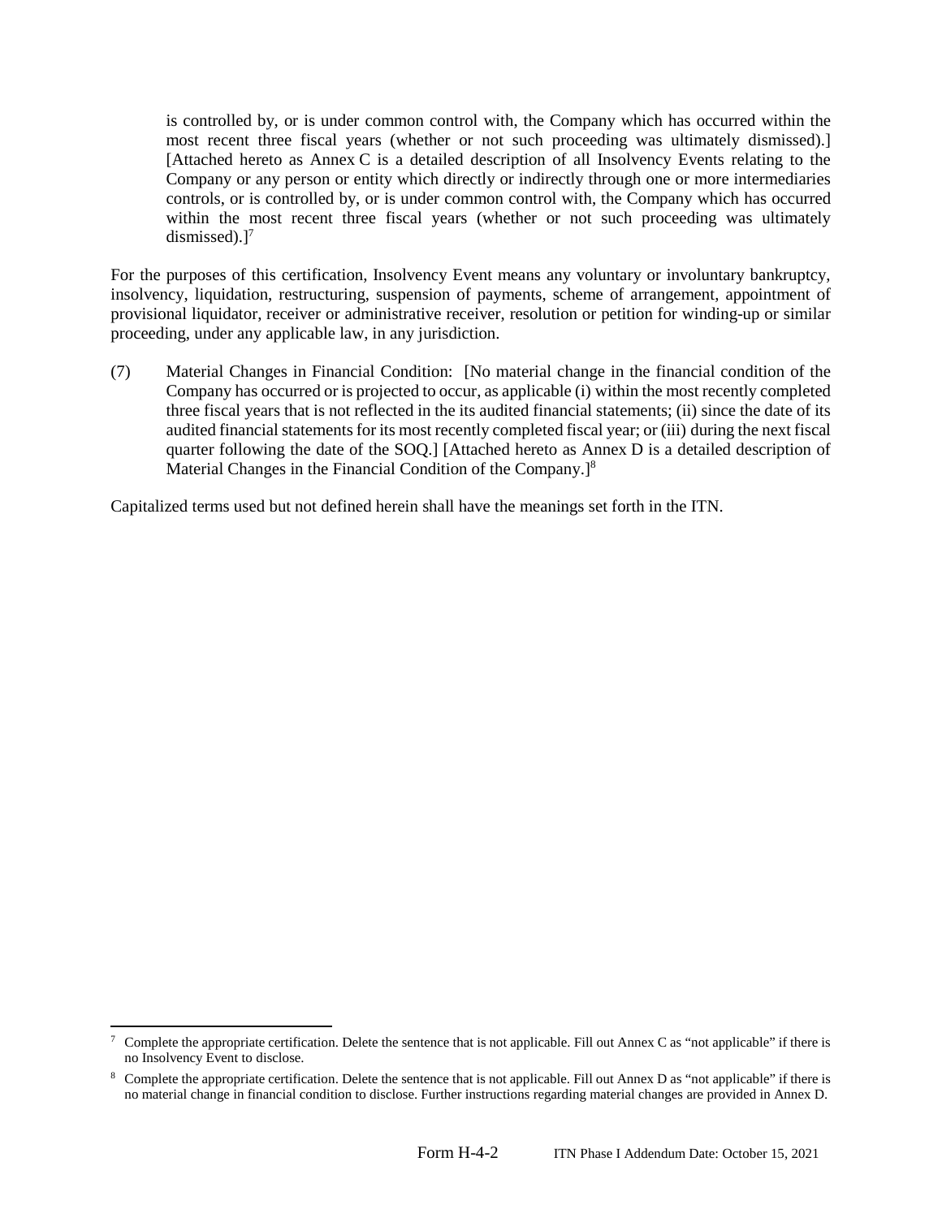is controlled by, or is under common control with, the Company which has occurred within the most recent three fiscal years (whether or not such proceeding was ultimately dismissed).] [Attached hereto as Annex C is a detailed description of all Insolvency Events relating to the Company or any person or entity which directly or indirectly through one or more intermediaries controls, or is controlled by, or is under common control with, the Company which has occurred within the most recent three fiscal years (whether or not such proceeding was ultimately dismissed).][7]

For the purposes of this certification, Insolvency Event means any voluntary or involuntary bankruptcy, insolvency, liquidation, restructuring, suspension of payments, scheme of arrangement, appointment of provisional liquidator, receiver or administrative receiver, resolution or petition for winding-up or similar proceeding, under any applicable law, in any jurisdiction.

(7) Material Changes in Financial Condition: [No material change in the financial condition of the Company has occurred or is projected to occur, as applicable (i) within the most recently completed three fiscal years that is not reflected in the its audited financial statements; (ii) since the date of its audited financial statements for its most recently completed fiscal year; or (iii) during the next fiscal quarter following the date of the SOQ.] [Attached hereto as Annex D is a detailed description of Material Changes in the Financial Condition of the Company.][8]

Capitalized terms used but not defined herein shall have the meanings set forth in the ITN.

---

[7] Complete the appropriate certification. Delete the sentence that is not applicable. Fill out Annex C as "not applicable" if there is no Insolvency Event to disclose.

[8] Complete the appropriate certification. Delete the sentence that is not applicable. Fill out Annex D as "not applicable" if there is no material change in financial condition to disclose. Further instructions regarding material changes are provided in Annex D.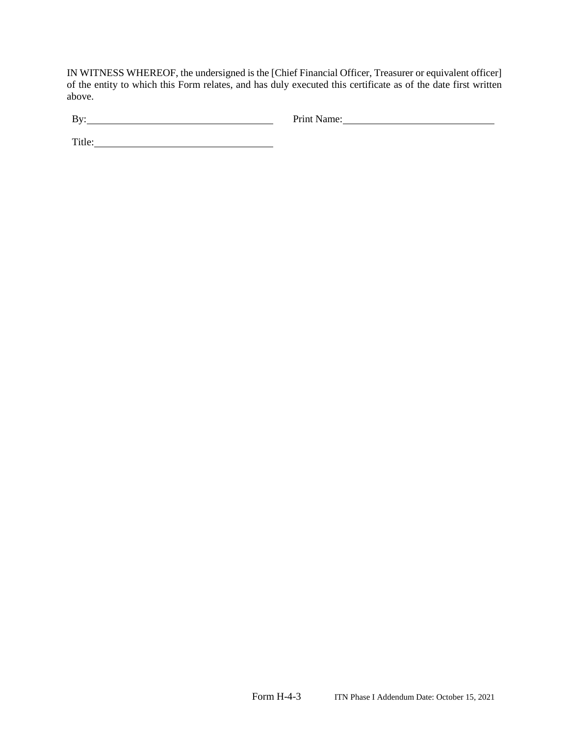IN WITNESS WHEREOF, the undersigned is the [Chief Financial Officer, Treasurer or equivalent officer] of the entity to which this Form relates, and has duly executed this certificate as of the date first written above.

By:\_\_\_\_\_\_\_\_\_\_\_\_\_\_\_\_\_\_\_\_\_\_\_\_\_\_\_\_\_\_\_\_\_\_ Print Name:\_\_\_\_\_\_\_\_\_\_\_\_\_\_\_\_\_\_\_\_\_\_\_\_\_\_\_\_\_

Title:\_\_\_\_\_\_\_\_\_\_\_\_\_\_\_\_\_\_\_\_\_\_\_\_\_\_\_\_\_\_\_\_\_\_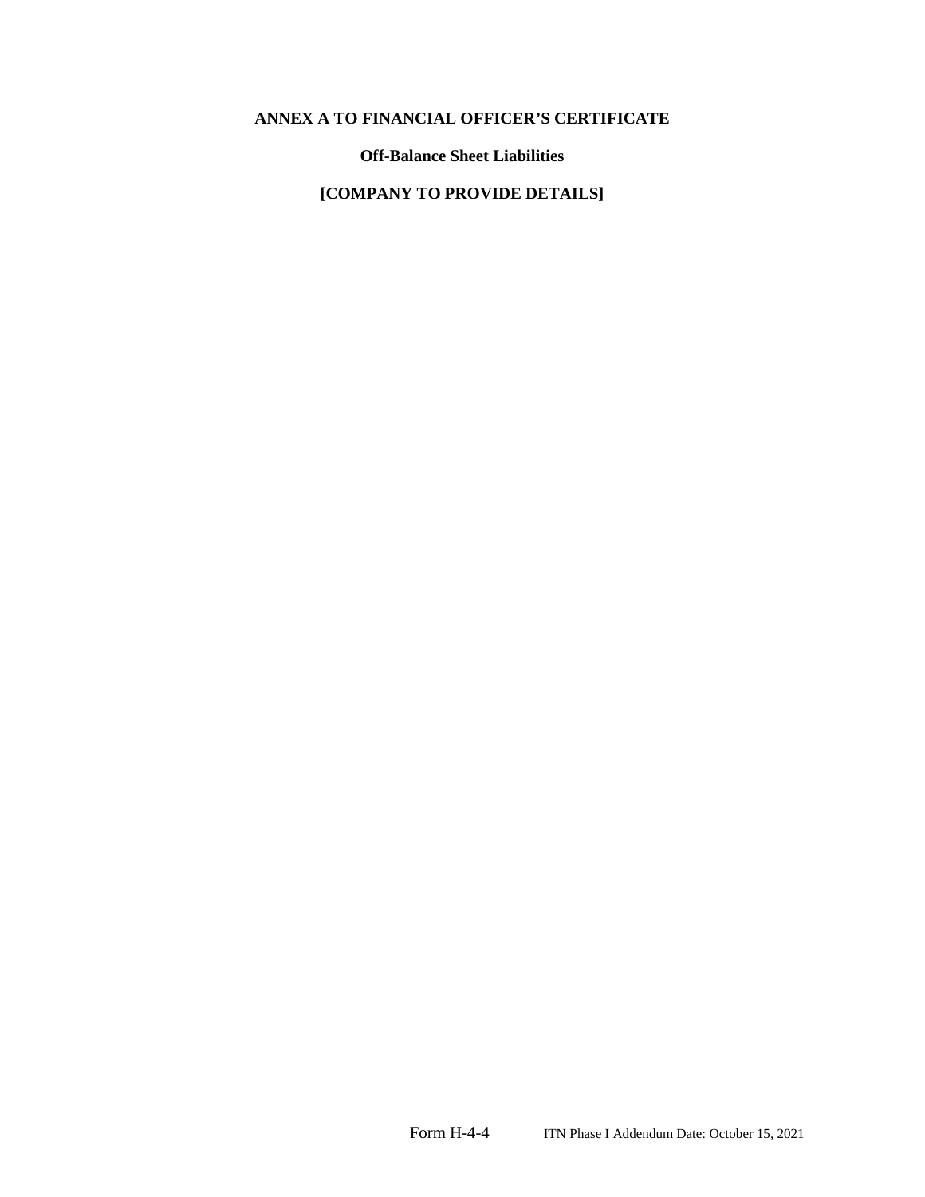**ANNEX A TO FINANCIAL OFFICER'S CERTIFICATE**

**Off-Balance Sheet Liabilities**

**[COMPANY TO PROVIDE DETAILS]**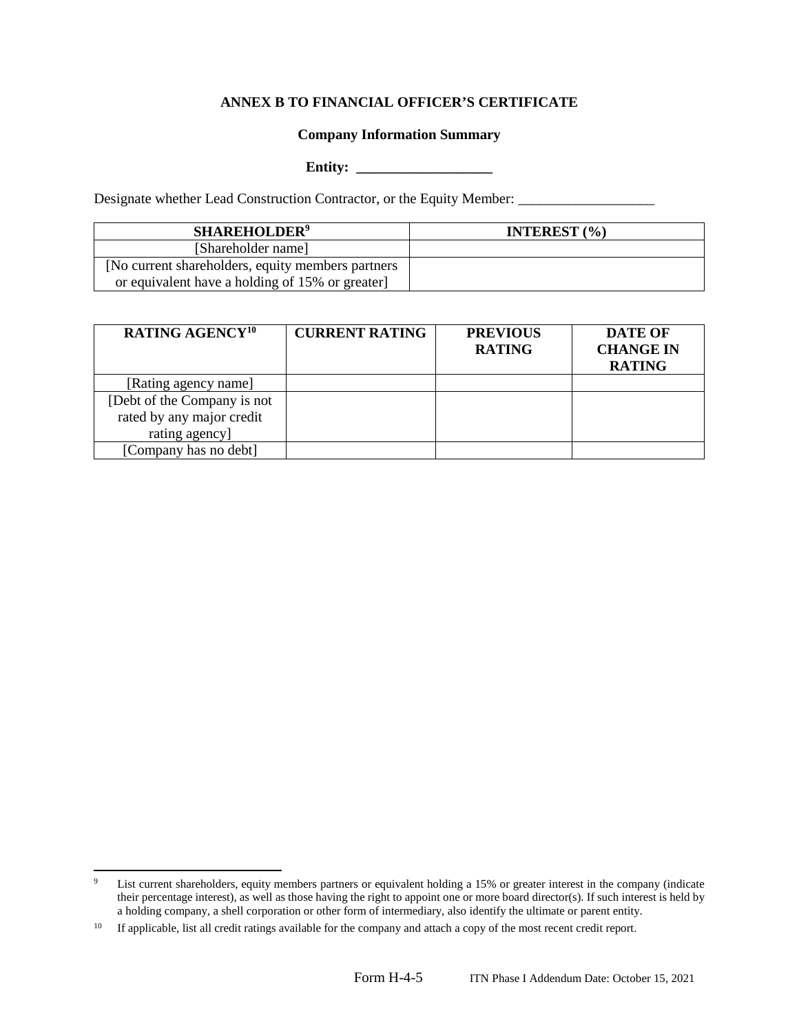**ANNEX B TO FINANCIAL OFFICER'S CERTIFICATE**

**Company Information Summary**

**Entity: ___________________**

Designate whether Lead Construction Contractor, or the Equity Member: ___________________

| SHAREHOLDER[9] | INTEREST (%) |
|---|---|
| [Shareholder name] | |
| [No current shareholders, equity members partners or equivalent have a holding of 15% or greater] | |

| RATING AGENCY[10] | CURRENT RATING | PREVIOUS RATING | DATE OF CHANGE IN RATING |
|---|---|---|---|
| [Rating agency name] | | | |
| [Debt of the Company is not rated by any major credit rating agency] | | | |
| [Company has no debt] | | | |

[9] List current shareholders, equity members partners or equivalent holding a 15% or greater interest in the company (indicate their percentage interest), as well as those having the right to appoint one or more board director(s). If such interest is held by a holding company, a shell corporation or other form of intermediary, also identify the ultimate or parent entity.

[10] If applicable, list all credit ratings available for the company and attach a copy of the most recent credit report.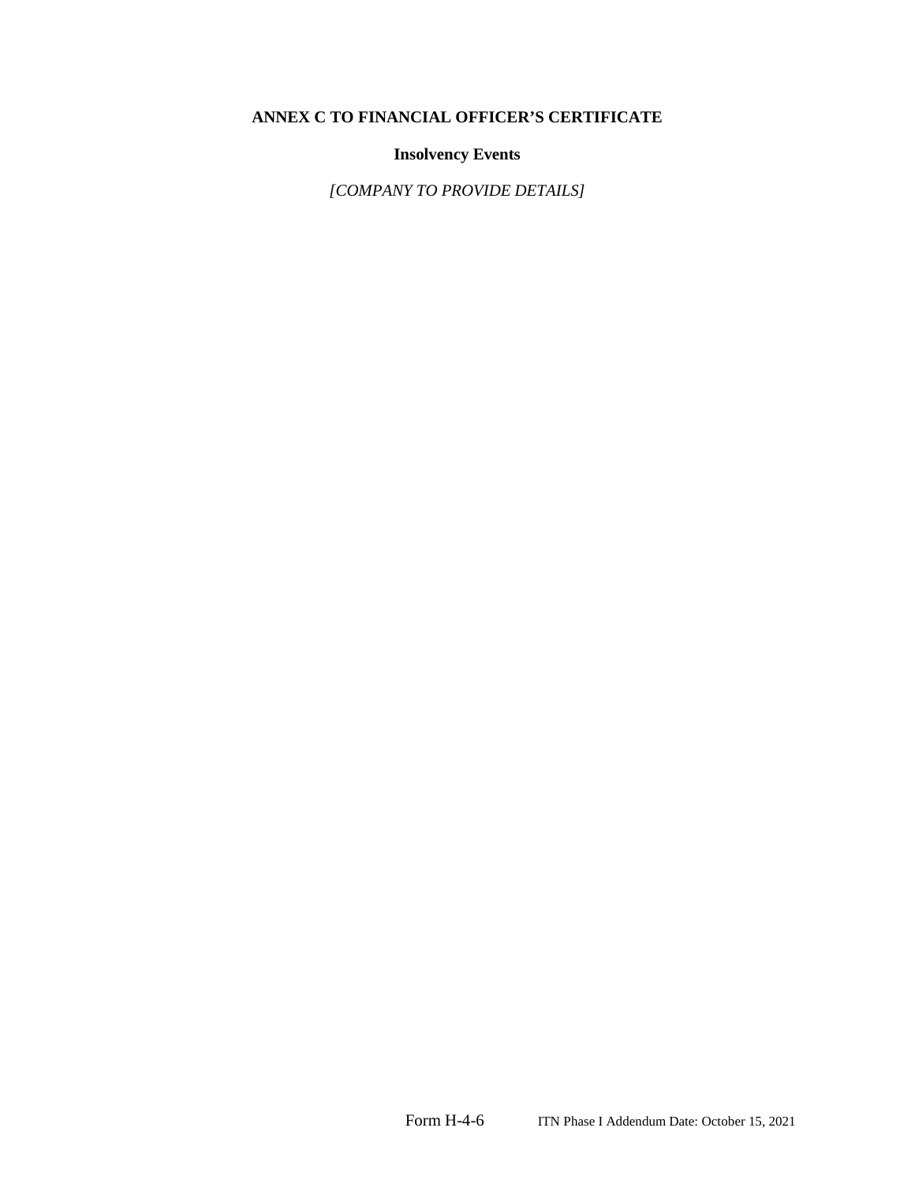**ANNEX C TO FINANCIAL OFFICER'S CERTIFICATE**

**Insolvency Events**

*[COMPANY TO PROVIDE DETAILS]*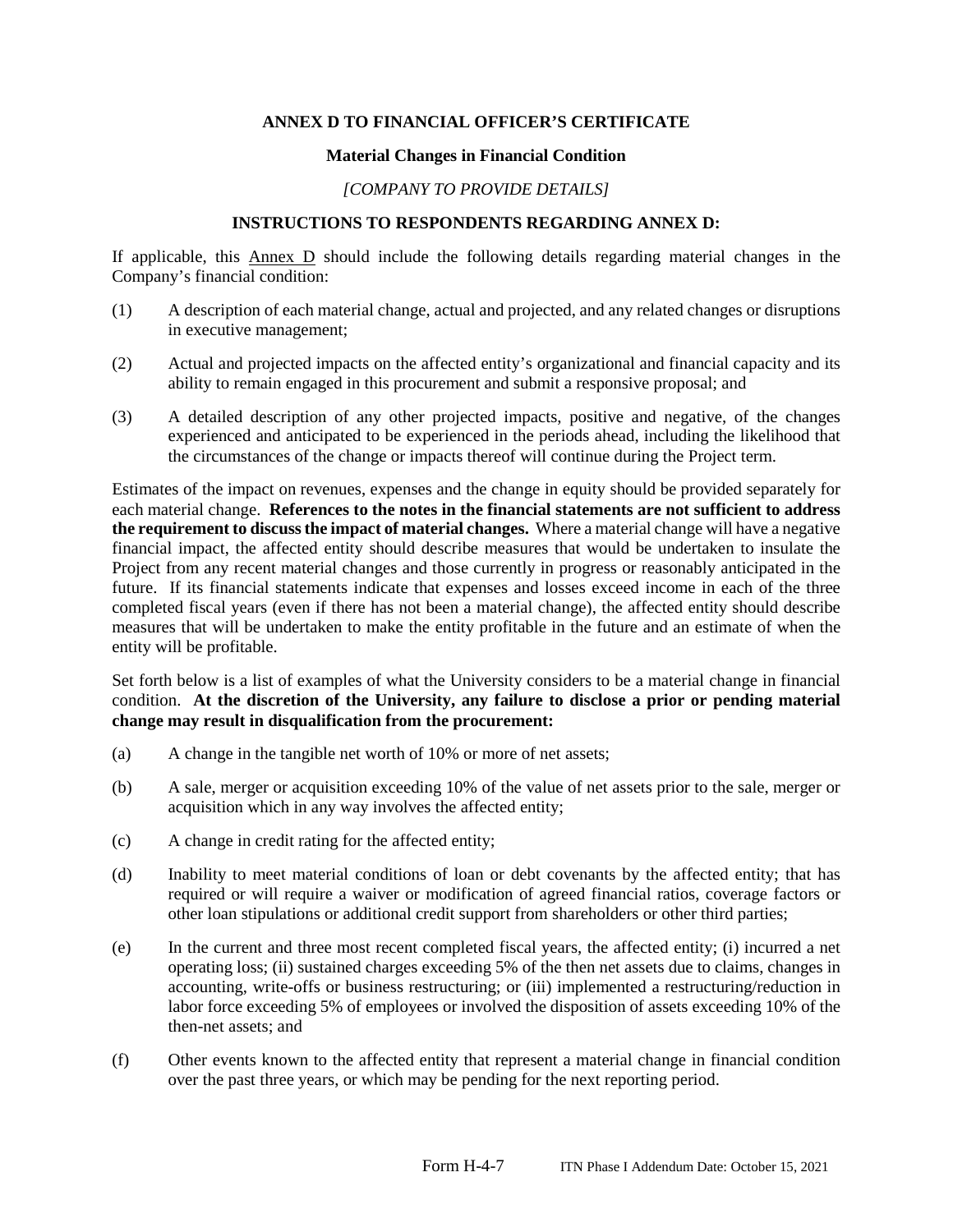**ANNEX D TO FINANCIAL OFFICER'S CERTIFICATE**

**Material Changes in Financial Condition**

*[COMPANY TO PROVIDE DETAILS]*

**INSTRUCTIONS TO RESPONDENTS REGARDING ANNEX D:**

If applicable, this Annex D should include the following details regarding material changes in the Company's financial condition:

(1) A description of each material change, actual and projected, and any related changes or disruptions in executive management;

(2) Actual and projected impacts on the affected entity's organizational and financial capacity and its ability to remain engaged in this procurement and submit a responsive proposal; and

(3) A detailed description of any other projected impacts, positive and negative, of the changes experienced and anticipated to be experienced in the periods ahead, including the likelihood that the circumstances of the change or impacts thereof will continue during the Project term.

Estimates of the impact on revenues, expenses and the change in equity should be provided separately for each material change. **References to the notes in the financial statements are not sufficient to address the requirement to discuss the impact of material changes.** Where a material change will have a negative financial impact, the affected entity should describe measures that would be undertaken to insulate the Project from any recent material changes and those currently in progress or reasonably anticipated in the future. If its financial statements indicate that expenses and losses exceed income in each of the three completed fiscal years (even if there has not been a material change), the affected entity should describe measures that will be undertaken to make the entity profitable in the future and an estimate of when the entity will be profitable.

Set forth below is a list of examples of what the University considers to be a material change in financial condition. **At the discretion of the University, any failure to disclose a prior or pending material change may result in disqualification from the procurement:**

(a) A change in the tangible net worth of 10% or more of net assets;

(b) A sale, merger or acquisition exceeding 10% of the value of net assets prior to the sale, merger or acquisition which in any way involves the affected entity;

(c) A change in credit rating for the affected entity;

(d) Inability to meet material conditions of loan or debt covenants by the affected entity; that has required or will require a waiver or modification of agreed financial ratios, coverage factors or other loan stipulations or additional credit support from shareholders or other third parties;

(e) In the current and three most recent completed fiscal years, the affected entity; (i) incurred a net operating loss; (ii) sustained charges exceeding 5% of the then net assets due to claims, changes in accounting, write-offs or business restructuring; or (iii) implemented a restructuring/reduction in labor force exceeding 5% of employees or involved the disposition of assets exceeding 10% of the then-net assets; and

(f) Other events known to the affected entity that represent a material change in financial condition over the past three years, or which may be pending for the next reporting period.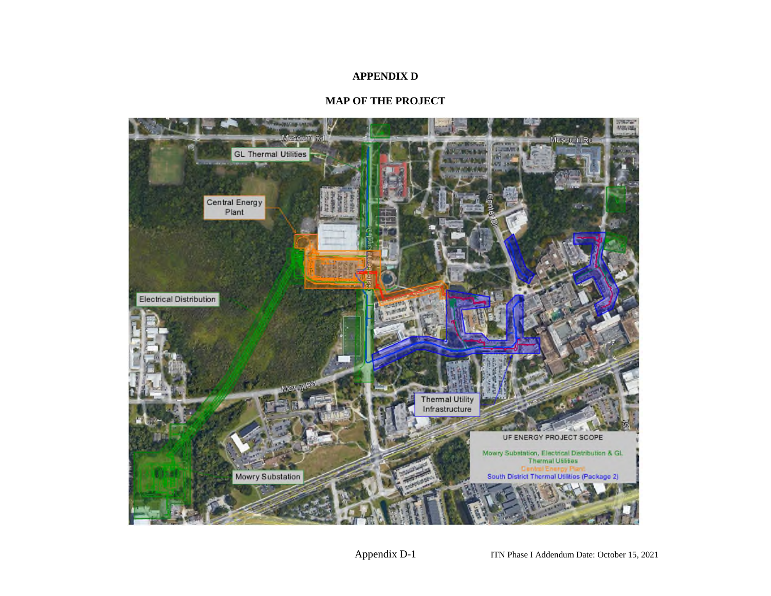# APPENDIX D

## MAP OF THE PROJECT

Museum Rd

Museum Rd

GL Thermal Utilities

Central Energy Plant

Center Dr

Gale Lemerand Dr

Electrical Distribution

Mowry Rd

Thermal Utility Infrastructure

Mowry Substation

UF ENERGY PROJECT SCOPE

Mowry Substation, Electrical Distribution & GL Thermal Utilities

Central Energy Plant

South District Thermal Utilities (Package 2)

Appendix D-1

ITN Phase I Addendum Date: October 15, 2021